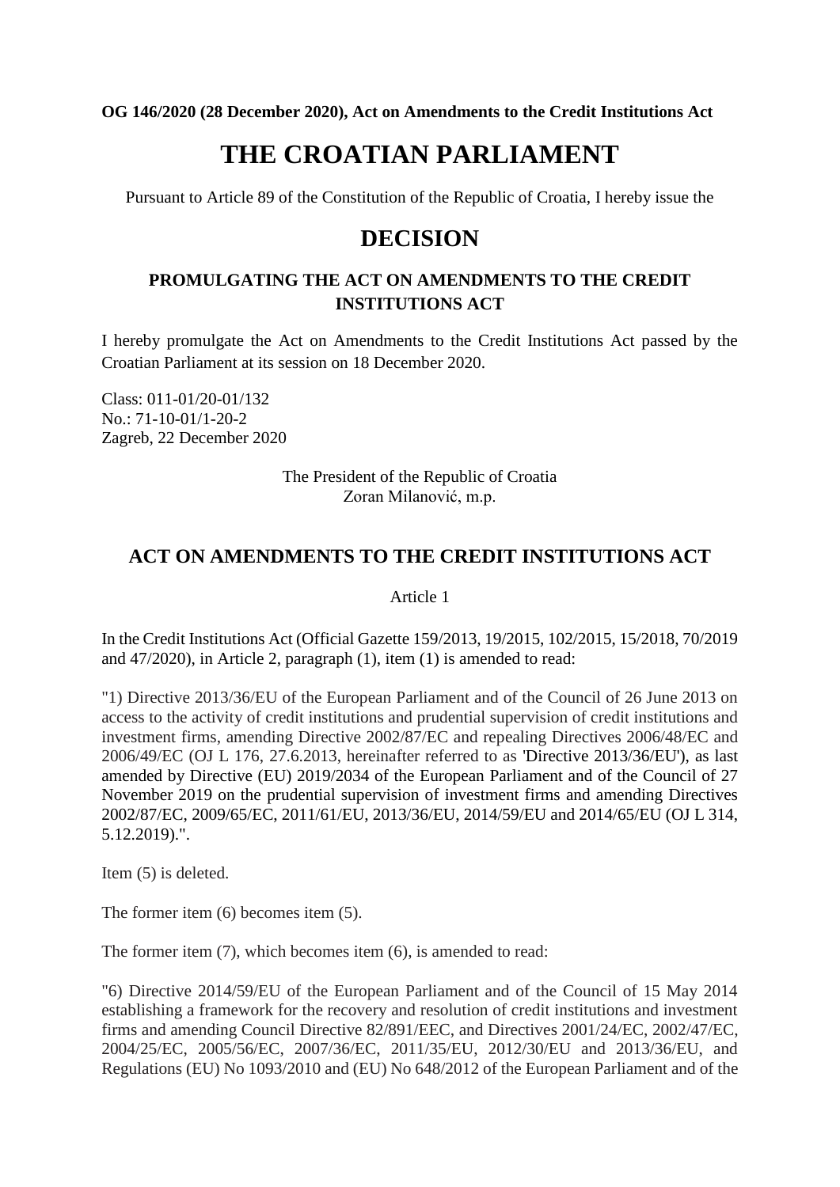**OG 146/2020 (28 December 2020), Act on Amendments to the Credit Institutions Act**

# THE CROATIAN PARLIAMENT

Pursuant to Article 89 of the Constitution of the Republic of Croatia, I hereby issue the

# DECISION

### PROMULGATING THE ACT ON AMENDMENTS TO THE CREDIT INSTITUTIONS ACT

I hereby promulgate the Act on Amendments to the Credit Institutions Act passed by the Croatian Parliament at its session on 18 December 2020.

Class: 011-01/20-01/132
No.: 71-10-01/1-20-2
Zagreb, 22 December 2020

The President of the Republic of Croatia
Zoran Milanović, m.p.

## ACT ON AMENDMENTS TO THE CREDIT INSTITUTIONS ACT

Article 1

In the Credit Institutions Act (Official Gazette 159/2013, 19/2015, 102/2015, 15/2018, 70/2019 and 47/2020), in Article 2, paragraph (1), item (1) is amended to read:

"1) Directive 2013/36/EU of the European Parliament and of the Council of 26 June 2013 on access to the activity of credit institutions and prudential supervision of credit institutions and investment firms, amending Directive 2002/87/EC and repealing Directives 2006/48/EC and 2006/49/EC (OJ L 176, 27.6.2013, hereinafter referred to as 'Directive 2013/36/EU'), as last amended by Directive (EU) 2019/2034 of the European Parliament and of the Council of 27 November 2019 on the prudential supervision of investment firms and amending Directives 2002/87/EC, 2009/65/EC, 2011/61/EU, 2013/36/EU, 2014/59/EU and 2014/65/EU (OJ L 314, 5.12.2019).".

Item (5) is deleted.

The former item (6) becomes item (5).

The former item (7), which becomes item (6), is amended to read:

"6) Directive 2014/59/EU of the European Parliament and of the Council of 15 May 2014 establishing a framework for the recovery and resolution of credit institutions and investment firms and amending Council Directive 82/891/EEC, and Directives 2001/24/EC, 2002/47/EC, 2004/25/EC, 2005/56/EC, 2007/36/EC, 2011/35/EU, 2012/30/EU and 2013/36/EU, and Regulations (EU) No 1093/2010 and (EU) No 648/2012 of the European Parliament and of the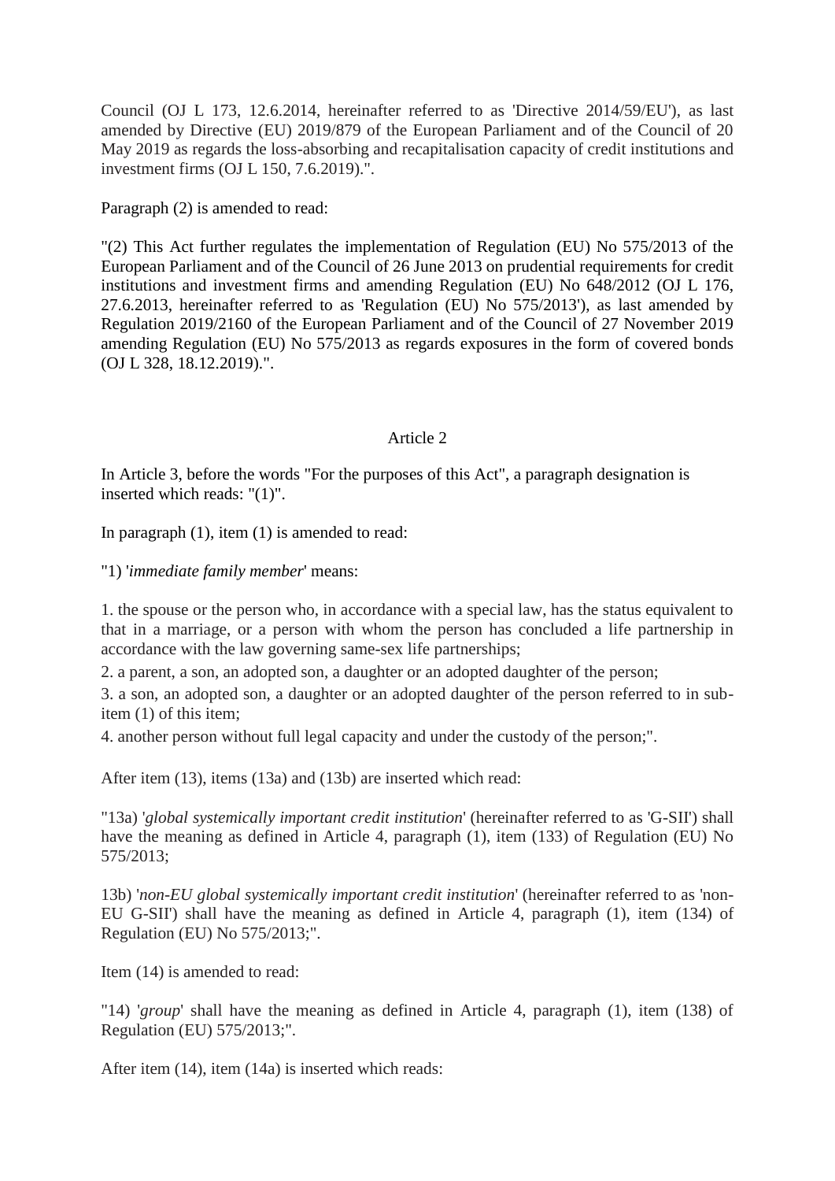Council (OJ L 173, 12.6.2014, hereinafter referred to as 'Directive 2014/59/EU'), as last amended by Directive (EU) 2019/879 of the European Parliament and of the Council of 20 May 2019 as regards the loss-absorbing and recapitalisation capacity of credit institutions and investment firms (OJ L 150, 7.6.2019).".

Paragraph (2) is amended to read:

"(2) This Act further regulates the implementation of Regulation (EU) No 575/2013 of the European Parliament and of the Council of 26 June 2013 on prudential requirements for credit institutions and investment firms and amending Regulation (EU) No 648/2012 (OJ L 176, 27.6.2013, hereinafter referred to as 'Regulation (EU) No 575/2013'), as last amended by Regulation 2019/2160 of the European Parliament and of the Council of 27 November 2019 amending Regulation (EU) No 575/2013 as regards exposures in the form of covered bonds (OJ L 328, 18.12.2019).".

## Article 2

In Article 3, before the words "For the purposes of this Act", a paragraph designation is inserted which reads: "(1)".

In paragraph (1), item (1) is amended to read:

"1) '*immediate family member*' means:

1. the spouse or the person who, in accordance with a special law, has the status equivalent to that in a marriage, or a person with whom the person has concluded a life partnership in accordance with the law governing same-sex life partnerships;
2. a parent, a son, an adopted son, a daughter or an adopted daughter of the person;
3. a son, an adopted son, a daughter or an adopted daughter of the person referred to in sub-item (1) of this item;
4. another person without full legal capacity and under the custody of the person;".

After item (13), items (13a) and (13b) are inserted which read:

"13a) '*global systemically important credit institution*' (hereinafter referred to as 'G-SII') shall have the meaning as defined in Article 4, paragraph (1), item (133) of Regulation (EU) No 575/2013;

13b) '*non-EU global systemically important credit institution*' (hereinafter referred to as 'non-EU G-SII') shall have the meaning as defined in Article 4, paragraph (1), item (134) of Regulation (EU) No 575/2013;".

Item (14) is amended to read:

"14) '*group*' shall have the meaning as defined in Article 4, paragraph (1), item (138) of Regulation (EU) 575/2013;".

After item (14), item (14a) is inserted which reads: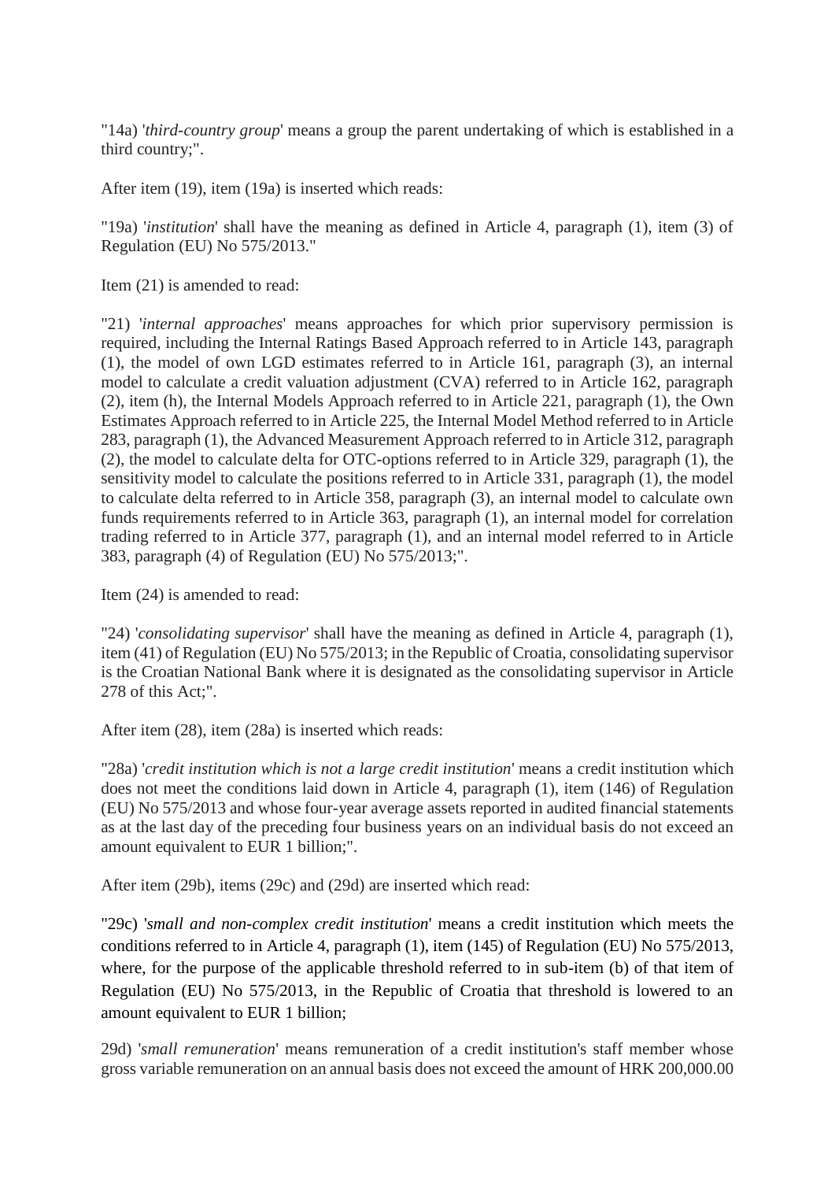"14a) '*third-country group*' means a group the parent undertaking of which is established in a third country;".

After item (19), item (19a) is inserted which reads:

"19a) '*institution*' shall have the meaning as defined in Article 4, paragraph (1), item (3) of Regulation (EU) No 575/2013."

Item (21) is amended to read:

"21) '*internal approaches*' means approaches for which prior supervisory permission is required, including the Internal Ratings Based Approach referred to in Article 143, paragraph (1), the model of own LGD estimates referred to in Article 161, paragraph (3), an internal model to calculate a credit valuation adjustment (CVA) referred to in Article 162, paragraph (2), item (h), the Internal Models Approach referred to in Article 221, paragraph (1), the Own Estimates Approach referred to in Article 225, the Internal Model Method referred to in Article 283, paragraph (1), the Advanced Measurement Approach referred to in Article 312, paragraph (2), the model to calculate delta for OTC-options referred to in Article 329, paragraph (1), the sensitivity model to calculate the positions referred to in Article 331, paragraph (1), the model to calculate delta referred to in Article 358, paragraph (3), an internal model to calculate own funds requirements referred to in Article 363, paragraph (1), an internal model for correlation trading referred to in Article 377, paragraph (1), and an internal model referred to in Article 383, paragraph (4) of Regulation (EU) No 575/2013;".

Item (24) is amended to read:

"24) '*consolidating supervisor*' shall have the meaning as defined in Article 4, paragraph (1), item (41) of Regulation (EU) No 575/2013; in the Republic of Croatia, consolidating supervisor is the Croatian National Bank where it is designated as the consolidating supervisor in Article 278 of this Act;".

After item (28), item (28a) is inserted which reads:

"28a) '*credit institution which is not a large credit institution*' means a credit institution which does not meet the conditions laid down in Article 4, paragraph (1), item (146) of Regulation (EU) No 575/2013 and whose four-year average assets reported in audited financial statements as at the last day of the preceding four business years on an individual basis do not exceed an amount equivalent to EUR 1 billion;".

After item (29b), items (29c) and (29d) are inserted which read:

"29c) '*small and non-complex credit institution*' means a credit institution which meets the conditions referred to in Article 4, paragraph (1), item (145) of Regulation (EU) No 575/2013, where, for the purpose of the applicable threshold referred to in sub-item (b) of that item of Regulation (EU) No 575/2013, in the Republic of Croatia that threshold is lowered to an amount equivalent to EUR 1 billion;

29d) '*small remuneration*' means remuneration of a credit institution's staff member whose gross variable remuneration on an annual basis does not exceed the amount of HRK 200,000.00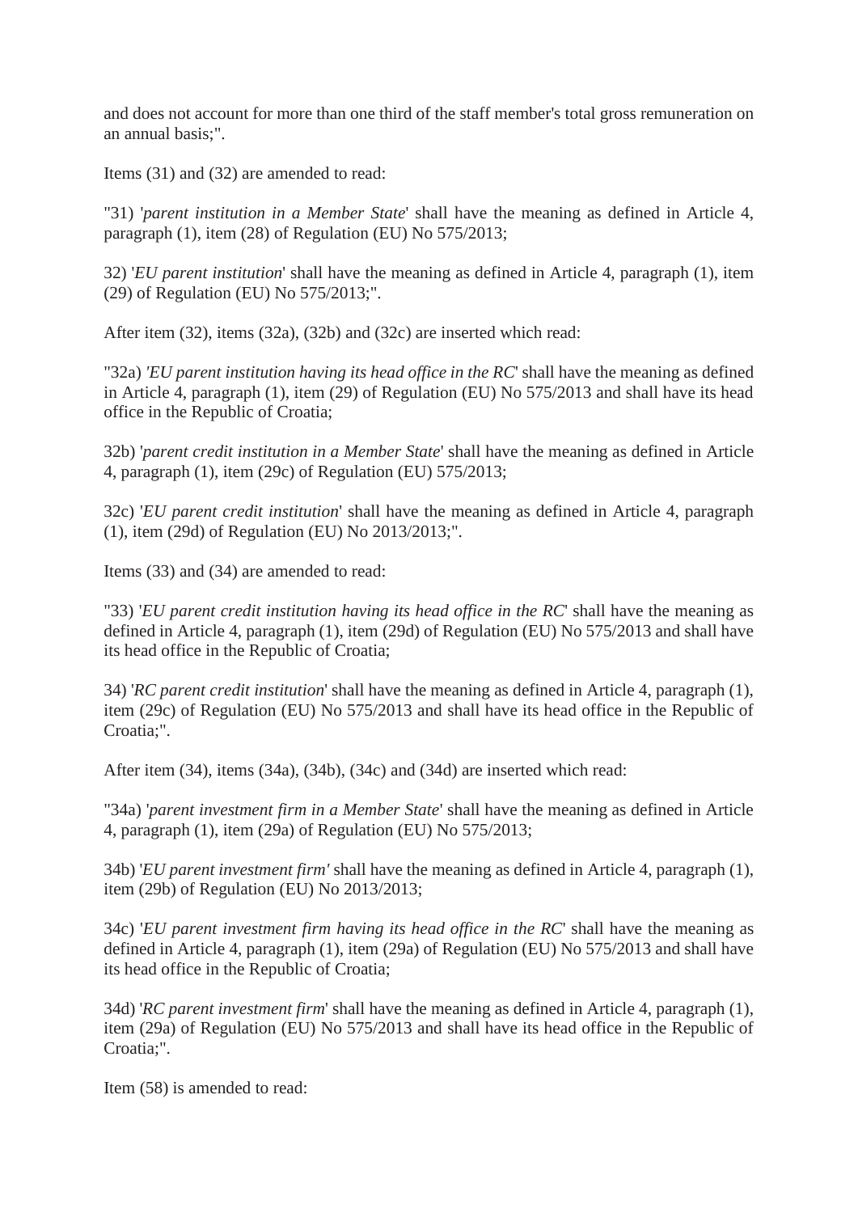and does not account for more than one third of the staff member's total gross remuneration on an annual basis;".

Items (31) and (32) are amended to read:

"31) '*parent institution in a Member State*' shall have the meaning as defined in Article 4, paragraph (1), item (28) of Regulation (EU) No 575/2013;

32) '*EU parent institution*' shall have the meaning as defined in Article 4, paragraph (1), item (29) of Regulation (EU) No 575/2013;".

After item (32), items (32a), (32b) and (32c) are inserted which read:

"32a) *'EU parent institution having its head office in the RC*' shall have the meaning as defined in Article 4, paragraph (1), item (29) of Regulation (EU) No 575/2013 and shall have its head office in the Republic of Croatia;

32b) '*parent credit institution in a Member State*' shall have the meaning as defined in Article 4, paragraph (1), item (29c) of Regulation (EU) 575/2013;

32c) '*EU parent credit institution*' shall have the meaning as defined in Article 4, paragraph (1), item (29d) of Regulation (EU) No 2013/2013;".

Items (33) and (34) are amended to read:

"33) '*EU parent credit institution having its head office in the RC*' shall have the meaning as defined in Article 4, paragraph (1), item (29d) of Regulation (EU) No 575/2013 and shall have its head office in the Republic of Croatia;

34) '*RC parent credit institution*' shall have the meaning as defined in Article 4, paragraph (1), item (29c) of Regulation (EU) No 575/2013 and shall have its head office in the Republic of Croatia;".

After item (34), items (34a), (34b), (34c) and (34d) are inserted which read:

"34a) '*parent investment firm in a Member State*' shall have the meaning as defined in Article 4, paragraph (1), item (29a) of Regulation (EU) No 575/2013;

34b) '*EU parent investment firm'* shall have the meaning as defined in Article 4, paragraph (1), item (29b) of Regulation (EU) No 2013/2013;

34c) '*EU parent investment firm having its head office in the RC*' shall have the meaning as defined in Article 4, paragraph (1), item (29a) of Regulation (EU) No 575/2013 and shall have its head office in the Republic of Croatia;

34d) '*RC parent investment firm*' shall have the meaning as defined in Article 4, paragraph (1), item (29a) of Regulation (EU) No 575/2013 and shall have its head office in the Republic of Croatia;".

Item (58) is amended to read: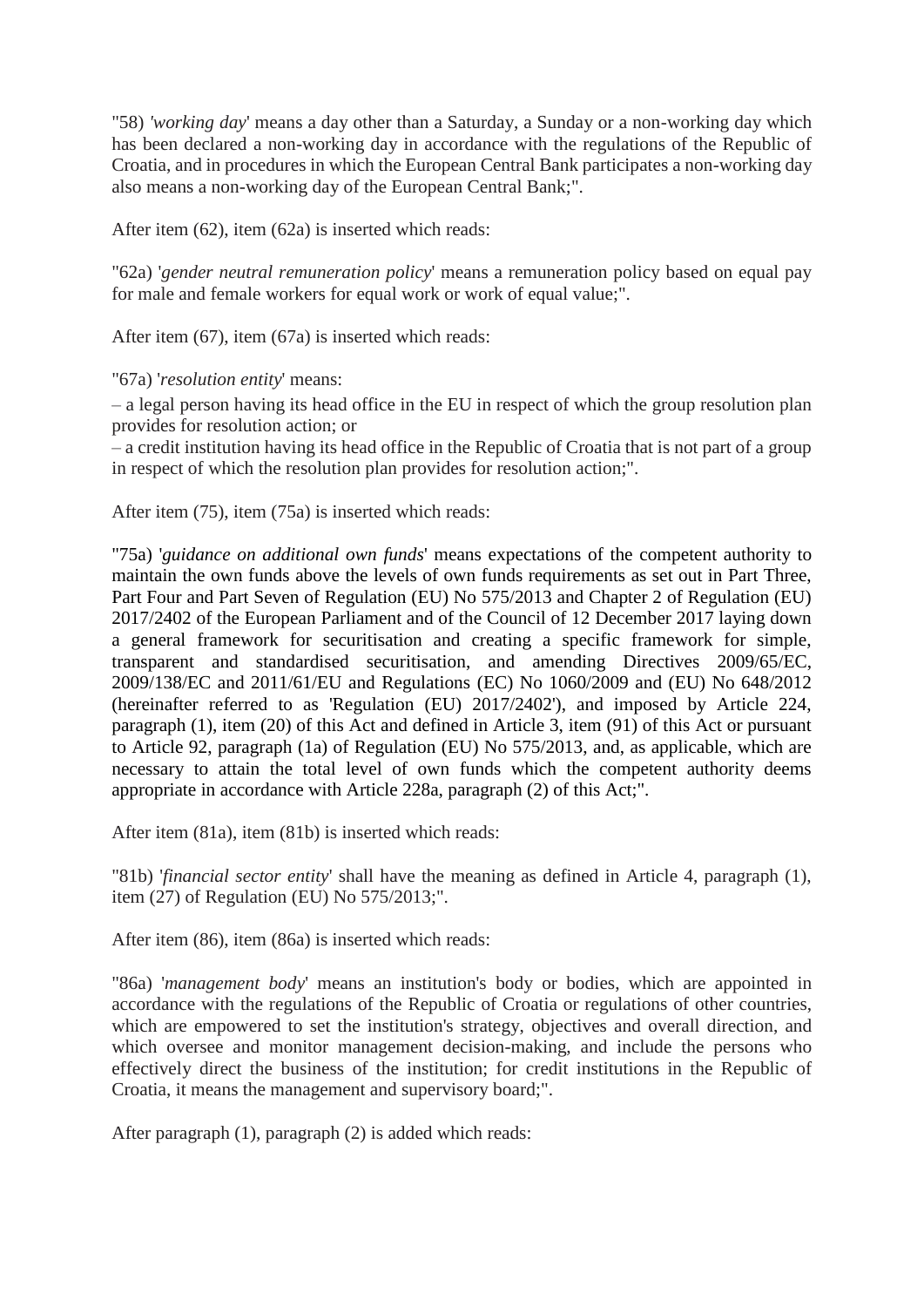"58) *'working day'* means a day other than a Saturday, a Sunday or a non-working day which has been declared a non-working day in accordance with the regulations of the Republic of Croatia, and in procedures in which the European Central Bank participates a non-working day also means a non-working day of the European Central Bank;".

After item (62), item (62a) is inserted which reads:

"62a) '*gender neutral remuneration policy*' means a remuneration policy based on equal pay for male and female workers for equal work or work of equal value;".

After item (67), item (67a) is inserted which reads:

"67a) '*resolution entity*' means:

– a legal person having its head office in the EU in respect of which the group resolution plan provides for resolution action; or

– a credit institution having its head office in the Republic of Croatia that is not part of a group in respect of which the resolution plan provides for resolution action;".

After item (75), item (75a) is inserted which reads:

"75a) '*guidance on additional own funds*' means expectations of the competent authority to maintain the own funds above the levels of own funds requirements as set out in Part Three, Part Four and Part Seven of Regulation (EU) No 575/2013 and Chapter 2 of Regulation (EU) 2017/2402 of the European Parliament and of the Council of 12 December 2017 laying down a general framework for securitisation and creating a specific framework for simple, transparent and standardised securitisation, and amending Directives 2009/65/EC, 2009/138/EC and 2011/61/EU and Regulations (EC) No 1060/2009 and (EU) No 648/2012 (hereinafter referred to as 'Regulation (EU) 2017/2402'), and imposed by Article 224, paragraph (1), item (20) of this Act and defined in Article 3, item (91) of this Act or pursuant to Article 92, paragraph (1a) of Regulation (EU) No 575/2013, and, as applicable, which are necessary to attain the total level of own funds which the competent authority deems appropriate in accordance with Article 228a, paragraph (2) of this Act;".

After item (81a), item (81b) is inserted which reads:

"81b) '*financial sector entity*' shall have the meaning as defined in Article 4, paragraph (1), item (27) of Regulation (EU) No 575/2013;".

After item (86), item (86a) is inserted which reads:

"86a) '*management body*' means an institution's body or bodies, which are appointed in accordance with the regulations of the Republic of Croatia or regulations of other countries, which are empowered to set the institution's strategy, objectives and overall direction, and which oversee and monitor management decision-making, and include the persons who effectively direct the business of the institution; for credit institutions in the Republic of Croatia, it means the management and supervisory board;".

After paragraph (1), paragraph (2) is added which reads: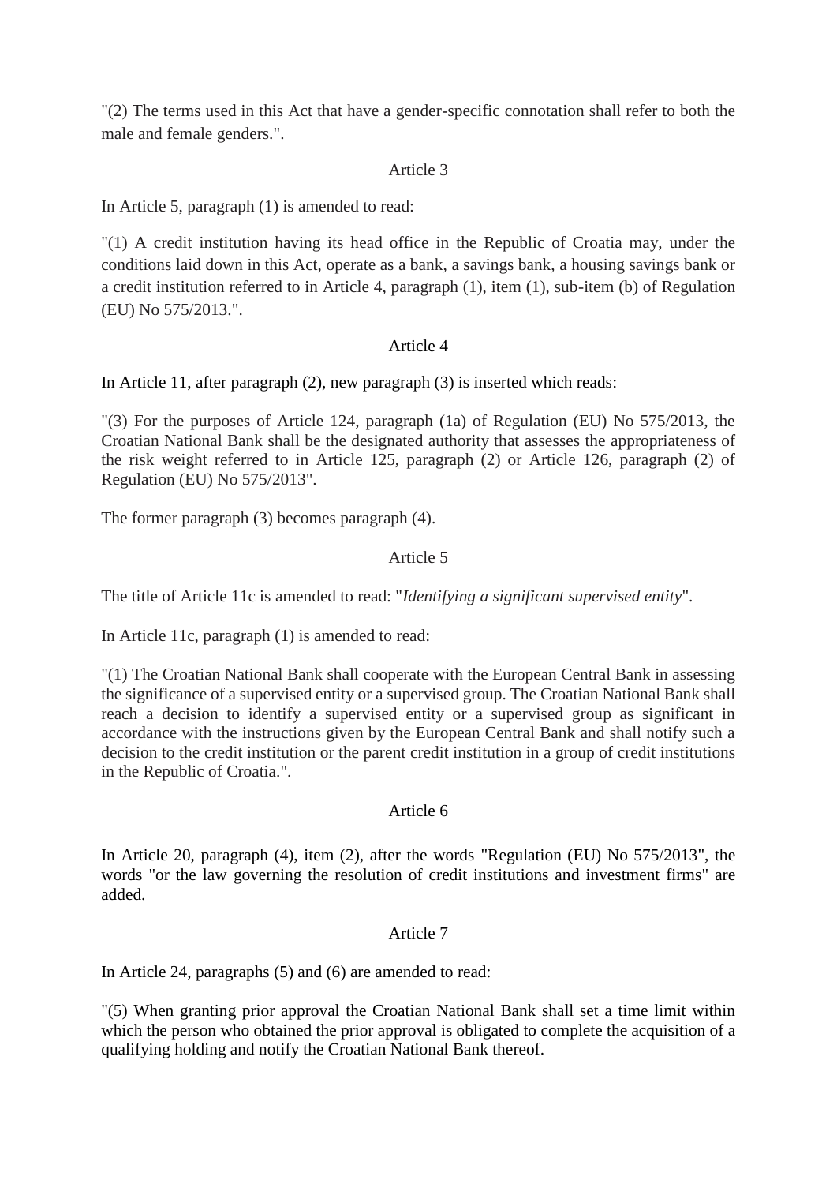"(2) The terms used in this Act that have a gender-specific connotation shall refer to both the male and female genders.".

Article 3

In Article 5, paragraph (1) is amended to read:

"(1) A credit institution having its head office in the Republic of Croatia may, under the conditions laid down in this Act, operate as a bank, a savings bank, a housing savings bank or a credit institution referred to in Article 4, paragraph (1), item (1), sub-item (b) of Regulation (EU) No 575/2013.".

Article 4

In Article 11, after paragraph (2), new paragraph (3) is inserted which reads:

"(3) For the purposes of Article 124, paragraph (1a) of Regulation (EU) No 575/2013, the Croatian National Bank shall be the designated authority that assesses the appropriateness of the risk weight referred to in Article 125, paragraph (2) or Article 126, paragraph (2) of Regulation (EU) No 575/2013".

The former paragraph (3) becomes paragraph (4).

Article 5

The title of Article 11c is amended to read: "*Identifying a significant supervised entity*".

In Article 11c, paragraph (1) is amended to read:

"(1) The Croatian National Bank shall cooperate with the European Central Bank in assessing the significance of a supervised entity or a supervised group. The Croatian National Bank shall reach a decision to identify a supervised entity or a supervised group as significant in accordance with the instructions given by the European Central Bank and shall notify such a decision to the credit institution or the parent credit institution in a group of credit institutions in the Republic of Croatia.".

Article 6

In Article 20, paragraph (4), item (2), after the words "Regulation (EU) No 575/2013", the words "or the law governing the resolution of credit institutions and investment firms" are added.

Article 7

In Article 24, paragraphs (5) and (6) are amended to read:

"(5) When granting prior approval the Croatian National Bank shall set a time limit within which the person who obtained the prior approval is obligated to complete the acquisition of a qualifying holding and notify the Croatian National Bank thereof.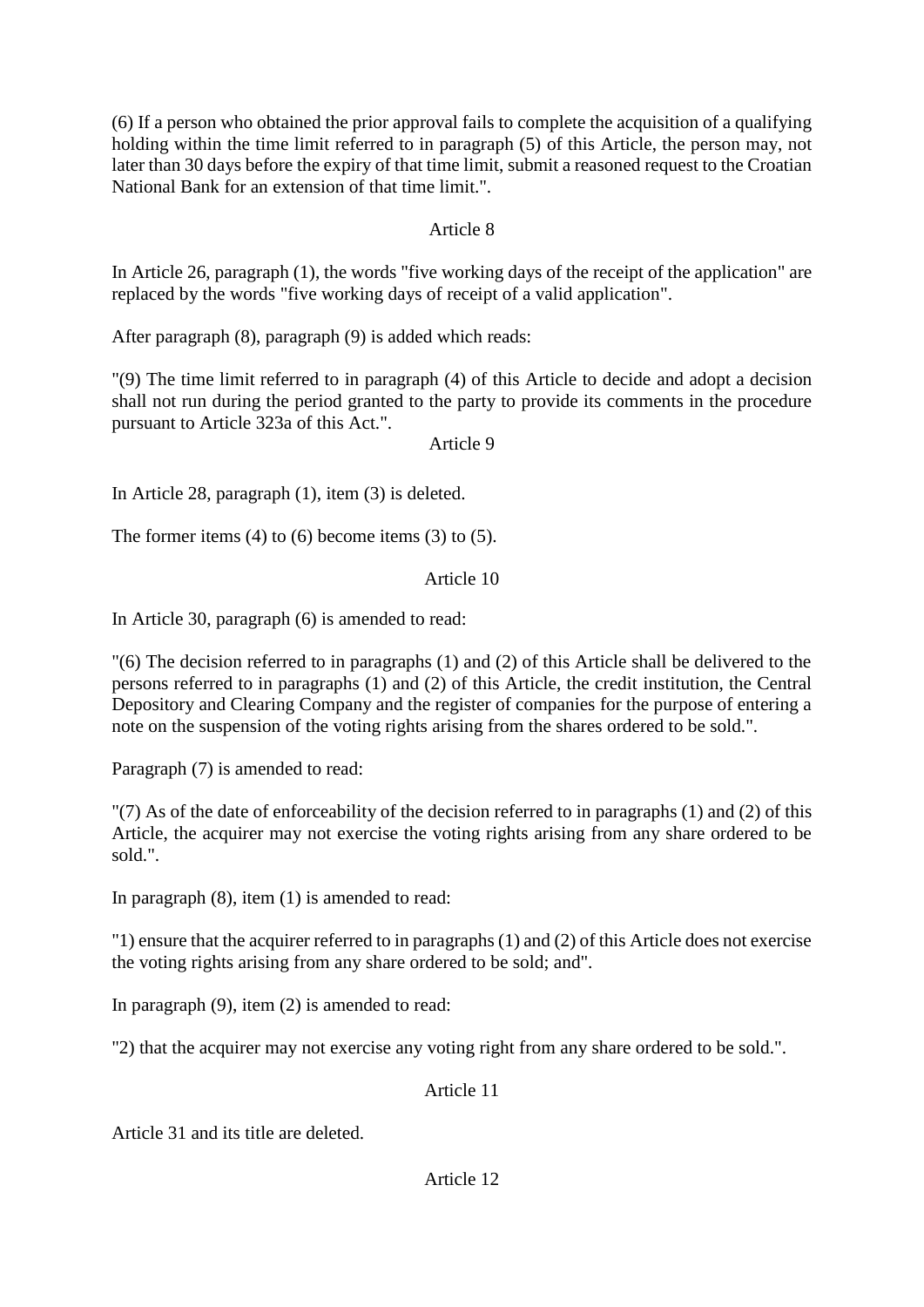(6) If a person who obtained the prior approval fails to complete the acquisition of a qualifying holding within the time limit referred to in paragraph (5) of this Article, the person may, not later than 30 days before the expiry of that time limit, submit a reasoned request to the Croatian National Bank for an extension of that time limit.".

Article 8

In Article 26, paragraph (1), the words "five working days of the receipt of the application" are replaced by the words "five working days of receipt of a valid application".

After paragraph (8), paragraph (9) is added which reads:

"(9) The time limit referred to in paragraph (4) of this Article to decide and adopt a decision shall not run during the period granted to the party to provide its comments in the procedure pursuant to Article 323a of this Act.".

Article 9

In Article 28, paragraph (1), item (3) is deleted.

The former items (4) to (6) become items (3) to (5).

Article 10

In Article 30, paragraph (6) is amended to read:

"(6) The decision referred to in paragraphs (1) and (2) of this Article shall be delivered to the persons referred to in paragraphs (1) and (2) of this Article, the credit institution, the Central Depository and Clearing Company and the register of companies for the purpose of entering a note on the suspension of the voting rights arising from the shares ordered to be sold.".

Paragraph (7) is amended to read:

"(7) As of the date of enforceability of the decision referred to in paragraphs (1) and (2) of this Article, the acquirer may not exercise the voting rights arising from any share ordered to be sold.".

In paragraph (8), item (1) is amended to read:

"1) ensure that the acquirer referred to in paragraphs (1) and (2) of this Article does not exercise the voting rights arising from any share ordered to be sold; and".

In paragraph (9), item (2) is amended to read:

"2) that the acquirer may not exercise any voting right from any share ordered to be sold.".

Article 11

Article 31 and its title are deleted.

Article 12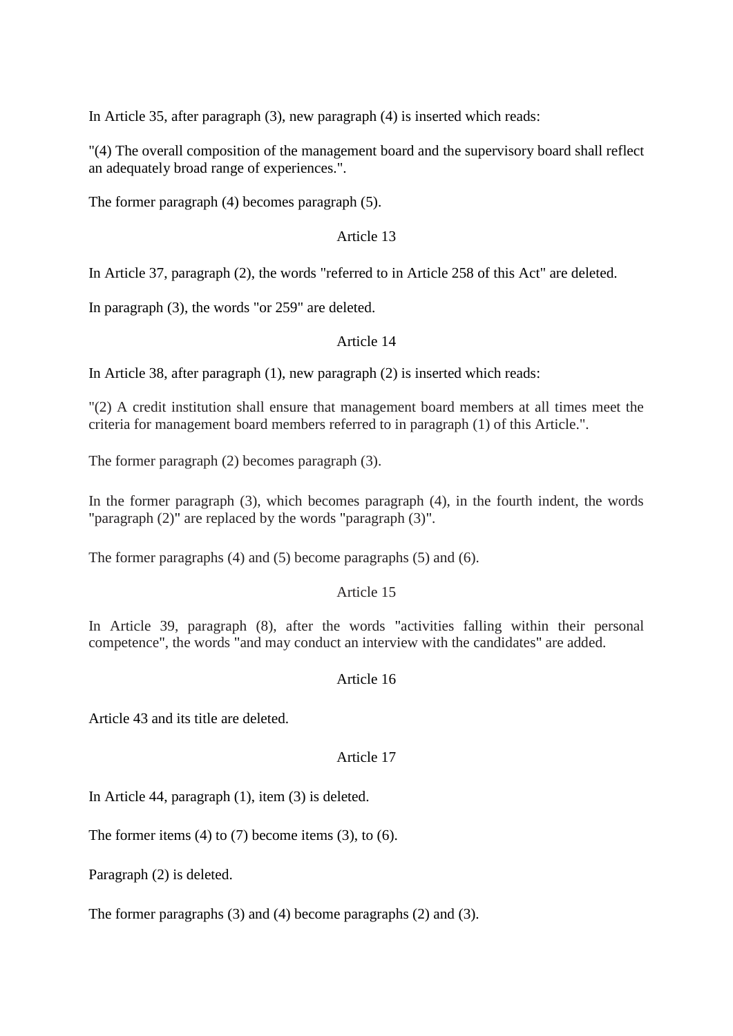In Article 35, after paragraph (3), new paragraph (4) is inserted which reads:

"(4) The overall composition of the management board and the supervisory board shall reflect an adequately broad range of experiences.".

The former paragraph (4) becomes paragraph (5).

Article 13

In Article 37, paragraph (2), the words "referred to in Article 258 of this Act" are deleted.

In paragraph (3), the words "or 259" are deleted.

Article 14

In Article 38, after paragraph (1), new paragraph (2) is inserted which reads:

"(2) A credit institution shall ensure that management board members at all times meet the criteria for management board members referred to in paragraph (1) of this Article.".

The former paragraph (2) becomes paragraph (3).

In the former paragraph (3), which becomes paragraph (4), in the fourth indent, the words "paragraph (2)" are replaced by the words "paragraph (3)".

The former paragraphs (4) and (5) become paragraphs (5) and (6).

Article 15

In Article 39, paragraph (8), after the words "activities falling within their personal competence", the words "and may conduct an interview with the candidates" are added.

Article 16

Article 43 and its title are deleted.

Article 17

In Article 44, paragraph (1), item (3) is deleted.

The former items (4) to (7) become items (3), to (6).

Paragraph (2) is deleted.

The former paragraphs (3) and (4) become paragraphs (2) and (3).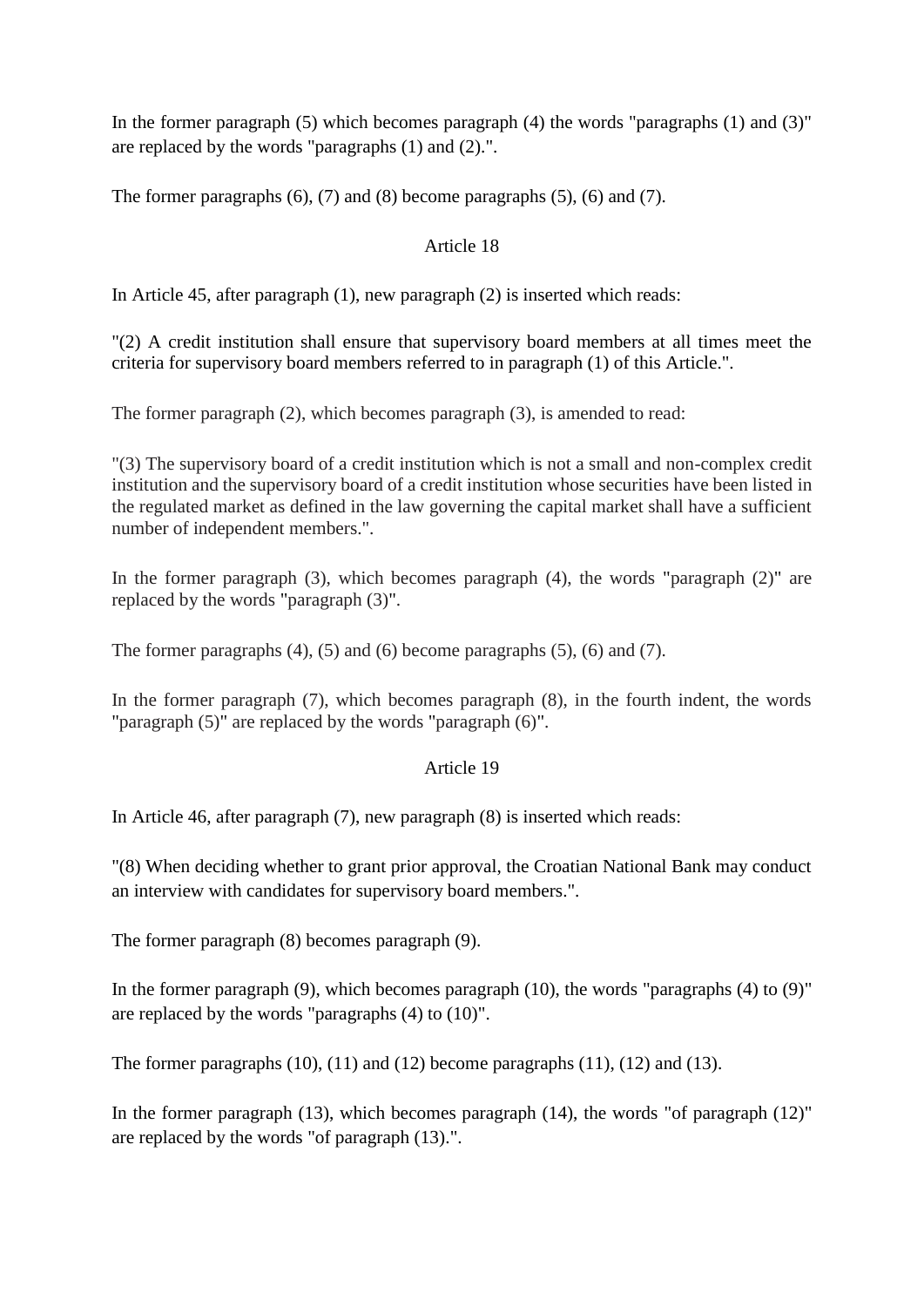In the former paragraph (5) which becomes paragraph (4) the words "paragraphs (1) and (3)" are replaced by the words "paragraphs (1) and (2).".

The former paragraphs (6), (7) and (8) become paragraphs (5), (6) and (7).

Article 18

In Article 45, after paragraph (1), new paragraph (2) is inserted which reads:

"(2) A credit institution shall ensure that supervisory board members at all times meet the criteria for supervisory board members referred to in paragraph (1) of this Article.".

The former paragraph (2), which becomes paragraph (3), is amended to read:

"(3) The supervisory board of a credit institution which is not a small and non-complex credit institution and the supervisory board of a credit institution whose securities have been listed in the regulated market as defined in the law governing the capital market shall have a sufficient number of independent members.".

In the former paragraph (3), which becomes paragraph (4), the words "paragraph (2)" are replaced by the words "paragraph (3)".

The former paragraphs (4), (5) and (6) become paragraphs (5), (6) and (7).

In the former paragraph (7), which becomes paragraph (8), in the fourth indent, the words "paragraph (5)" are replaced by the words "paragraph (6)".

Article 19

In Article 46, after paragraph (7), new paragraph (8) is inserted which reads:

"(8) When deciding whether to grant prior approval, the Croatian National Bank may conduct an interview with candidates for supervisory board members.".

The former paragraph (8) becomes paragraph (9).

In the former paragraph (9), which becomes paragraph (10), the words "paragraphs (4) to (9)" are replaced by the words "paragraphs (4) to (10)".

The former paragraphs (10), (11) and (12) become paragraphs (11), (12) and (13).

In the former paragraph (13), which becomes paragraph (14), the words "of paragraph (12)" are replaced by the words "of paragraph (13).".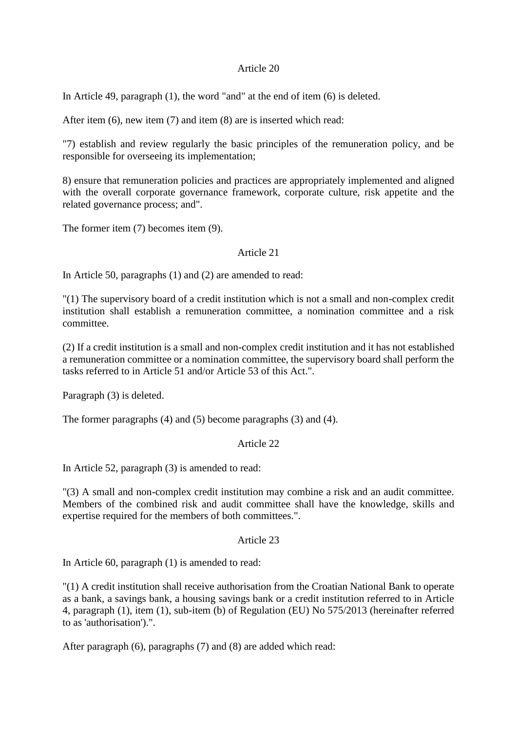Article 20

In Article 49, paragraph (1), the word "and" at the end of item (6) is deleted.

After item (6), new item (7) and item (8) are is inserted which read:

"7) establish and review regularly the basic principles of the remuneration policy, and be responsible for overseeing its implementation;

8) ensure that remuneration policies and practices are appropriately implemented and aligned with the overall corporate governance framework, corporate culture, risk appetite and the related governance process; and".

The former item (7) becomes item (9).

Article 21

In Article 50, paragraphs (1) and (2) are amended to read:

"(1) The supervisory board of a credit institution which is not a small and non-complex credit institution shall establish a remuneration committee, a nomination committee and a risk committee.

(2) If a credit institution is a small and non-complex credit institution and it has not established a remuneration committee or a nomination committee, the supervisory board shall perform the tasks referred to in Article 51 and/or Article 53 of this Act.".

Paragraph (3) is deleted.

The former paragraphs (4) and (5) become paragraphs (3) and (4).

Article 22

In Article 52, paragraph (3) is amended to read:

"(3) A small and non-complex credit institution may combine a risk and an audit committee. Members of the combined risk and audit committee shall have the knowledge, skills and expertise required for the members of both committees.".

Article 23

In Article 60, paragraph (1) is amended to read:

"(1) A credit institution shall receive authorisation from the Croatian National Bank to operate as a bank, a savings bank, a housing savings bank or a credit institution referred to in Article 4, paragraph (1), item (1), sub-item (b) of Regulation (EU) No 575/2013 (hereinafter referred to as 'authorisation').".

After paragraph (6), paragraphs (7) and (8) are added which read: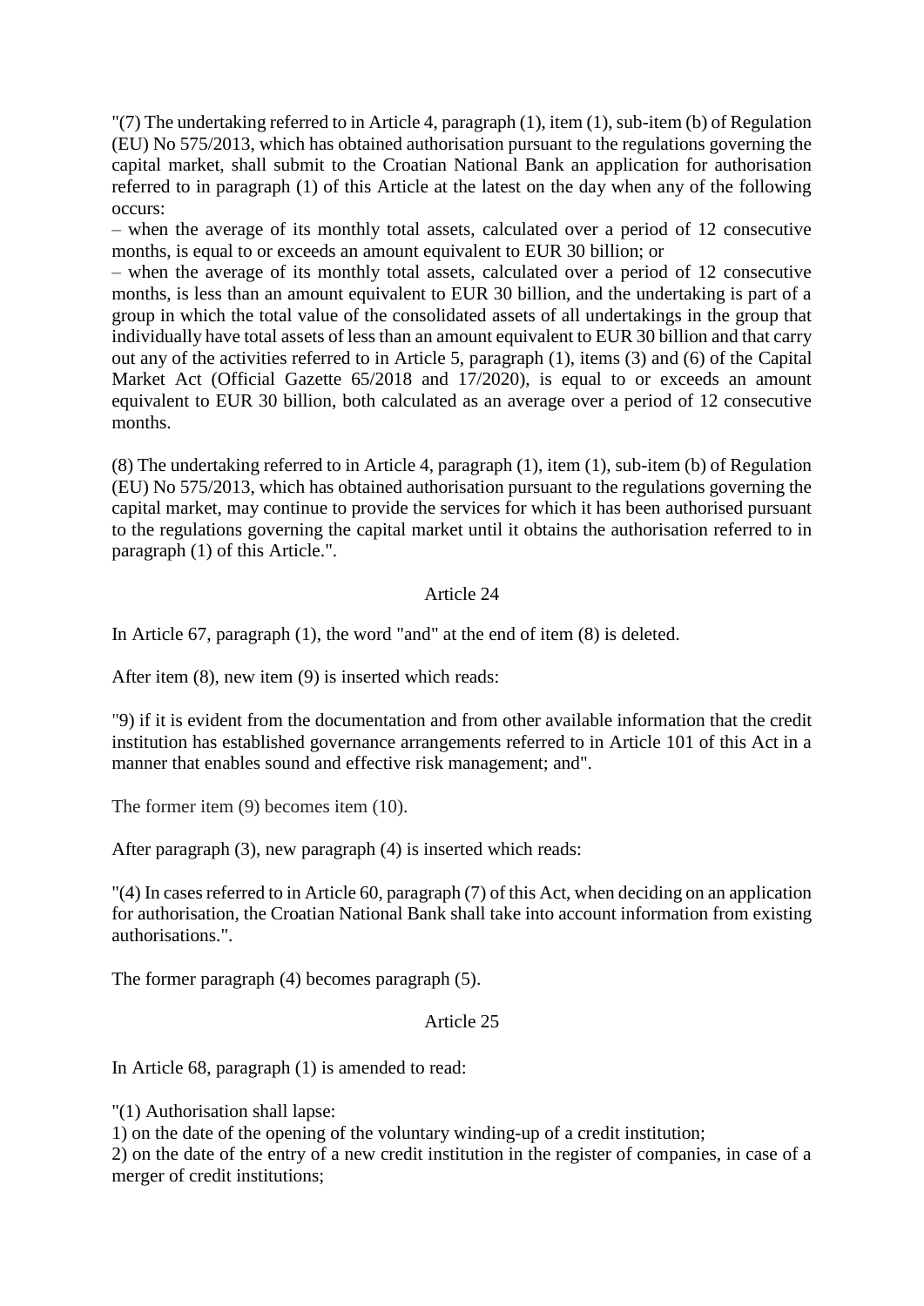"(7) The undertaking referred to in Article 4, paragraph (1), item (1), sub-item (b) of Regulation (EU) No 575/2013, which has obtained authorisation pursuant to the regulations governing the capital market, shall submit to the Croatian National Bank an application for authorisation referred to in paragraph (1) of this Article at the latest on the day when any of the following occurs:

– when the average of its monthly total assets, calculated over a period of 12 consecutive months, is equal to or exceeds an amount equivalent to EUR 30 billion; or

– when the average of its monthly total assets, calculated over a period of 12 consecutive months, is less than an amount equivalent to EUR 30 billion, and the undertaking is part of a group in which the total value of the consolidated assets of all undertakings in the group that individually have total assets of less than an amount equivalent to EUR 30 billion and that carry out any of the activities referred to in Article 5, paragraph (1), items (3) and (6) of the Capital Market Act (Official Gazette 65/2018 and 17/2020), is equal to or exceeds an amount equivalent to EUR 30 billion, both calculated as an average over a period of 12 consecutive months.

(8) The undertaking referred to in Article 4, paragraph (1), item (1), sub-item (b) of Regulation (EU) No 575/2013, which has obtained authorisation pursuant to the regulations governing the capital market, may continue to provide the services for which it has been authorised pursuant to the regulations governing the capital market until it obtains the authorisation referred to in paragraph (1) of this Article.".

Article 24

In Article 67, paragraph (1), the word "and" at the end of item (8) is deleted.

After item (8), new item (9) is inserted which reads:

"9) if it is evident from the documentation and from other available information that the credit institution has established governance arrangements referred to in Article 101 of this Act in a manner that enables sound and effective risk management; and".

The former item (9) becomes item (10).

After paragraph (3), new paragraph (4) is inserted which reads:

"(4) In cases referred to in Article 60, paragraph (7) of this Act, when deciding on an application for authorisation, the Croatian National Bank shall take into account information from existing authorisations.".

The former paragraph (4) becomes paragraph (5).

Article 25

In Article 68, paragraph (1) is amended to read:

"(1) Authorisation shall lapse:

1) on the date of the opening of the voluntary winding-up of a credit institution;

2) on the date of the entry of a new credit institution in the register of companies, in case of a merger of credit institutions;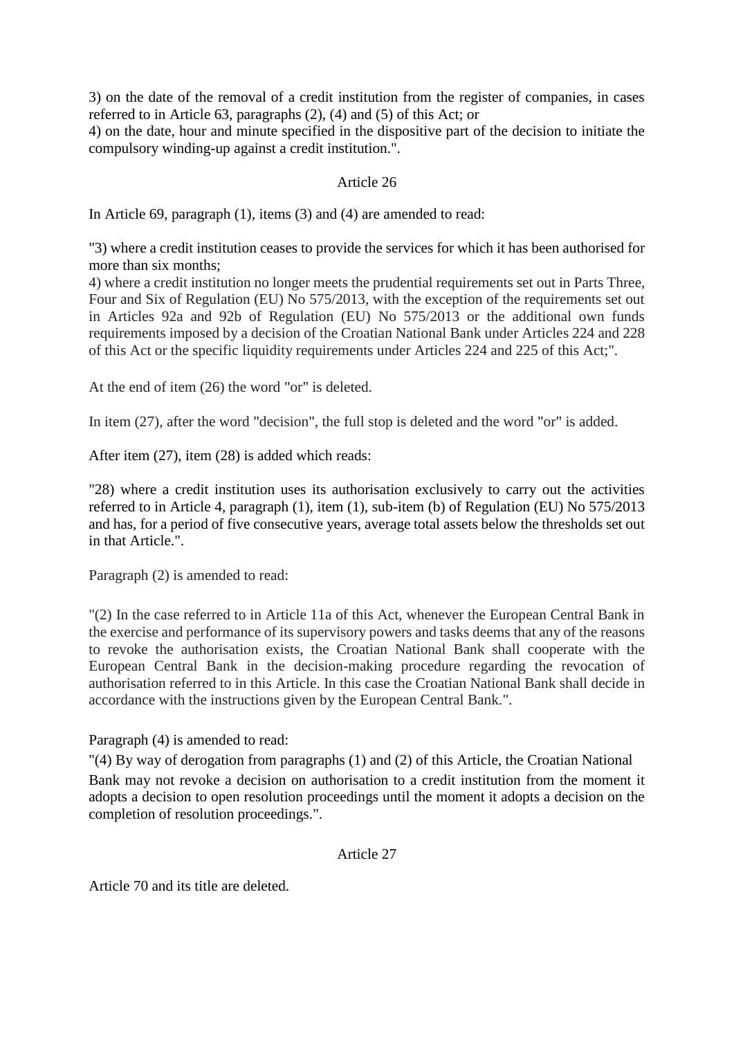3) on the date of the removal of a credit institution from the register of companies, in cases referred to in Article 63, paragraphs (2), (4) and (5) of this Act; or
4) on the date, hour and minute specified in the dispositive part of the decision to initiate the compulsory winding-up against a credit institution.".

Article 26

In Article 69, paragraph (1), items (3) and (4) are amended to read:

"3) where a credit institution ceases to provide the services for which it has been authorised for more than six months;
4) where a credit institution no longer meets the prudential requirements set out in Parts Three, Four and Six of Regulation (EU) No 575/2013, with the exception of the requirements set out in Articles 92a and 92b of Regulation (EU) No 575/2013 or the additional own funds requirements imposed by a decision of the Croatian National Bank under Articles 224 and 228 of this Act or the specific liquidity requirements under Articles 224 and 225 of this Act;".

At the end of item (26) the word "or" is deleted.

In item (27), after the word "decision", the full stop is deleted and the word "or" is added.

After item (27), item (28) is added which reads:

"28) where a credit institution uses its authorisation exclusively to carry out the activities referred to in Article 4, paragraph (1), item (1), sub-item (b) of Regulation (EU) No 575/2013 and has, for a period of five consecutive years, average total assets below the thresholds set out in that Article.".

Paragraph (2) is amended to read:

"(2) In the case referred to in Article 11a of this Act, whenever the European Central Bank in the exercise and performance of its supervisory powers and tasks deems that any of the reasons to revoke the authorisation exists, the Croatian National Bank shall cooperate with the European Central Bank in the decision-making procedure regarding the revocation of authorisation referred to in this Article. In this case the Croatian National Bank shall decide in accordance with the instructions given by the European Central Bank.".

Paragraph (4) is amended to read:

"(4) By way of derogation from paragraphs (1) and (2) of this Article, the Croatian National Bank may not revoke a decision on authorisation to a credit institution from the moment it adopts a decision to open resolution proceedings until the moment it adopts a decision on the completion of resolution proceedings.".

Article 27

Article 70 and its title are deleted.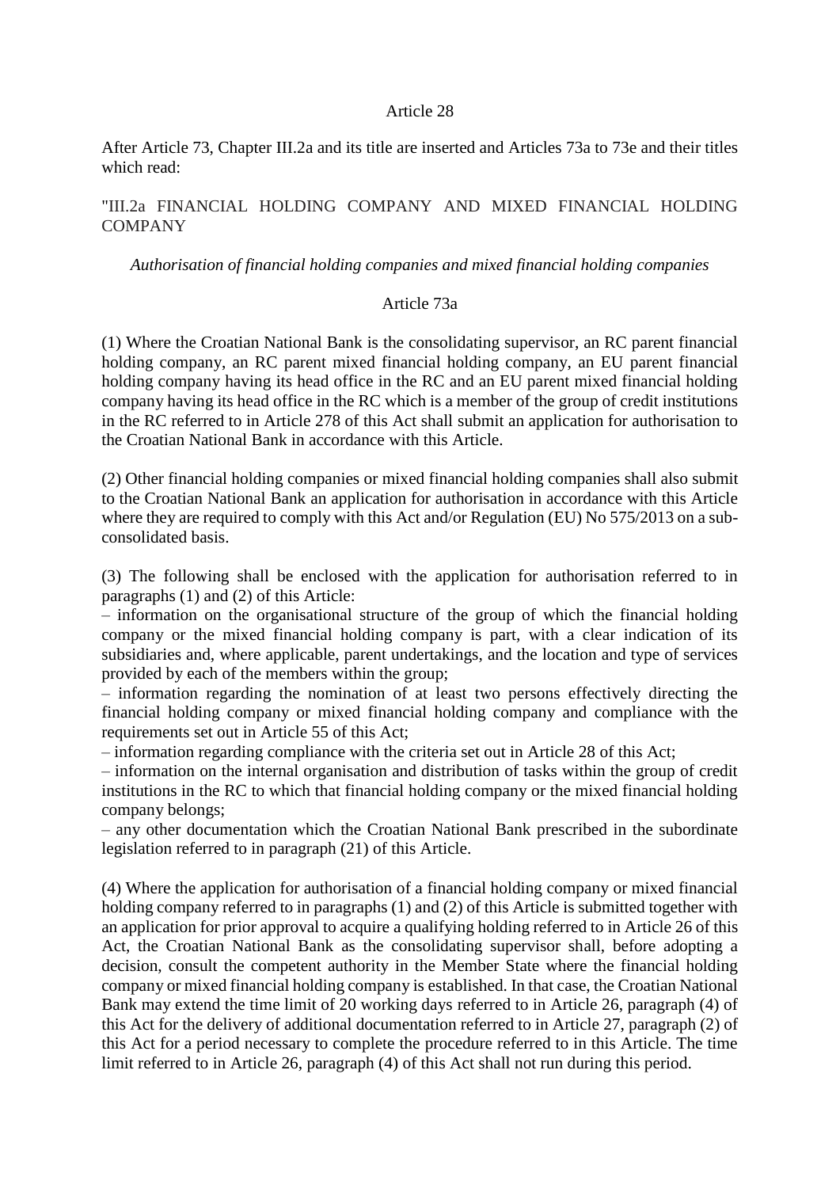Article 28

After Article 73, Chapter III.2a and its title are inserted and Articles 73a to 73e and their titles which read:

"III.2a FINANCIAL HOLDING COMPANY AND MIXED FINANCIAL HOLDING COMPANY

*Authorisation of financial holding companies and mixed financial holding companies*

Article 73a

(1) Where the Croatian National Bank is the consolidating supervisor, an RC parent financial holding company, an RC parent mixed financial holding company, an EU parent financial holding company having its head office in the RC and an EU parent mixed financial holding company having its head office in the RC which is a member of the group of credit institutions in the RC referred to in Article 278 of this Act shall submit an application for authorisation to the Croatian National Bank in accordance with this Article.

(2) Other financial holding companies or mixed financial holding companies shall also submit to the Croatian National Bank an application for authorisation in accordance with this Article where they are required to comply with this Act and/or Regulation (EU) No 575/2013 on a sub-consolidated basis.

(3) The following shall be enclosed with the application for authorisation referred to in paragraphs (1) and (2) of this Article:
– information on the organisational structure of the group of which the financial holding company or the mixed financial holding company is part, with a clear indication of its subsidiaries and, where applicable, parent undertakings, and the location and type of services provided by each of the members within the group;
– information regarding the nomination of at least two persons effectively directing the financial holding company or mixed financial holding company and compliance with the requirements set out in Article 55 of this Act;
– information regarding compliance with the criteria set out in Article 28 of this Act;
– information on the internal organisation and distribution of tasks within the group of credit institutions in the RC to which that financial holding company or the mixed financial holding company belongs;
– any other documentation which the Croatian National Bank prescribed in the subordinate legislation referred to in paragraph (21) of this Article.

(4) Where the application for authorisation of a financial holding company or mixed financial holding company referred to in paragraphs (1) and (2) of this Article is submitted together with an application for prior approval to acquire a qualifying holding referred to in Article 26 of this Act, the Croatian National Bank as the consolidating supervisor shall, before adopting a decision, consult the competent authority in the Member State where the financial holding company or mixed financial holding company is established. In that case, the Croatian National Bank may extend the time limit of 20 working days referred to in Article 26, paragraph (4) of this Act for the delivery of additional documentation referred to in Article 27, paragraph (2) of this Act for a period necessary to complete the procedure referred to in this Article. The time limit referred to in Article 26, paragraph (4) of this Act shall not run during this period.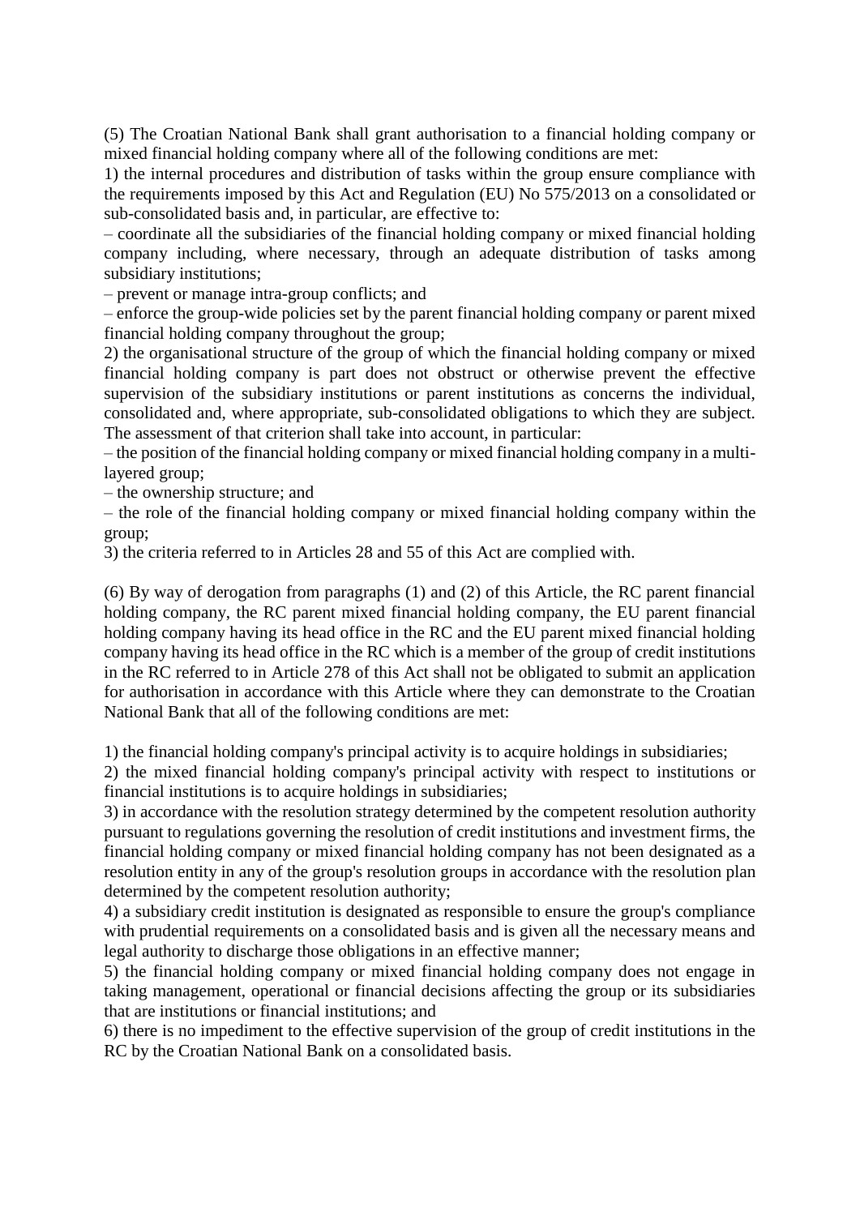(5) The Croatian National Bank shall grant authorisation to a financial holding company or mixed financial holding company where all of the following conditions are met:

1) the internal procedures and distribution of tasks within the group ensure compliance with the requirements imposed by this Act and Regulation (EU) No 575/2013 on a consolidated or sub-consolidated basis and, in particular, are effective to:

– coordinate all the subsidiaries of the financial holding company or mixed financial holding company including, where necessary, through an adequate distribution of tasks among subsidiary institutions;

– prevent or manage intra-group conflicts; and

– enforce the group-wide policies set by the parent financial holding company or parent mixed financial holding company throughout the group;

2) the organisational structure of the group of which the financial holding company or mixed financial holding company is part does not obstruct or otherwise prevent the effective supervision of the subsidiary institutions or parent institutions as concerns the individual, consolidated and, where appropriate, sub-consolidated obligations to which they are subject. The assessment of that criterion shall take into account, in particular:

– the position of the financial holding company or mixed financial holding company in a multi-layered group;

– the ownership structure; and

– the role of the financial holding company or mixed financial holding company within the group;

3) the criteria referred to in Articles 28 and 55 of this Act are complied with.

(6) By way of derogation from paragraphs (1) and (2) of this Article, the RC parent financial holding company, the RC parent mixed financial holding company, the EU parent financial holding company having its head office in the RC and the EU parent mixed financial holding company having its head office in the RC which is a member of the group of credit institutions in the RC referred to in Article 278 of this Act shall not be obligated to submit an application for authorisation in accordance with this Article where they can demonstrate to the Croatian National Bank that all of the following conditions are met:

1) the financial holding company's principal activity is to acquire holdings in subsidiaries;

2) the mixed financial holding company's principal activity with respect to institutions or financial institutions is to acquire holdings in subsidiaries;

3) in accordance with the resolution strategy determined by the competent resolution authority pursuant to regulations governing the resolution of credit institutions and investment firms, the financial holding company or mixed financial holding company has not been designated as a resolution entity in any of the group's resolution groups in accordance with the resolution plan determined by the competent resolution authority;

4) a subsidiary credit institution is designated as responsible to ensure the group's compliance with prudential requirements on a consolidated basis and is given all the necessary means and legal authority to discharge those obligations in an effective manner;

5) the financial holding company or mixed financial holding company does not engage in taking management, operational or financial decisions affecting the group or its subsidiaries that are institutions or financial institutions; and

6) there is no impediment to the effective supervision of the group of credit institutions in the RC by the Croatian National Bank on a consolidated basis.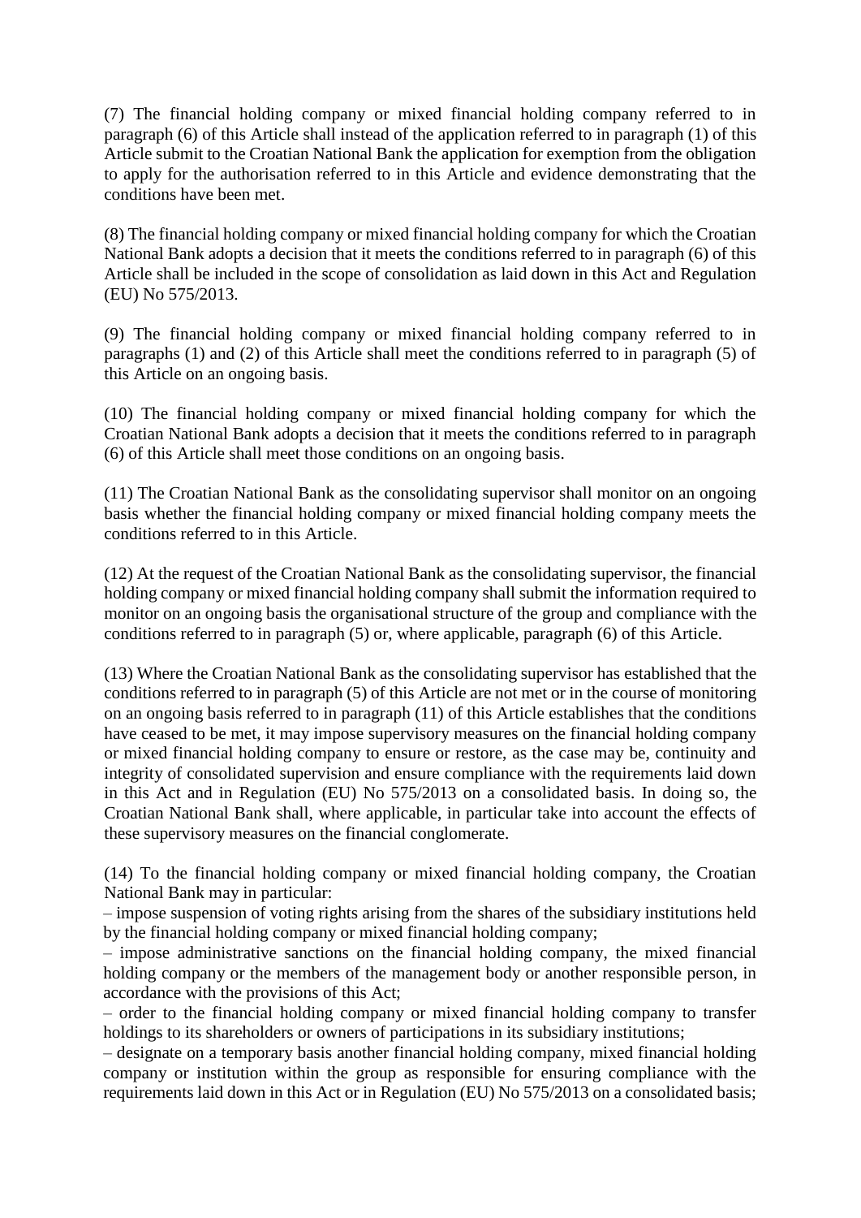(7) The financial holding company or mixed financial holding company referred to in paragraph (6) of this Article shall instead of the application referred to in paragraph (1) of this Article submit to the Croatian National Bank the application for exemption from the obligation to apply for the authorisation referred to in this Article and evidence demonstrating that the conditions have been met.

(8) The financial holding company or mixed financial holding company for which the Croatian National Bank adopts a decision that it meets the conditions referred to in paragraph (6) of this Article shall be included in the scope of consolidation as laid down in this Act and Regulation (EU) No 575/2013.

(9) The financial holding company or mixed financial holding company referred to in paragraphs (1) and (2) of this Article shall meet the conditions referred to in paragraph (5) of this Article on an ongoing basis.

(10) The financial holding company or mixed financial holding company for which the Croatian National Bank adopts a decision that it meets the conditions referred to in paragraph (6) of this Article shall meet those conditions on an ongoing basis.

(11) The Croatian National Bank as the consolidating supervisor shall monitor on an ongoing basis whether the financial holding company or mixed financial holding company meets the conditions referred to in this Article.

(12) At the request of the Croatian National Bank as the consolidating supervisor, the financial holding company or mixed financial holding company shall submit the information required to monitor on an ongoing basis the organisational structure of the group and compliance with the conditions referred to in paragraph (5) or, where applicable, paragraph (6) of this Article.

(13) Where the Croatian National Bank as the consolidating supervisor has established that the conditions referred to in paragraph (5) of this Article are not met or in the course of monitoring on an ongoing basis referred to in paragraph (11) of this Article establishes that the conditions have ceased to be met, it may impose supervisory measures on the financial holding company or mixed financial holding company to ensure or restore, as the case may be, continuity and integrity of consolidated supervision and ensure compliance with the requirements laid down in this Act and in Regulation (EU) No 575/2013 on a consolidated basis. In doing so, the Croatian National Bank shall, where applicable, in particular take into account the effects of these supervisory measures on the financial conglomerate.

(14) To the financial holding company or mixed financial holding company, the Croatian National Bank may in particular:

– impose suspension of voting rights arising from the shares of the subsidiary institutions held by the financial holding company or mixed financial holding company;

– impose administrative sanctions on the financial holding company, the mixed financial holding company or the members of the management body or another responsible person, in accordance with the provisions of this Act;

– order to the financial holding company or mixed financial holding company to transfer holdings to its shareholders or owners of participations in its subsidiary institutions;

– designate on a temporary basis another financial holding company, mixed financial holding company or institution within the group as responsible for ensuring compliance with the requirements laid down in this Act or in Regulation (EU) No 575/2013 on a consolidated basis;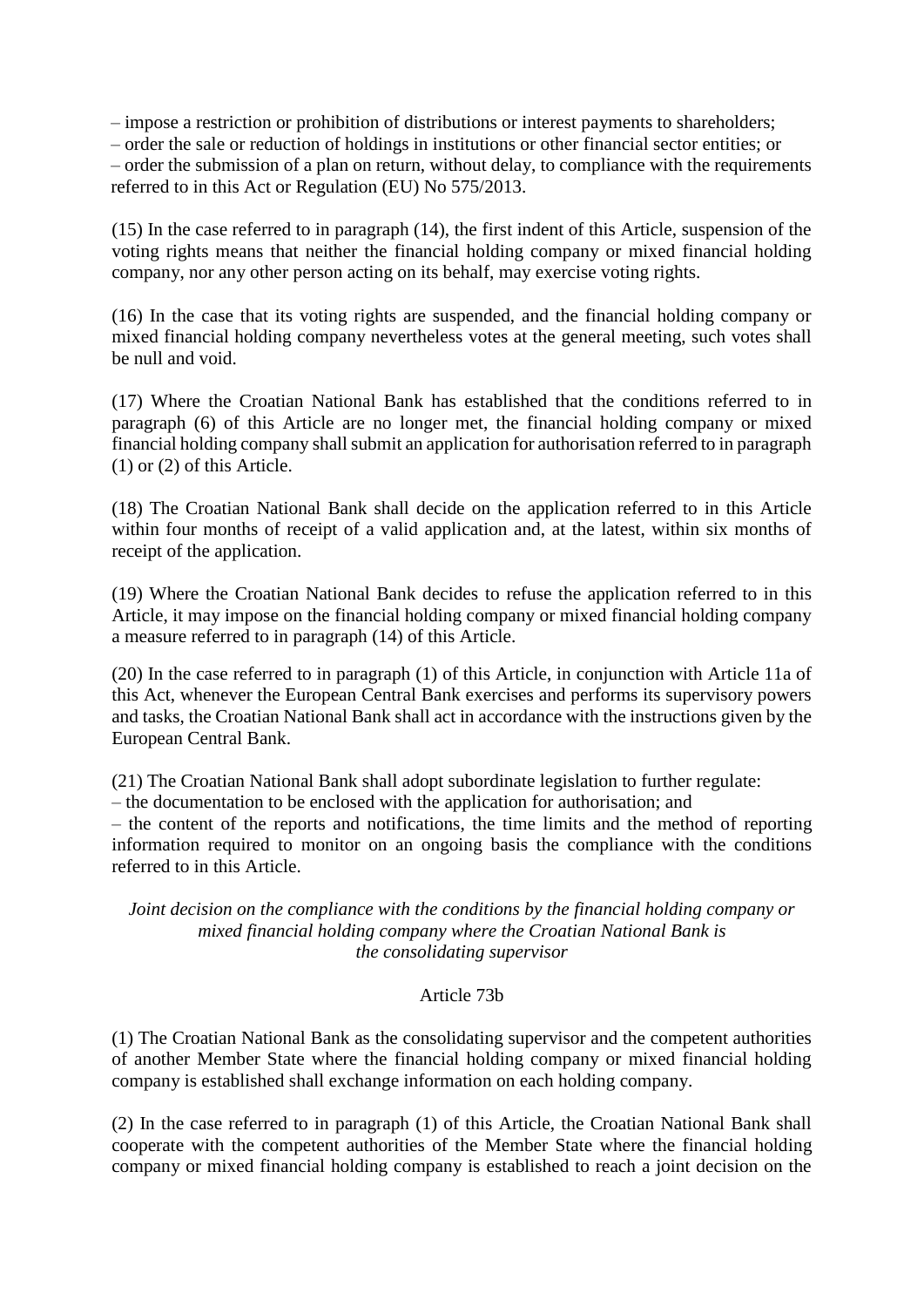– impose a restriction or prohibition of distributions or interest payments to shareholders;
– order the sale or reduction of holdings in institutions or other financial sector entities; or
– order the submission of a plan on return, without delay, to compliance with the requirements referred to in this Act or Regulation (EU) No 575/2013.

(15) In the case referred to in paragraph (14), the first indent of this Article, suspension of the voting rights means that neither the financial holding company or mixed financial holding company, nor any other person acting on its behalf, may exercise voting rights.

(16) In the case that its voting rights are suspended, and the financial holding company or mixed financial holding company nevertheless votes at the general meeting, such votes shall be null and void.

(17) Where the Croatian National Bank has established that the conditions referred to in paragraph (6) of this Article are no longer met, the financial holding company or mixed financial holding company shall submit an application for authorisation referred to in paragraph (1) or (2) of this Article.

(18) The Croatian National Bank shall decide on the application referred to in this Article within four months of receipt of a valid application and, at the latest, within six months of receipt of the application.

(19) Where the Croatian National Bank decides to refuse the application referred to in this Article, it may impose on the financial holding company or mixed financial holding company a measure referred to in paragraph (14) of this Article.

(20) In the case referred to in paragraph (1) of this Article, in conjunction with Article 11a of this Act, whenever the European Central Bank exercises and performs its supervisory powers and tasks, the Croatian National Bank shall act in accordance with the instructions given by the European Central Bank.

(21) The Croatian National Bank shall adopt subordinate legislation to further regulate:
– the documentation to be enclosed with the application for authorisation; and
– the content of the reports and notifications, the time limits and the method of reporting information required to monitor on an ongoing basis the compliance with the conditions referred to in this Article.

*Joint decision on the compliance with the conditions by the financial holding company or mixed financial holding company where the Croatian National Bank is the consolidating supervisor*

Article 73b

(1) The Croatian National Bank as the consolidating supervisor and the competent authorities of another Member State where the financial holding company or mixed financial holding company is established shall exchange information on each holding company.

(2) In the case referred to in paragraph (1) of this Article, the Croatian National Bank shall cooperate with the competent authorities of the Member State where the financial holding company or mixed financial holding company is established to reach a joint decision on the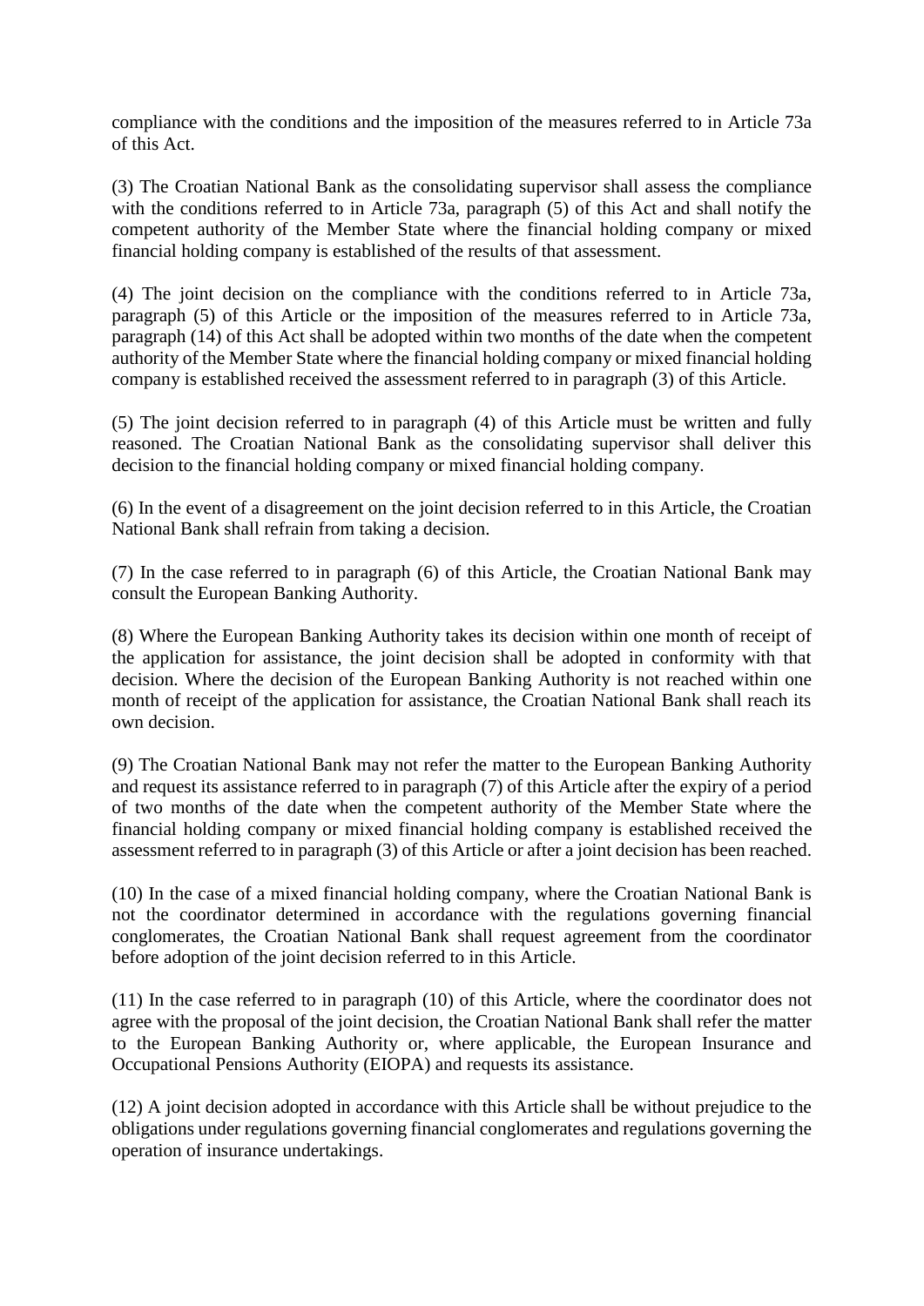compliance with the conditions and the imposition of the measures referred to in Article 73a of this Act.

(3) The Croatian National Bank as the consolidating supervisor shall assess the compliance with the conditions referred to in Article 73a, paragraph (5) of this Act and shall notify the competent authority of the Member State where the financial holding company or mixed financial holding company is established of the results of that assessment.

(4) The joint decision on the compliance with the conditions referred to in Article 73a, paragraph (5) of this Article or the imposition of the measures referred to in Article 73a, paragraph (14) of this Act shall be adopted within two months of the date when the competent authority of the Member State where the financial holding company or mixed financial holding company is established received the assessment referred to in paragraph (3) of this Article.

(5) The joint decision referred to in paragraph (4) of this Article must be written and fully reasoned. The Croatian National Bank as the consolidating supervisor shall deliver this decision to the financial holding company or mixed financial holding company.

(6) In the event of a disagreement on the joint decision referred to in this Article, the Croatian National Bank shall refrain from taking a decision.

(7) In the case referred to in paragraph (6) of this Article, the Croatian National Bank may consult the European Banking Authority.

(8) Where the European Banking Authority takes its decision within one month of receipt of the application for assistance, the joint decision shall be adopted in conformity with that decision. Where the decision of the European Banking Authority is not reached within one month of receipt of the application for assistance, the Croatian National Bank shall reach its own decision.

(9) The Croatian National Bank may not refer the matter to the European Banking Authority and request its assistance referred to in paragraph (7) of this Article after the expiry of a period of two months of the date when the competent authority of the Member State where the financial holding company or mixed financial holding company is established received the assessment referred to in paragraph (3) of this Article or after a joint decision has been reached.

(10) In the case of a mixed financial holding company, where the Croatian National Bank is not the coordinator determined in accordance with the regulations governing financial conglomerates, the Croatian National Bank shall request agreement from the coordinator before adoption of the joint decision referred to in this Article.

(11) In the case referred to in paragraph (10) of this Article, where the coordinator does not agree with the proposal of the joint decision, the Croatian National Bank shall refer the matter to the European Banking Authority or, where applicable, the European Insurance and Occupational Pensions Authority (EIOPA) and requests its assistance.

(12) A joint decision adopted in accordance with this Article shall be without prejudice to the obligations under regulations governing financial conglomerates and regulations governing the operation of insurance undertakings.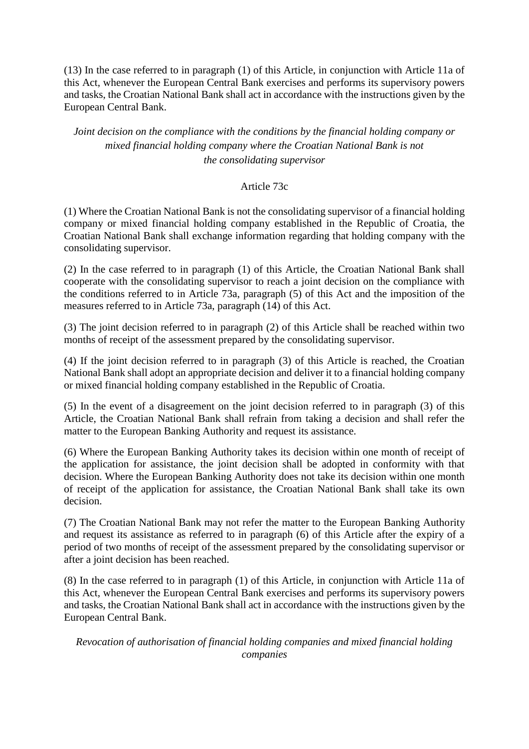(13) In the case referred to in paragraph (1) of this Article, in conjunction with Article 11a of this Act, whenever the European Central Bank exercises and performs its supervisory powers and tasks, the Croatian National Bank shall act in accordance with the instructions given by the European Central Bank.

*Joint decision on the compliance with the conditions by the financial holding company or mixed financial holding company where the Croatian National Bank is not the consolidating supervisor*

Article 73c

(1) Where the Croatian National Bank is not the consolidating supervisor of a financial holding company or mixed financial holding company established in the Republic of Croatia, the Croatian National Bank shall exchange information regarding that holding company with the consolidating supervisor.

(2) In the case referred to in paragraph (1) of this Article, the Croatian National Bank shall cooperate with the consolidating supervisor to reach a joint decision on the compliance with the conditions referred to in Article 73a, paragraph (5) of this Act and the imposition of the measures referred to in Article 73a, paragraph (14) of this Act.

(3) The joint decision referred to in paragraph (2) of this Article shall be reached within two months of receipt of the assessment prepared by the consolidating supervisor.

(4) If the joint decision referred to in paragraph (3) of this Article is reached, the Croatian National Bank shall adopt an appropriate decision and deliver it to a financial holding company or mixed financial holding company established in the Republic of Croatia.

(5) In the event of a disagreement on the joint decision referred to in paragraph (3) of this Article, the Croatian National Bank shall refrain from taking a decision and shall refer the matter to the European Banking Authority and request its assistance.

(6) Where the European Banking Authority takes its decision within one month of receipt of the application for assistance, the joint decision shall be adopted in conformity with that decision. Where the European Banking Authority does not take its decision within one month of receipt of the application for assistance, the Croatian National Bank shall take its own decision.

(7) The Croatian National Bank may not refer the matter to the European Banking Authority and request its assistance as referred to in paragraph (6) of this Article after the expiry of a period of two months of receipt of the assessment prepared by the consolidating supervisor or after a joint decision has been reached.

(8) In the case referred to in paragraph (1) of this Article, in conjunction with Article 11a of this Act, whenever the European Central Bank exercises and performs its supervisory powers and tasks, the Croatian National Bank shall act in accordance with the instructions given by the European Central Bank.

*Revocation of authorisation of financial holding companies and mixed financial holding companies*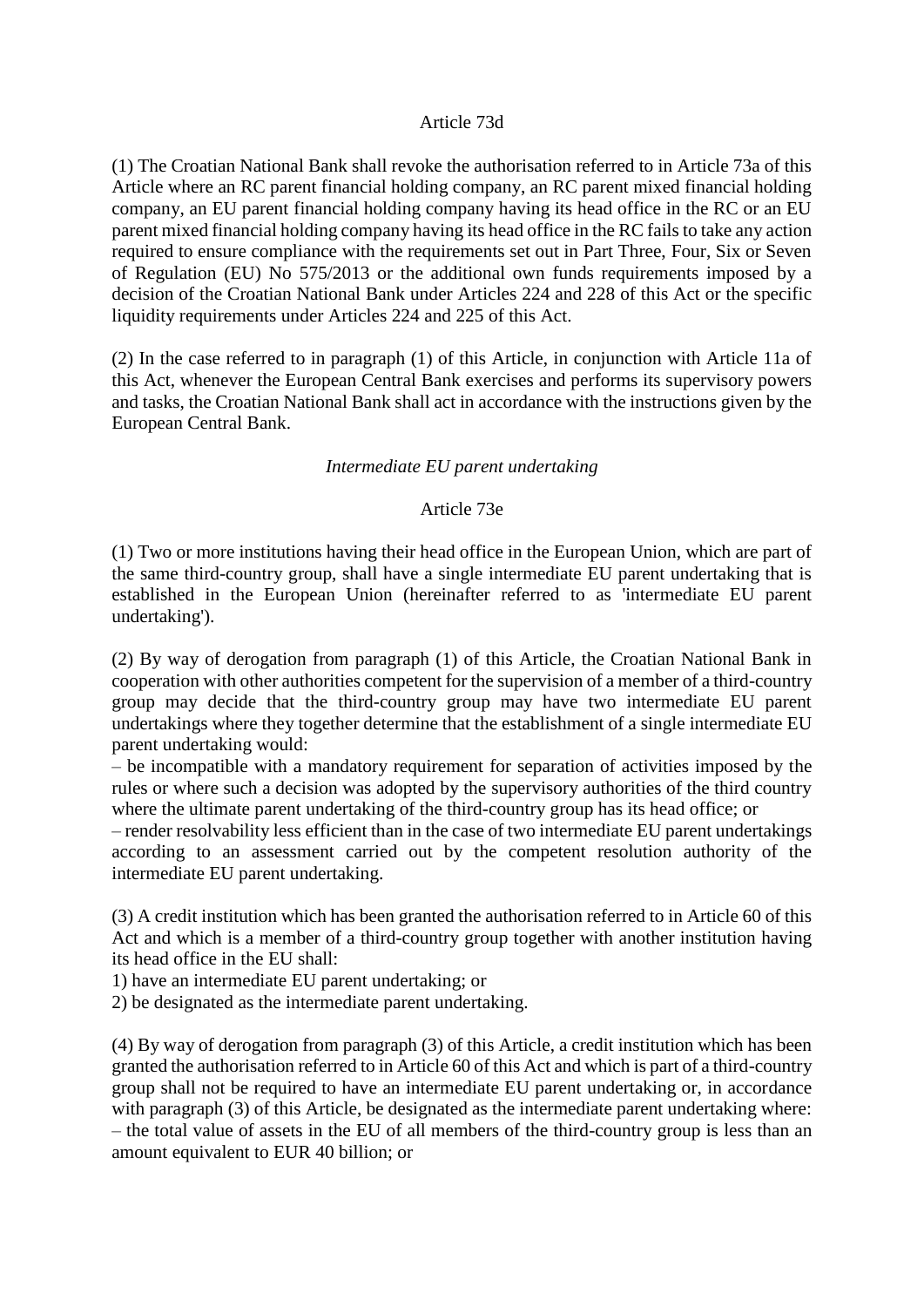Article 73d

(1) The Croatian National Bank shall revoke the authorisation referred to in Article 73a of this Article where an RC parent financial holding company, an RC parent mixed financial holding company, an EU parent financial holding company having its head office in the RC or an EU parent mixed financial holding company having its head office in the RC fails to take any action required to ensure compliance with the requirements set out in Part Three, Four, Six or Seven of Regulation (EU) No 575/2013 or the additional own funds requirements imposed by a decision of the Croatian National Bank under Articles 224 and 228 of this Act or the specific liquidity requirements under Articles 224 and 225 of this Act.

(2) In the case referred to in paragraph (1) of this Article, in conjunction with Article 11a of this Act, whenever the European Central Bank exercises and performs its supervisory powers and tasks, the Croatian National Bank shall act in accordance with the instructions given by the European Central Bank.

*Intermediate EU parent undertaking*

Article 73e

(1) Two or more institutions having their head office in the European Union, which are part of the same third-country group, shall have a single intermediate EU parent undertaking that is established in the European Union (hereinafter referred to as 'intermediate EU parent undertaking').

(2) By way of derogation from paragraph (1) of this Article, the Croatian National Bank in cooperation with other authorities competent for the supervision of a member of a third-country group may decide that the third-country group may have two intermediate EU parent undertakings where they together determine that the establishment of a single intermediate EU parent undertaking would:
– be incompatible with a mandatory requirement for separation of activities imposed by the rules or where such a decision was adopted by the supervisory authorities of the third country where the ultimate parent undertaking of the third-country group has its head office; or
– render resolvability less efficient than in the case of two intermediate EU parent undertakings according to an assessment carried out by the competent resolution authority of the intermediate EU parent undertaking.

(3) A credit institution which has been granted the authorisation referred to in Article 60 of this Act and which is a member of a third-country group together with another institution having its head office in the EU shall:
1) have an intermediate EU parent undertaking; or
2) be designated as the intermediate parent undertaking.

(4) By way of derogation from paragraph (3) of this Article, a credit institution which has been granted the authorisation referred to in Article 60 of this Act and which is part of a third-country group shall not be required to have an intermediate EU parent undertaking or, in accordance with paragraph (3) of this Article, be designated as the intermediate parent undertaking where:
– the total value of assets in the EU of all members of the third-country group is less than an amount equivalent to EUR 40 billion; or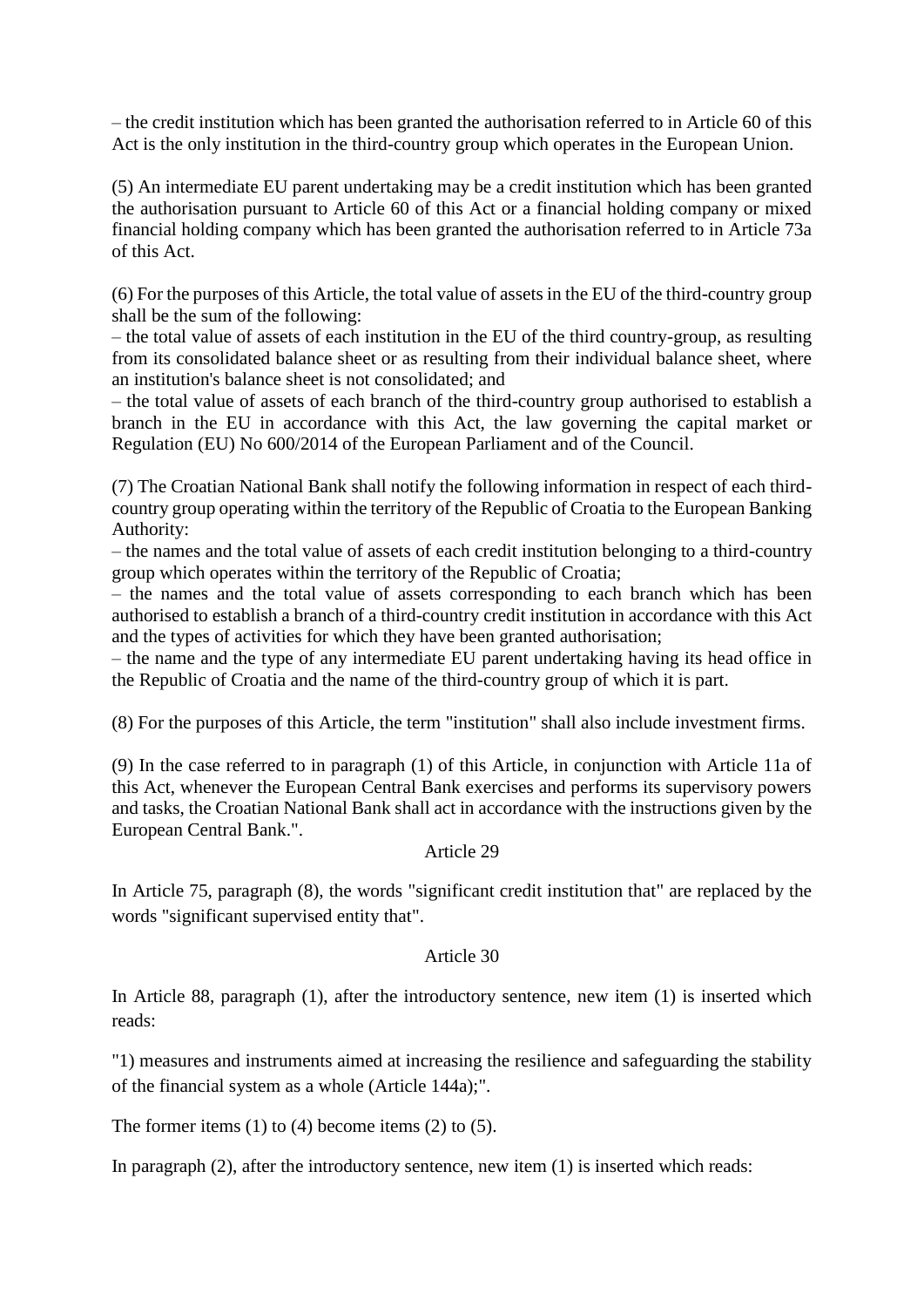– the credit institution which has been granted the authorisation referred to in Article 60 of this Act is the only institution in the third-country group which operates in the European Union.

(5) An intermediate EU parent undertaking may be a credit institution which has been granted the authorisation pursuant to Article 60 of this Act or a financial holding company or mixed financial holding company which has been granted the authorisation referred to in Article 73a of this Act.

(6) For the purposes of this Article, the total value of assets in the EU of the third-country group shall be the sum of the following:
– the total value of assets of each institution in the EU of the third country-group, as resulting from its consolidated balance sheet or as resulting from their individual balance sheet, where an institution's balance sheet is not consolidated; and
– the total value of assets of each branch of the third-country group authorised to establish a branch in the EU in accordance with this Act, the law governing the capital market or Regulation (EU) No 600/2014 of the European Parliament and of the Council.

(7) The Croatian National Bank shall notify the following information in respect of each third-country group operating within the territory of the Republic of Croatia to the European Banking Authority:
– the names and the total value of assets of each credit institution belonging to a third-country group which operates within the territory of the Republic of Croatia;
– the names and the total value of assets corresponding to each branch which has been authorised to establish a branch of a third-country credit institution in accordance with this Act and the types of activities for which they have been granted authorisation;
– the name and the type of any intermediate EU parent undertaking having its head office in the Republic of Croatia and the name of the third-country group of which it is part.

(8) For the purposes of this Article, the term "institution" shall also include investment firms.

(9) In the case referred to in paragraph (1) of this Article, in conjunction with Article 11a of this Act, whenever the European Central Bank exercises and performs its supervisory powers and tasks, the Croatian National Bank shall act in accordance with the instructions given by the European Central Bank.".

Article 29

In Article 75, paragraph (8), the words "significant credit institution that" are replaced by the words "significant supervised entity that".

Article 30

In Article 88, paragraph (1), after the introductory sentence, new item (1) is inserted which reads:

"1) measures and instruments aimed at increasing the resilience and safeguarding the stability of the financial system as a whole (Article 144a);".

The former items (1) to (4) become items (2) to (5).

In paragraph (2), after the introductory sentence, new item (1) is inserted which reads: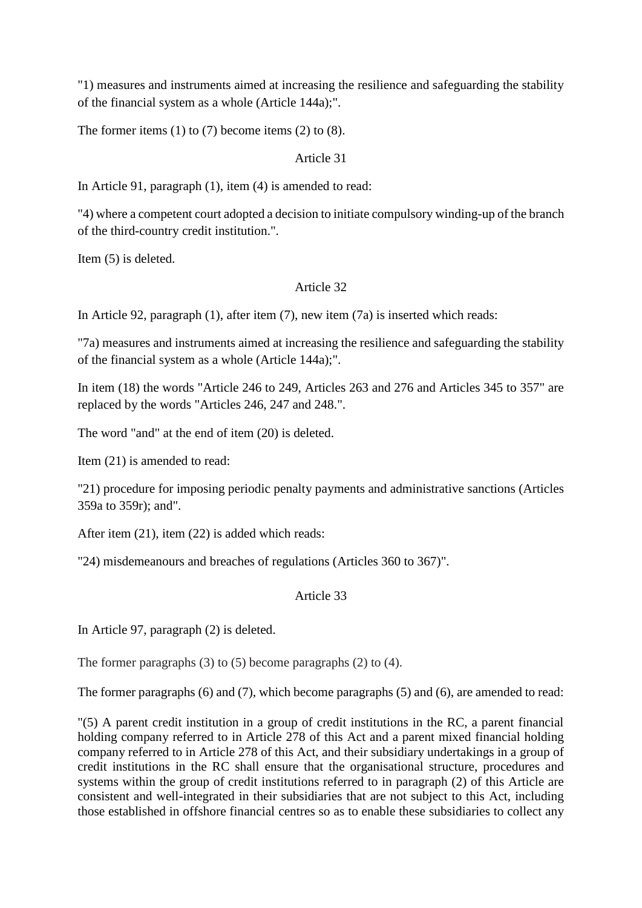"1) measures and instruments aimed at increasing the resilience and safeguarding the stability of the financial system as a whole (Article 144a);".

The former items (1) to (7) become items (2) to (8).

Article 31

In Article 91, paragraph (1), item (4) is amended to read:

"4) where a competent court adopted a decision to initiate compulsory winding-up of the branch of the third-country credit institution.".

Item (5) is deleted.

Article 32

In Article 92, paragraph (1), after item (7), new item (7a) is inserted which reads:

"7a) measures and instruments aimed at increasing the resilience and safeguarding the stability of the financial system as a whole (Article 144a);".

In item (18) the words "Article 246 to 249, Articles 263 and 276 and Articles 345 to 357" are replaced by the words "Articles 246, 247 and 248.".

The word "and" at the end of item (20) is deleted.

Item (21) is amended to read:

"21) procedure for imposing periodic penalty payments and administrative sanctions (Articles 359a to 359r); and".

After item (21), item (22) is added which reads:

"24) misdemeanours and breaches of regulations (Articles 360 to 367)".

Article 33

In Article 97, paragraph (2) is deleted.

The former paragraphs (3) to (5) become paragraphs (2) to (4).

The former paragraphs (6) and (7), which become paragraphs (5) and (6), are amended to read:

"(5) A parent credit institution in a group of credit institutions in the RC, a parent financial holding company referred to in Article 278 of this Act and a parent mixed financial holding company referred to in Article 278 of this Act, and their subsidiary undertakings in a group of credit institutions in the RC shall ensure that the organisational structure, procedures and systems within the group of credit institutions referred to in paragraph (2) of this Article are consistent and well-integrated in their subsidiaries that are not subject to this Act, including those established in offshore financial centres so as to enable these subsidiaries to collect any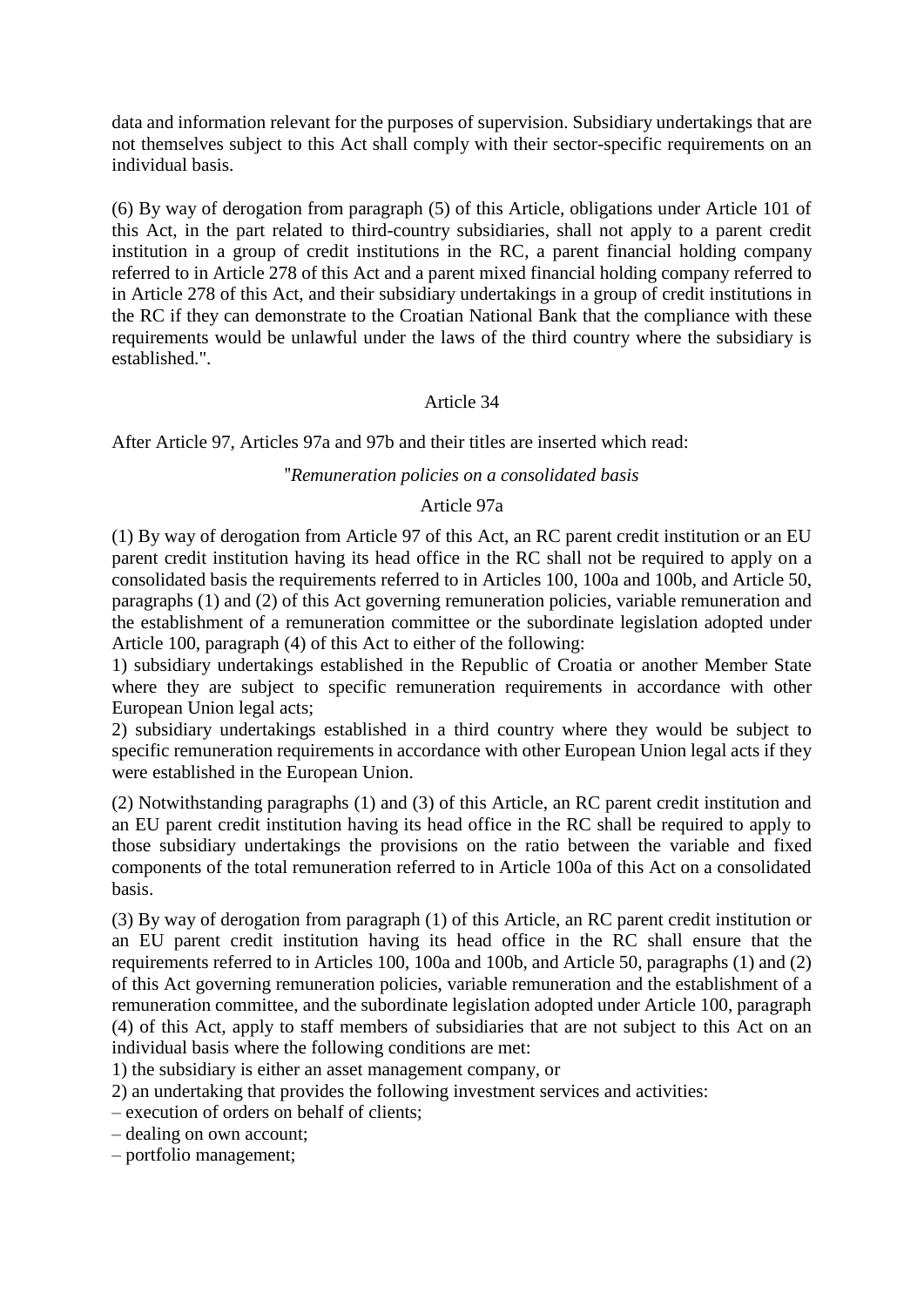data and information relevant for the purposes of supervision. Subsidiary undertakings that are not themselves subject to this Act shall comply with their sector-specific requirements on an individual basis.

(6) By way of derogation from paragraph (5) of this Article, obligations under Article 101 of this Act, in the part related to third-country subsidiaries, shall not apply to a parent credit institution in a group of credit institutions in the RC, a parent financial holding company referred to in Article 278 of this Act and a parent mixed financial holding company referred to in Article 278 of this Act, and their subsidiary undertakings in a group of credit institutions in the RC if they can demonstrate to the Croatian National Bank that the compliance with these requirements would be unlawful under the laws of the third country where the subsidiary is established.".

Article 34

After Article 97, Articles 97a and 97b and their titles are inserted which read:

"*Remuneration policies on a consolidated basis*

Article 97a

(1) By way of derogation from Article 97 of this Act, an RC parent credit institution or an EU parent credit institution having its head office in the RC shall not be required to apply on a consolidated basis the requirements referred to in Articles 100, 100a and 100b, and Article 50, paragraphs (1) and (2) of this Act governing remuneration policies, variable remuneration and the establishment of a remuneration committee or the subordinate legislation adopted under Article 100, paragraph (4) of this Act to either of the following:
1) subsidiary undertakings established in the Republic of Croatia or another Member State where they are subject to specific remuneration requirements in accordance with other European Union legal acts;
2) subsidiary undertakings established in a third country where they would be subject to specific remuneration requirements in accordance with other European Union legal acts if they were established in the European Union.

(2) Notwithstanding paragraphs (1) and (3) of this Article, an RC parent credit institution and an EU parent credit institution having its head office in the RC shall be required to apply to those subsidiary undertakings the provisions on the ratio between the variable and fixed components of the total remuneration referred to in Article 100a of this Act on a consolidated basis.

(3) By way of derogation from paragraph (1) of this Article, an RC parent credit institution or an EU parent credit institution having its head office in the RC shall ensure that the requirements referred to in Articles 100, 100a and 100b, and Article 50, paragraphs (1) and (2) of this Act governing remuneration policies, variable remuneration and the establishment of a remuneration committee, and the subordinate legislation adopted under Article 100, paragraph (4) of this Act, apply to staff members of subsidiaries that are not subject to this Act on an individual basis where the following conditions are met:
1) the subsidiary is either an asset management company, or
2) an undertaking that provides the following investment services and activities:
– execution of orders on behalf of clients;
– dealing on own account;
– portfolio management;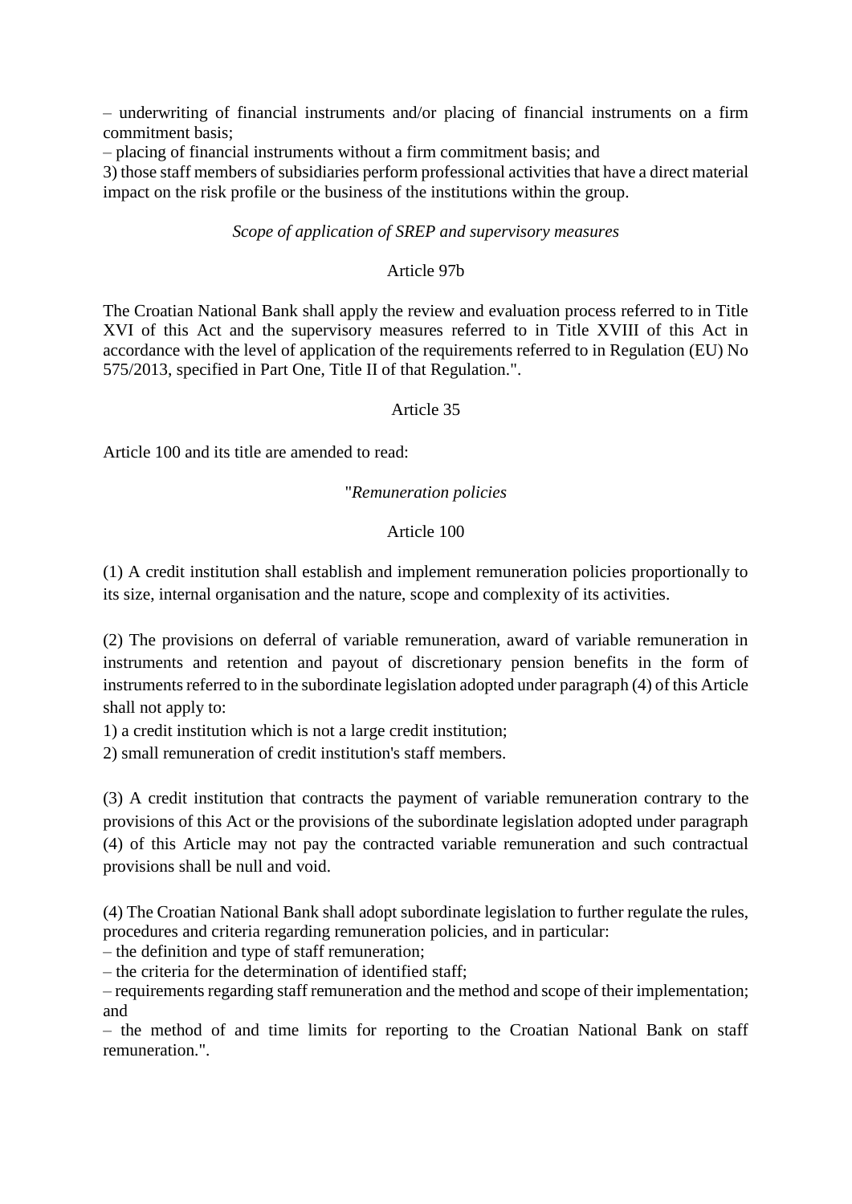– underwriting of financial instruments and/or placing of financial instruments on a firm commitment basis;
– placing of financial instruments without a firm commitment basis; and
3) those staff members of subsidiaries perform professional activities that have a direct material impact on the risk profile or the business of the institutions within the group.

*Scope of application of SREP and supervisory measures*

Article 97b

The Croatian National Bank shall apply the review and evaluation process referred to in Title XVI of this Act and the supervisory measures referred to in Title XVIII of this Act in accordance with the level of application of the requirements referred to in Regulation (EU) No 575/2013, specified in Part One, Title II of that Regulation.".

Article 35

Article 100 and its title are amended to read:

"*Remuneration policies*

Article 100

(1) A credit institution shall establish and implement remuneration policies proportionally to its size, internal organisation and the nature, scope and complexity of its activities.

(2) The provisions on deferral of variable remuneration, award of variable remuneration in instruments and retention and payout of discretionary pension benefits in the form of instruments referred to in the subordinate legislation adopted under paragraph (4) of this Article shall not apply to:
1) a credit institution which is not a large credit institution;
2) small remuneration of credit institution's staff members.

(3) A credit institution that contracts the payment of variable remuneration contrary to the provisions of this Act or the provisions of the subordinate legislation adopted under paragraph (4) of this Article may not pay the contracted variable remuneration and such contractual provisions shall be null and void.

(4) The Croatian National Bank shall adopt subordinate legislation to further regulate the rules, procedures and criteria regarding remuneration policies, and in particular:
– the definition and type of staff remuneration;
– the criteria for the determination of identified staff;
– requirements regarding staff remuneration and the method and scope of their implementation; and
– the method of and time limits for reporting to the Croatian National Bank on staff remuneration.".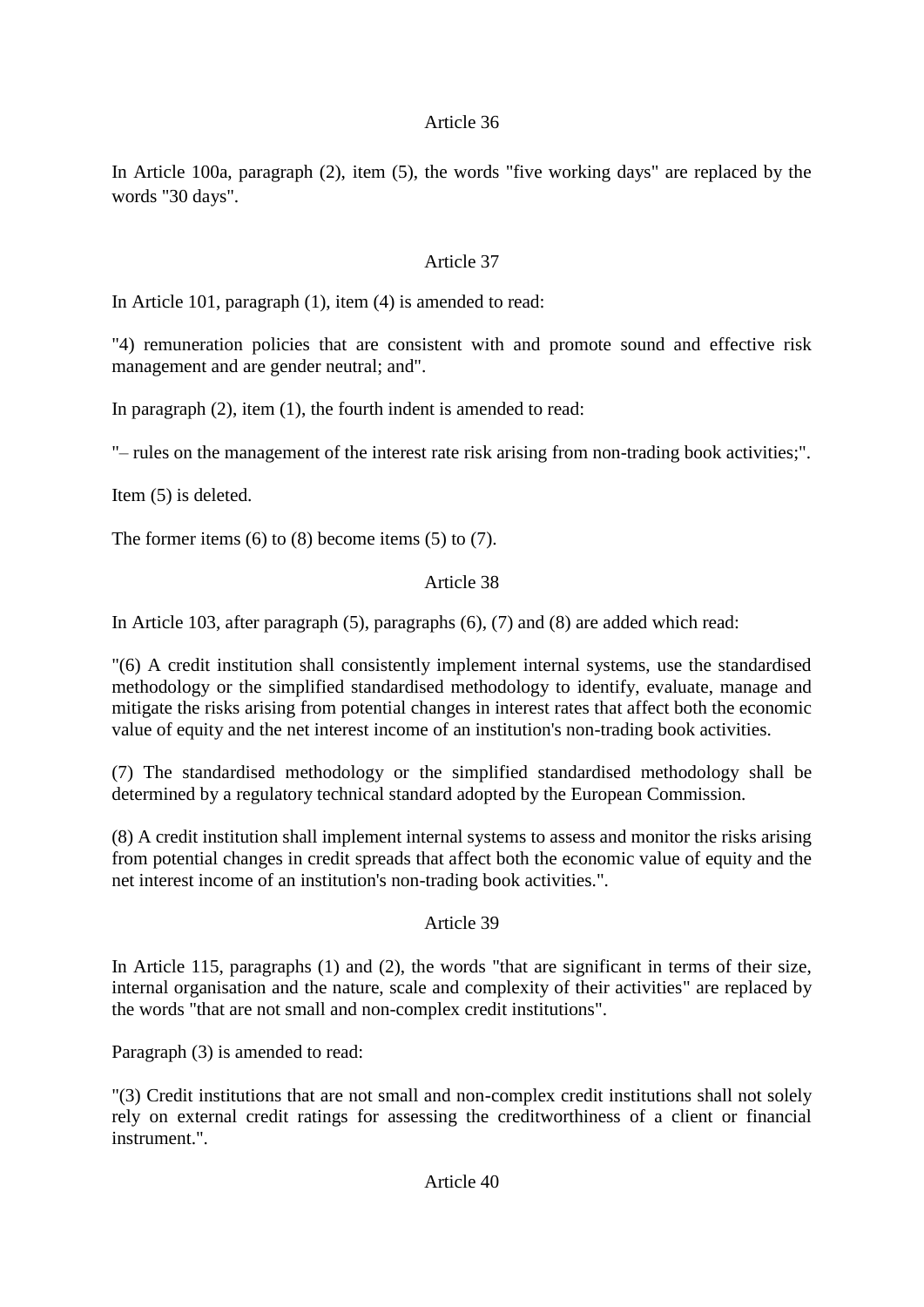Article 36

In Article 100a, paragraph (2), item (5), the words "five working days" are replaced by the words "30 days".

Article 37

In Article 101, paragraph (1), item (4) is amended to read:

"4) remuneration policies that are consistent with and promote sound and effective risk management and are gender neutral; and".

In paragraph (2), item (1), the fourth indent is amended to read:

"– rules on the management of the interest rate risk arising from non-trading book activities;".

Item (5) is deleted.

The former items (6) to (8) become items (5) to (7).

Article 38

In Article 103, after paragraph (5), paragraphs (6), (7) and (8) are added which read:

"(6) A credit institution shall consistently implement internal systems, use the standardised methodology or the simplified standardised methodology to identify, evaluate, manage and mitigate the risks arising from potential changes in interest rates that affect both the economic value of equity and the net interest income of an institution's non-trading book activities.

(7) The standardised methodology or the simplified standardised methodology shall be determined by a regulatory technical standard adopted by the European Commission.

(8) A credit institution shall implement internal systems to assess and monitor the risks arising from potential changes in credit spreads that affect both the economic value of equity and the net interest income of an institution's non-trading book activities.".

Article 39

In Article 115, paragraphs (1) and (2), the words "that are significant in terms of their size, internal organisation and the nature, scale and complexity of their activities" are replaced by the words "that are not small and non-complex credit institutions".

Paragraph (3) is amended to read:

"(3) Credit institutions that are not small and non-complex credit institutions shall not solely rely on external credit ratings for assessing the creditworthiness of a client or financial instrument.".

Article 40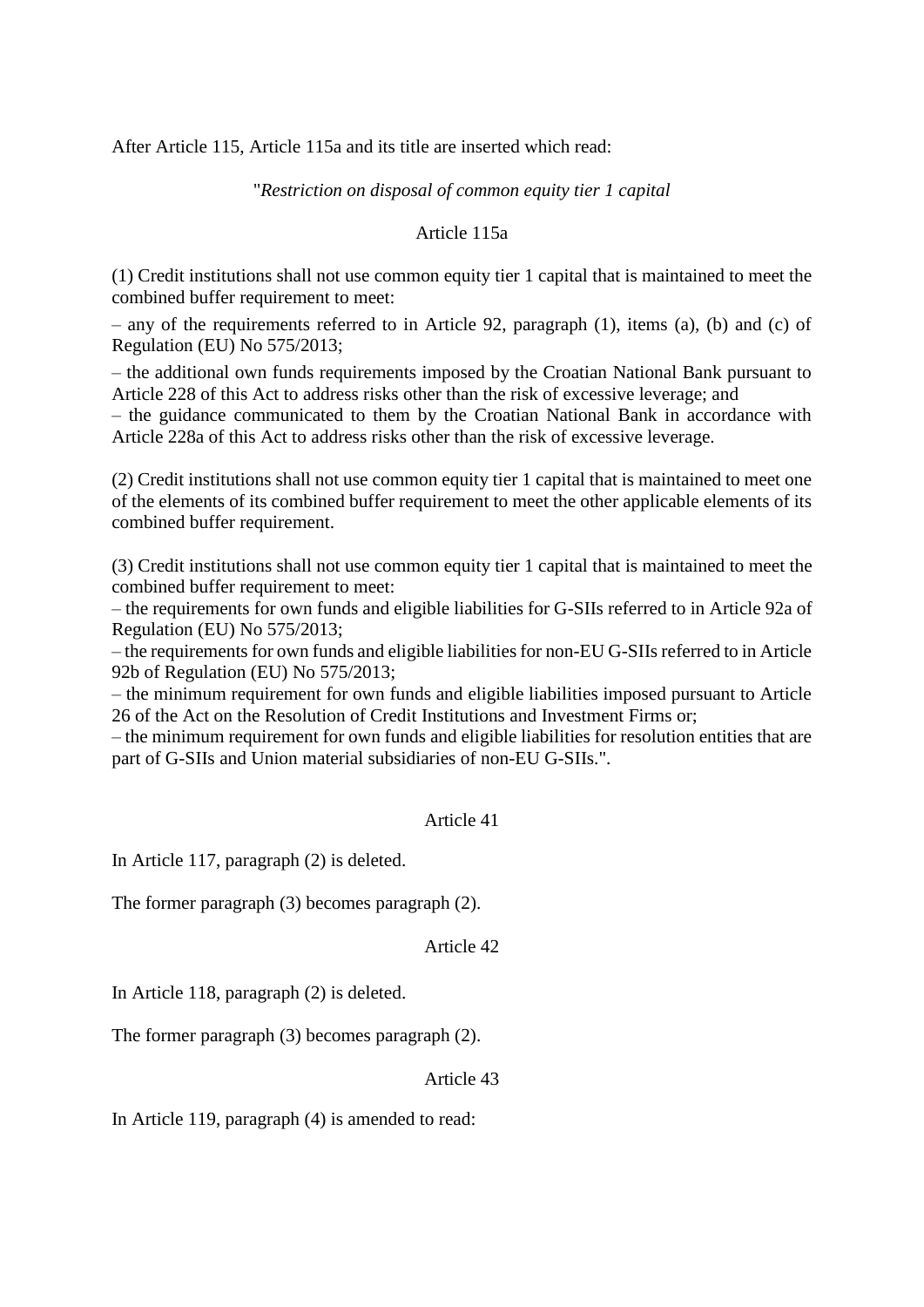After Article 115, Article 115a and its title are inserted which read:

"*Restriction on disposal of common equity tier 1 capital*

Article 115a

(1) Credit institutions shall not use common equity tier 1 capital that is maintained to meet the combined buffer requirement to meet:

– any of the requirements referred to in Article 92, paragraph (1), items (a), (b) and (c) of Regulation (EU) No 575/2013;

– the additional own funds requirements imposed by the Croatian National Bank pursuant to Article 228 of this Act to address risks other than the risk of excessive leverage; and

– the guidance communicated to them by the Croatian National Bank in accordance with Article 228a of this Act to address risks other than the risk of excessive leverage.

(2) Credit institutions shall not use common equity tier 1 capital that is maintained to meet one of the elements of its combined buffer requirement to meet the other applicable elements of its combined buffer requirement.

(3) Credit institutions shall not use common equity tier 1 capital that is maintained to meet the combined buffer requirement to meet:

– the requirements for own funds and eligible liabilities for G-SIIs referred to in Article 92a of Regulation (EU) No 575/2013;

– the requirements for own funds and eligible liabilities for non-EU G-SIIs referred to in Article 92b of Regulation (EU) No 575/2013;

– the minimum requirement for own funds and eligible liabilities imposed pursuant to Article 26 of the Act on the Resolution of Credit Institutions and Investment Firms or;

– the minimum requirement for own funds and eligible liabilities for resolution entities that are part of G-SIIs and Union material subsidiaries of non-EU G-SIIs.".

Article 41

In Article 117, paragraph (2) is deleted.

The former paragraph (3) becomes paragraph (2).

Article 42

In Article 118, paragraph (2) is deleted.

The former paragraph (3) becomes paragraph (2).

Article 43

In Article 119, paragraph (4) is amended to read: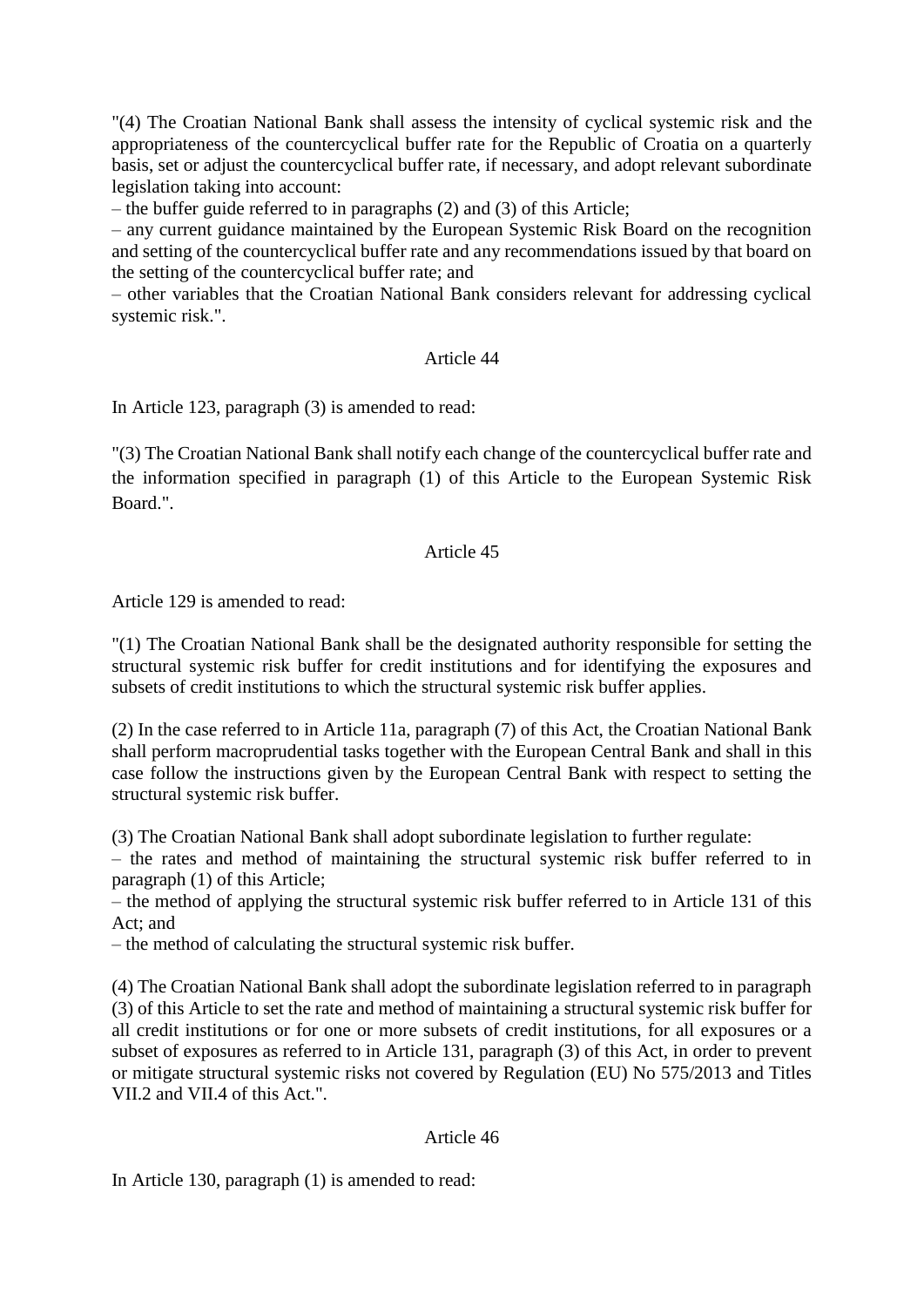"(4) The Croatian National Bank shall assess the intensity of cyclical systemic risk and the appropriateness of the countercyclical buffer rate for the Republic of Croatia on a quarterly basis, set or adjust the countercyclical buffer rate, if necessary, and adopt relevant subordinate legislation taking into account:

– the buffer guide referred to in paragraphs (2) and (3) of this Article;

– any current guidance maintained by the European Systemic Risk Board on the recognition and setting of the countercyclical buffer rate and any recommendations issued by that board on the setting of the countercyclical buffer rate; and

– other variables that the Croatian National Bank considers relevant for addressing cyclical systemic risk.".

Article 44

In Article 123, paragraph (3) is amended to read:

"(3) The Croatian National Bank shall notify each change of the countercyclical buffer rate and the information specified in paragraph (1) of this Article to the European Systemic Risk Board.".

Article 45

Article 129 is amended to read:

"(1) The Croatian National Bank shall be the designated authority responsible for setting the structural systemic risk buffer for credit institutions and for identifying the exposures and subsets of credit institutions to which the structural systemic risk buffer applies.

(2) In the case referred to in Article 11a, paragraph (7) of this Act, the Croatian National Bank shall perform macroprudential tasks together with the European Central Bank and shall in this case follow the instructions given by the European Central Bank with respect to setting the structural systemic risk buffer.

(3) The Croatian National Bank shall adopt subordinate legislation to further regulate:

– the rates and method of maintaining the structural systemic risk buffer referred to in paragraph (1) of this Article;

– the method of applying the structural systemic risk buffer referred to in Article 131 of this Act; and

– the method of calculating the structural systemic risk buffer.

(4) The Croatian National Bank shall adopt the subordinate legislation referred to in paragraph (3) of this Article to set the rate and method of maintaining a structural systemic risk buffer for all credit institutions or for one or more subsets of credit institutions, for all exposures or a subset of exposures as referred to in Article 131, paragraph (3) of this Act, in order to prevent or mitigate structural systemic risks not covered by Regulation (EU) No 575/2013 and Titles VII.2 and VII.4 of this Act.".

Article 46

In Article 130, paragraph (1) is amended to read: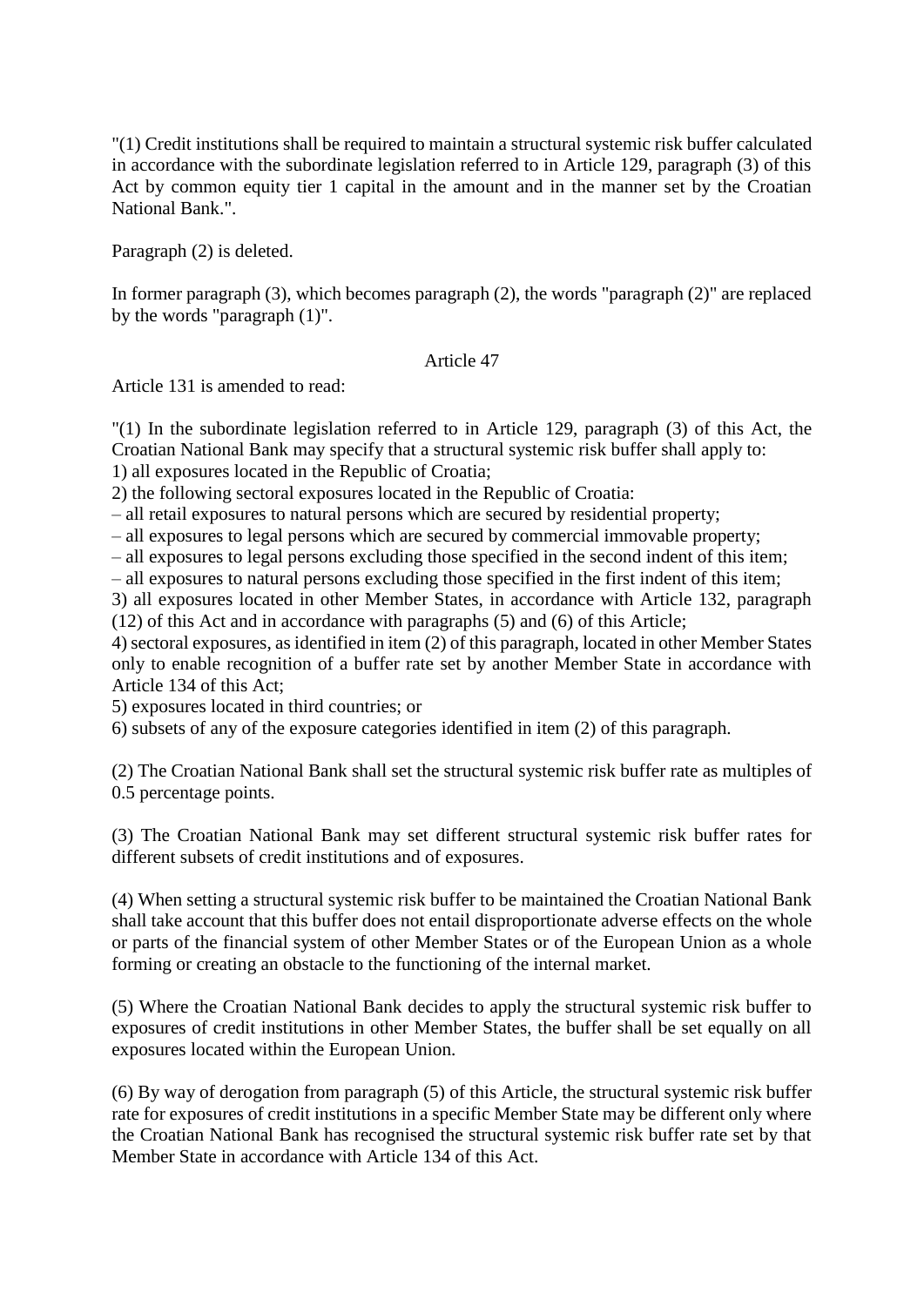"(1) Credit institutions shall be required to maintain a structural systemic risk buffer calculated in accordance with the subordinate legislation referred to in Article 129, paragraph (3) of this Act by common equity tier 1 capital in the amount and in the manner set by the Croatian National Bank.".

Paragraph (2) is deleted.

In former paragraph (3), which becomes paragraph (2), the words "paragraph (2)" are replaced by the words "paragraph (1)".

Article 47

Article 131 is amended to read:

"(1) In the subordinate legislation referred to in Article 129, paragraph (3) of this Act, the Croatian National Bank may specify that a structural systemic risk buffer shall apply to:
1) all exposures located in the Republic of Croatia;
2) the following sectoral exposures located in the Republic of Croatia:
– all retail exposures to natural persons which are secured by residential property;
– all exposures to legal persons which are secured by commercial immovable property;
– all exposures to legal persons excluding those specified in the second indent of this item;
– all exposures to natural persons excluding those specified in the first indent of this item;
3) all exposures located in other Member States, in accordance with Article 132, paragraph (12) of this Act and in accordance with paragraphs (5) and (6) of this Article;
4) sectoral exposures, as identified in item (2) of this paragraph, located in other Member States only to enable recognition of a buffer rate set by another Member State in accordance with Article 134 of this Act;
5) exposures located in third countries; or
6) subsets of any of the exposure categories identified in item (2) of this paragraph.

(2) The Croatian National Bank shall set the structural systemic risk buffer rate as multiples of 0.5 percentage points.

(3) The Croatian National Bank may set different structural systemic risk buffer rates for different subsets of credit institutions and of exposures.

(4) When setting a structural systemic risk buffer to be maintained the Croatian National Bank shall take account that this buffer does not entail disproportionate adverse effects on the whole or parts of the financial system of other Member States or of the European Union as a whole forming or creating an obstacle to the functioning of the internal market.

(5) Where the Croatian National Bank decides to apply the structural systemic risk buffer to exposures of credit institutions in other Member States, the buffer shall be set equally on all exposures located within the European Union.

(6) By way of derogation from paragraph (5) of this Article, the structural systemic risk buffer rate for exposures of credit institutions in a specific Member State may be different only where the Croatian National Bank has recognised the structural systemic risk buffer rate set by that Member State in accordance with Article 134 of this Act.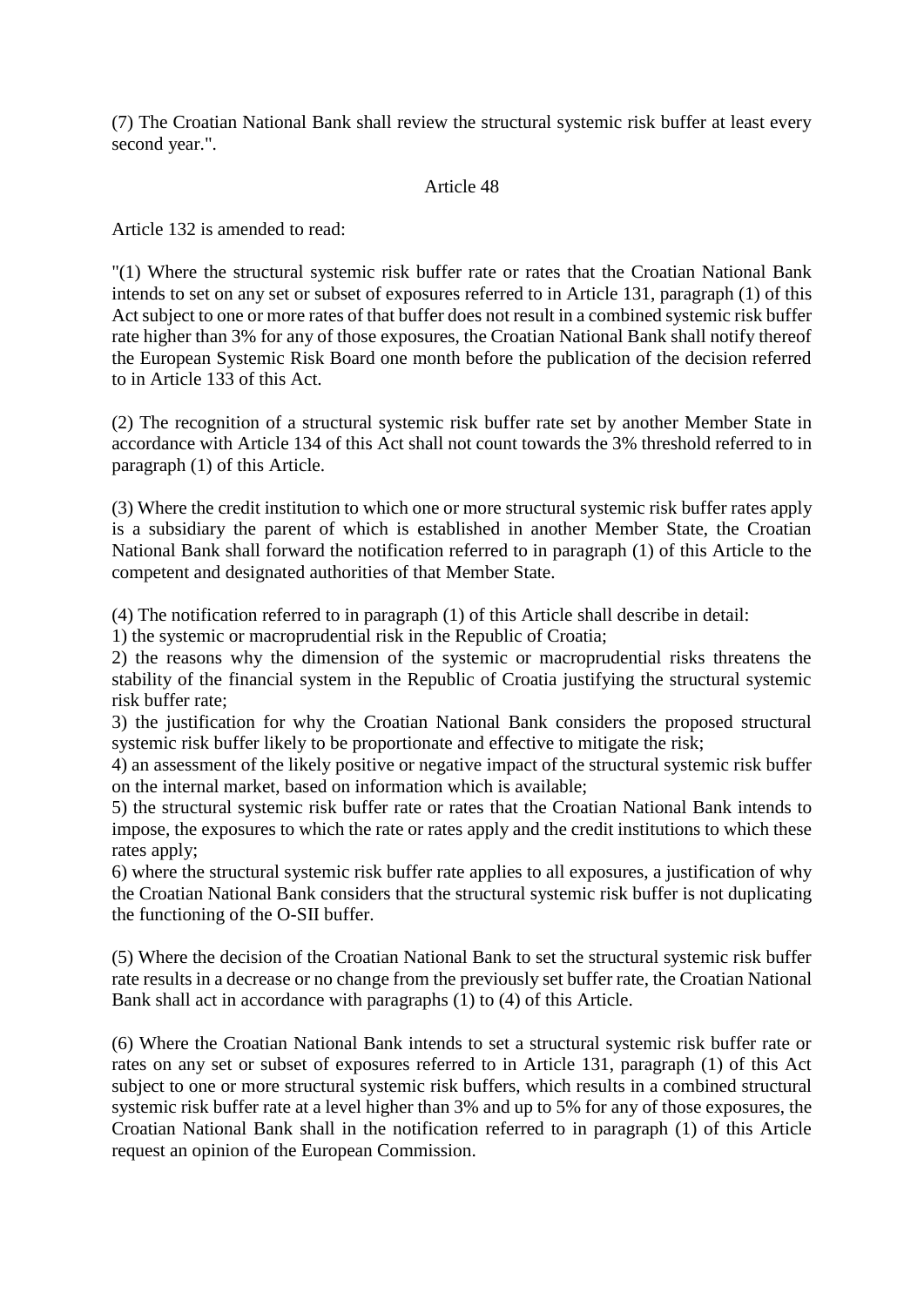(7) The Croatian National Bank shall review the structural systemic risk buffer at least every second year.".

Article 48

Article 132 is amended to read:

"(1) Where the structural systemic risk buffer rate or rates that the Croatian National Bank intends to set on any set or subset of exposures referred to in Article 131, paragraph (1) of this Act subject to one or more rates of that buffer does not result in a combined systemic risk buffer rate higher than 3% for any of those exposures, the Croatian National Bank shall notify thereof the European Systemic Risk Board one month before the publication of the decision referred to in Article 133 of this Act.

(2) The recognition of a structural systemic risk buffer rate set by another Member State in accordance with Article 134 of this Act shall not count towards the 3% threshold referred to in paragraph (1) of this Article.

(3) Where the credit institution to which one or more structural systemic risk buffer rates apply is a subsidiary the parent of which is established in another Member State, the Croatian National Bank shall forward the notification referred to in paragraph (1) of this Article to the competent and designated authorities of that Member State.

(4) The notification referred to in paragraph (1) of this Article shall describe in detail:
1) the systemic or macroprudential risk in the Republic of Croatia;
2) the reasons why the dimension of the systemic or macroprudential risks threatens the stability of the financial system in the Republic of Croatia justifying the structural systemic risk buffer rate;
3) the justification for why the Croatian National Bank considers the proposed structural systemic risk buffer likely to be proportionate and effective to mitigate the risk;
4) an assessment of the likely positive or negative impact of the structural systemic risk buffer on the internal market, based on information which is available;
5) the structural systemic risk buffer rate or rates that the Croatian National Bank intends to impose, the exposures to which the rate or rates apply and the credit institutions to which these rates apply;
6) where the structural systemic risk buffer rate applies to all exposures, a justification of why the Croatian National Bank considers that the structural systemic risk buffer is not duplicating the functioning of the O-SII buffer.

(5) Where the decision of the Croatian National Bank to set the structural systemic risk buffer rate results in a decrease or no change from the previously set buffer rate, the Croatian National Bank shall act in accordance with paragraphs (1) to (4) of this Article.

(6) Where the Croatian National Bank intends to set a structural systemic risk buffer rate or rates on any set or subset of exposures referred to in Article 131, paragraph (1) of this Act subject to one or more structural systemic risk buffers, which results in a combined structural systemic risk buffer rate at a level higher than 3% and up to 5% for any of those exposures, the Croatian National Bank shall in the notification referred to in paragraph (1) of this Article request an opinion of the European Commission.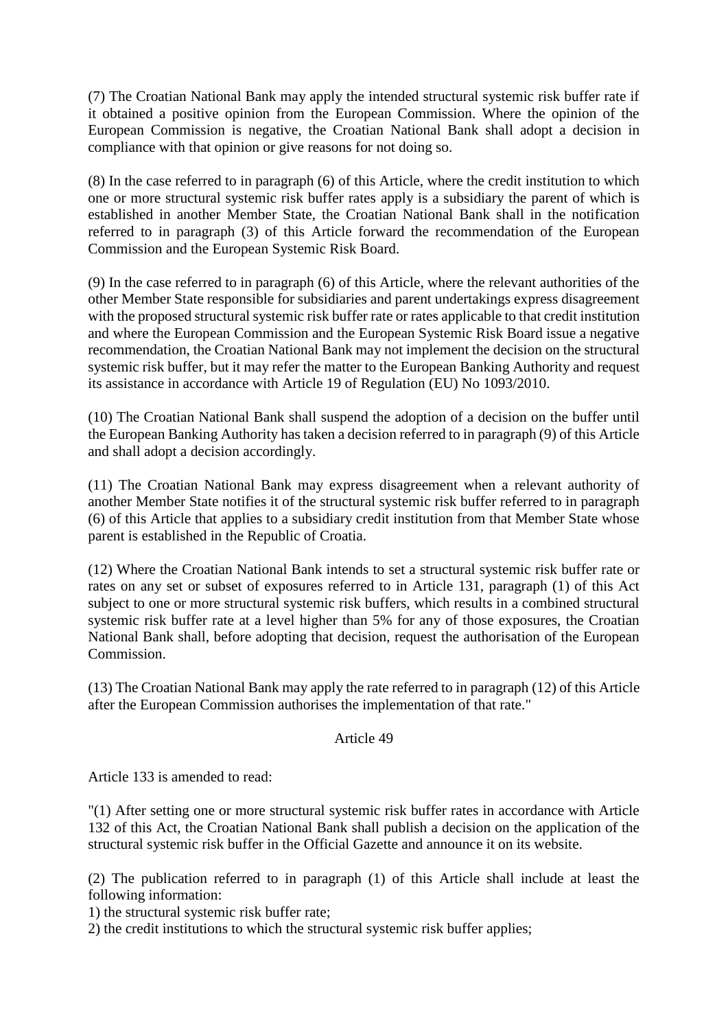(7) The Croatian National Bank may apply the intended structural systemic risk buffer rate if it obtained a positive opinion from the European Commission. Where the opinion of the European Commission is negative, the Croatian National Bank shall adopt a decision in compliance with that opinion or give reasons for not doing so.

(8) In the case referred to in paragraph (6) of this Article, where the credit institution to which one or more structural systemic risk buffer rates apply is a subsidiary the parent of which is established in another Member State, the Croatian National Bank shall in the notification referred to in paragraph (3) of this Article forward the recommendation of the European Commission and the European Systemic Risk Board.

(9) In the case referred to in paragraph (6) of this Article, where the relevant authorities of the other Member State responsible for subsidiaries and parent undertakings express disagreement with the proposed structural systemic risk buffer rate or rates applicable to that credit institution and where the European Commission and the European Systemic Risk Board issue a negative recommendation, the Croatian National Bank may not implement the decision on the structural systemic risk buffer, but it may refer the matter to the European Banking Authority and request its assistance in accordance with Article 19 of Regulation (EU) No 1093/2010.

(10) The Croatian National Bank shall suspend the adoption of a decision on the buffer until the European Banking Authority has taken a decision referred to in paragraph (9) of this Article and shall adopt a decision accordingly.

(11) The Croatian National Bank may express disagreement when a relevant authority of another Member State notifies it of the structural systemic risk buffer referred to in paragraph (6) of this Article that applies to a subsidiary credit institution from that Member State whose parent is established in the Republic of Croatia.

(12) Where the Croatian National Bank intends to set a structural systemic risk buffer rate or rates on any set or subset of exposures referred to in Article 131, paragraph (1) of this Act subject to one or more structural systemic risk buffers, which results in a combined structural systemic risk buffer rate at a level higher than 5% for any of those exposures, the Croatian National Bank shall, before adopting that decision, request the authorisation of the European Commission.

(13) The Croatian National Bank may apply the rate referred to in paragraph (12) of this Article after the European Commission authorises the implementation of that rate."

Article 49

Article 133 is amended to read:

"(1) After setting one or more structural systemic risk buffer rates in accordance with Article 132 of this Act, the Croatian National Bank shall publish a decision on the application of the structural systemic risk buffer in the Official Gazette and announce it on its website.

(2) The publication referred to in paragraph (1) of this Article shall include at least the following information:
1) the structural systemic risk buffer rate;
2) the credit institutions to which the structural systemic risk buffer applies;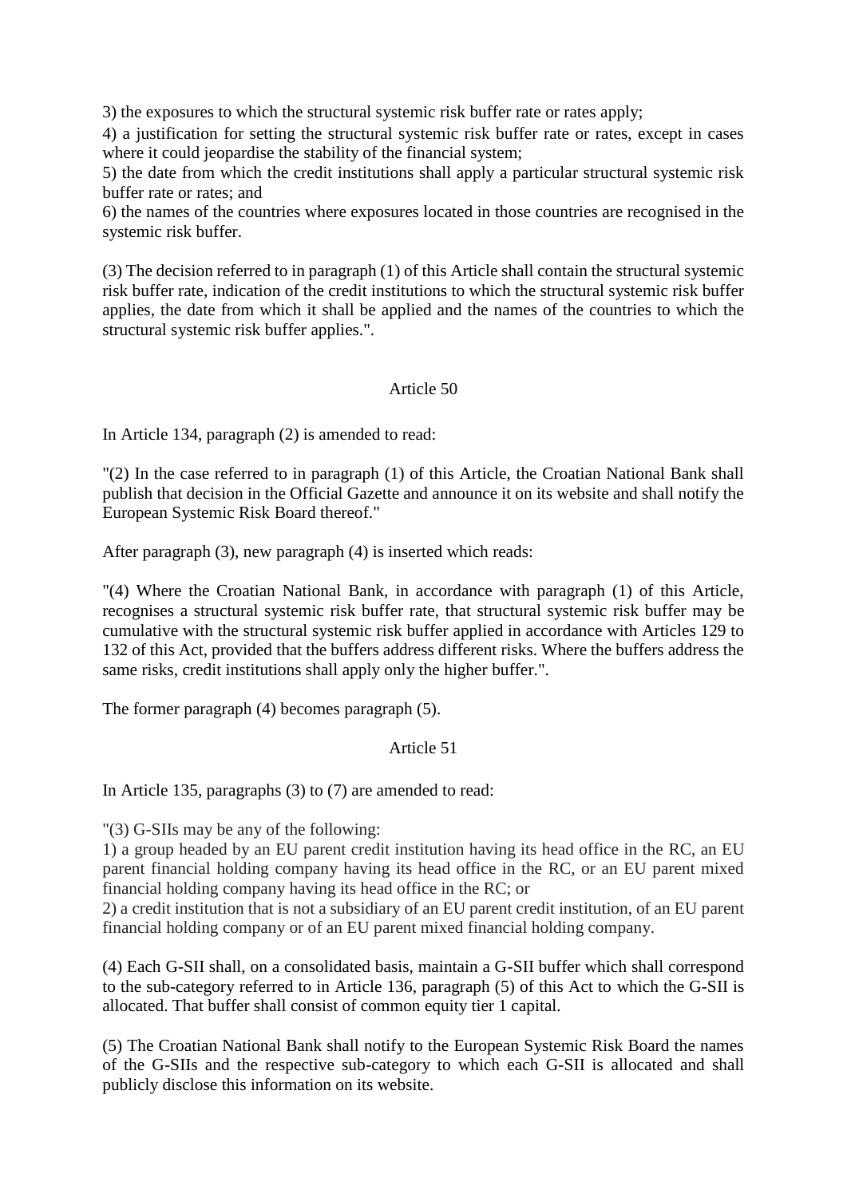3) the exposures to which the structural systemic risk buffer rate or rates apply;

4) a justification for setting the structural systemic risk buffer rate or rates, except in cases where it could jeopardise the stability of the financial system;

5) the date from which the credit institutions shall apply a particular structural systemic risk buffer rate or rates; and

6) the names of the countries where exposures located in those countries are recognised in the systemic risk buffer.

(3) The decision referred to in paragraph (1) of this Article shall contain the structural systemic risk buffer rate, indication of the credit institutions to which the structural systemic risk buffer applies, the date from which it shall be applied and the names of the countries to which the structural systemic risk buffer applies.".

Article 50

In Article 134, paragraph (2) is amended to read:

"(2) In the case referred to in paragraph (1) of this Article, the Croatian National Bank shall publish that decision in the Official Gazette and announce it on its website and shall notify the European Systemic Risk Board thereof."

After paragraph (3), new paragraph (4) is inserted which reads:

"(4) Where the Croatian National Bank, in accordance with paragraph (1) of this Article, recognises a structural systemic risk buffer rate, that structural systemic risk buffer may be cumulative with the structural systemic risk buffer applied in accordance with Articles 129 to 132 of this Act, provided that the buffers address different risks. Where the buffers address the same risks, credit institutions shall apply only the higher buffer.".

The former paragraph (4) becomes paragraph (5).

Article 51

In Article 135, paragraphs (3) to (7) are amended to read:

"(3) G-SIIs may be any of the following:

1) a group headed by an EU parent credit institution having its head office in the RC, an EU parent financial holding company having its head office in the RC, or an EU parent mixed financial holding company having its head office in the RC; or

2) a credit institution that is not a subsidiary of an EU parent credit institution, of an EU parent financial holding company or of an EU parent mixed financial holding company.

(4) Each G-SII shall, on a consolidated basis, maintain a G-SII buffer which shall correspond to the sub-category referred to in Article 136, paragraph (5) of this Act to which the G-SII is allocated. That buffer shall consist of common equity tier 1 capital.

(5) The Croatian National Bank shall notify to the European Systemic Risk Board the names of the G-SIIs and the respective sub-category to which each G-SII is allocated and shall publicly disclose this information on its website.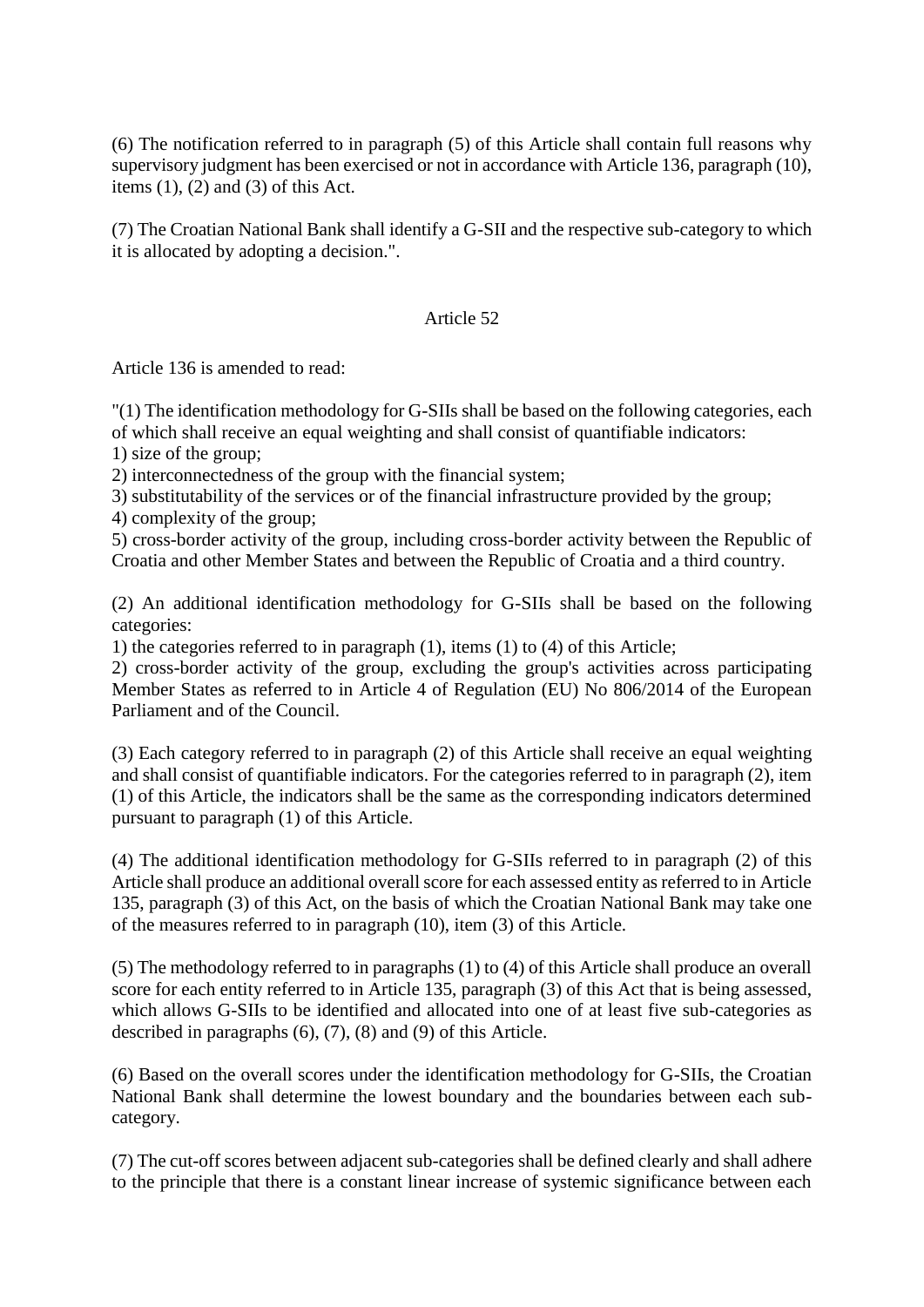(6) The notification referred to in paragraph (5) of this Article shall contain full reasons why supervisory judgment has been exercised or not in accordance with Article 136, paragraph (10), items (1), (2) and (3) of this Act.

(7) The Croatian National Bank shall identify a G-SII and the respective sub-category to which it is allocated by adopting a decision.".

Article 52

Article 136 is amended to read:

"(1) The identification methodology for G-SIIs shall be based on the following categories, each of which shall receive an equal weighting and shall consist of quantifiable indicators:
1) size of the group;
2) interconnectedness of the group with the financial system;
3) substitutability of the services or of the financial infrastructure provided by the group;
4) complexity of the group;
5) cross-border activity of the group, including cross-border activity between the Republic of Croatia and other Member States and between the Republic of Croatia and a third country.

(2) An additional identification methodology for G-SIIs shall be based on the following categories:
1) the categories referred to in paragraph (1), items (1) to (4) of this Article;
2) cross-border activity of the group, excluding the group's activities across participating Member States as referred to in Article 4 of Regulation (EU) No 806/2014 of the European Parliament and of the Council.

(3) Each category referred to in paragraph (2) of this Article shall receive an equal weighting and shall consist of quantifiable indicators. For the categories referred to in paragraph (2), item (1) of this Article, the indicators shall be the same as the corresponding indicators determined pursuant to paragraph (1) of this Article.

(4) The additional identification methodology for G-SIIs referred to in paragraph (2) of this Article shall produce an additional overall score for each assessed entity as referred to in Article 135, paragraph (3) of this Act, on the basis of which the Croatian National Bank may take one of the measures referred to in paragraph (10), item (3) of this Article.

(5) The methodology referred to in paragraphs (1) to (4) of this Article shall produce an overall score for each entity referred to in Article 135, paragraph (3) of this Act that is being assessed, which allows G-SIIs to be identified and allocated into one of at least five sub-categories as described in paragraphs (6), (7), (8) and (9) of this Article.

(6) Based on the overall scores under the identification methodology for G-SIIs, the Croatian National Bank shall determine the lowest boundary and the boundaries between each sub-category.

(7) The cut-off scores between adjacent sub-categories shall be defined clearly and shall adhere to the principle that there is a constant linear increase of systemic significance between each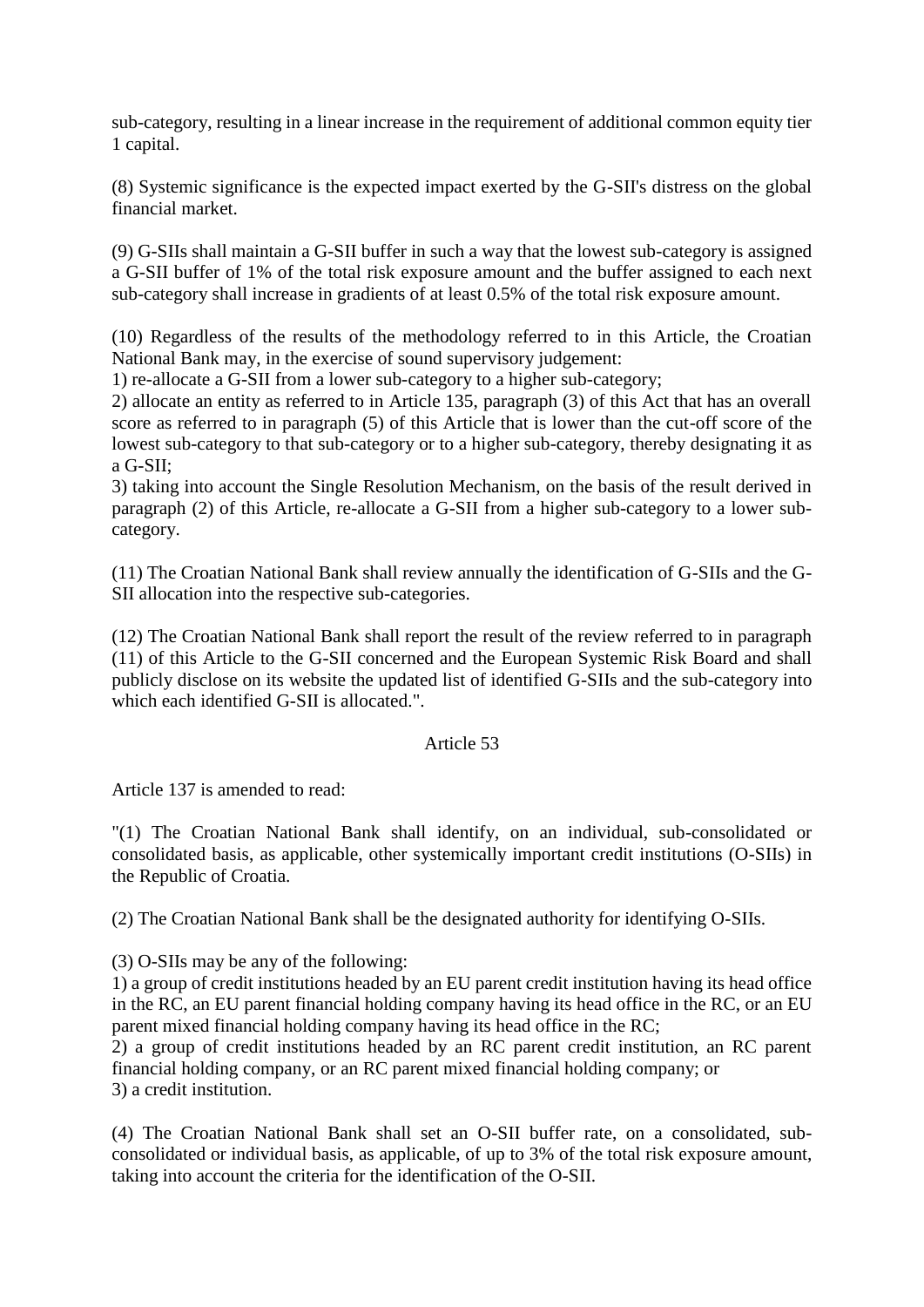sub-category, resulting in a linear increase in the requirement of additional common equity tier 1 capital.

(8) Systemic significance is the expected impact exerted by the G-SII's distress on the global financial market.

(9) G-SIIs shall maintain a G-SII buffer in such a way that the lowest sub-category is assigned a G-SII buffer of 1% of the total risk exposure amount and the buffer assigned to each next sub-category shall increase in gradients of at least 0.5% of the total risk exposure amount.

(10) Regardless of the results of the methodology referred to in this Article, the Croatian National Bank may, in the exercise of sound supervisory judgement:
1) re-allocate a G-SII from a lower sub-category to a higher sub-category;
2) allocate an entity as referred to in Article 135, paragraph (3) of this Act that has an overall score as referred to in paragraph (5) of this Article that is lower than the cut-off score of the lowest sub-category to that sub-category or to a higher sub-category, thereby designating it as a G-SII;
3) taking into account the Single Resolution Mechanism, on the basis of the result derived in paragraph (2) of this Article, re-allocate a G-SII from a higher sub-category to a lower sub-category.

(11) The Croatian National Bank shall review annually the identification of G-SIIs and the G-SII allocation into the respective sub-categories.

(12) The Croatian National Bank shall report the result of the review referred to in paragraph (11) of this Article to the G-SII concerned and the European Systemic Risk Board and shall publicly disclose on its website the updated list of identified G-SIIs and the sub-category into which each identified G-SII is allocated.".

Article 53

Article 137 is amended to read:

"(1) The Croatian National Bank shall identify, on an individual, sub-consolidated or consolidated basis, as applicable, other systemically important credit institutions (O-SIIs) in the Republic of Croatia.

(2) The Croatian National Bank shall be the designated authority for identifying O-SIIs.

(3) O-SIIs may be any of the following:
1) a group of credit institutions headed by an EU parent credit institution having its head office in the RC, an EU parent financial holding company having its head office in the RC, or an EU parent mixed financial holding company having its head office in the RC;
2) a group of credit institutions headed by an RC parent credit institution, an RC parent financial holding company, or an RC parent mixed financial holding company; or
3) a credit institution.

(4) The Croatian National Bank shall set an O-SII buffer rate, on a consolidated, sub-consolidated or individual basis, as applicable, of up to 3% of the total risk exposure amount, taking into account the criteria for the identification of the O-SII.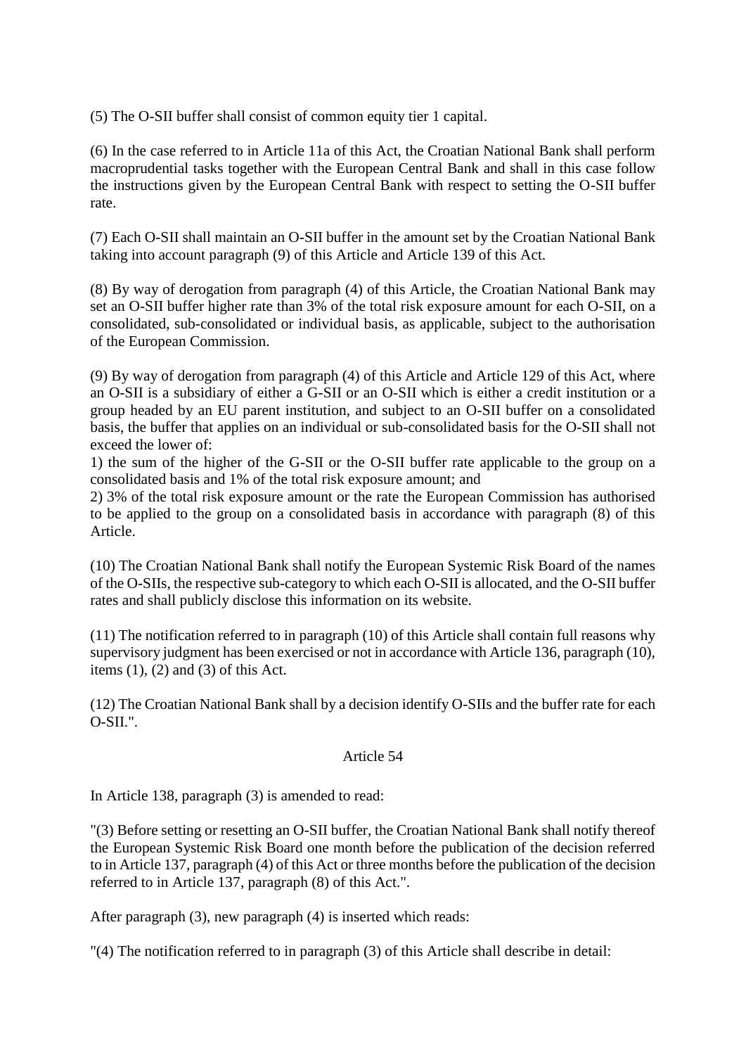(5) The O-SII buffer shall consist of common equity tier 1 capital.

(6) In the case referred to in Article 11a of this Act, the Croatian National Bank shall perform macroprudential tasks together with the European Central Bank and shall in this case follow the instructions given by the European Central Bank with respect to setting the O-SII buffer rate.

(7) Each O-SII shall maintain an O-SII buffer in the amount set by the Croatian National Bank taking into account paragraph (9) of this Article and Article 139 of this Act.

(8) By way of derogation from paragraph (4) of this Article, the Croatian National Bank may set an O-SII buffer higher rate than 3% of the total risk exposure amount for each O-SII, on a consolidated, sub-consolidated or individual basis, as applicable, subject to the authorisation of the European Commission.

(9) By way of derogation from paragraph (4) of this Article and Article 129 of this Act, where an O-SII is a subsidiary of either a G-SII or an O-SII which is either a credit institution or a group headed by an EU parent institution, and subject to an O-SII buffer on a consolidated basis, the buffer that applies on an individual or sub-consolidated basis for the O-SII shall not exceed the lower of:
1) the sum of the higher of the G-SII or the O-SII buffer rate applicable to the group on a consolidated basis and 1% of the total risk exposure amount; and
2) 3% of the total risk exposure amount or the rate the European Commission has authorised to be applied to the group on a consolidated basis in accordance with paragraph (8) of this Article.

(10) The Croatian National Bank shall notify the European Systemic Risk Board of the names of the O-SIIs, the respective sub-category to which each O-SII is allocated, and the O-SII buffer rates and shall publicly disclose this information on its website.

(11) The notification referred to in paragraph (10) of this Article shall contain full reasons why supervisory judgment has been exercised or not in accordance with Article 136, paragraph (10), items (1), (2) and (3) of this Act.

(12) The Croatian National Bank shall by a decision identify O-SIIs and the buffer rate for each O-SII.".

Article 54

In Article 138, paragraph (3) is amended to read:

"(3) Before setting or resetting an O-SII buffer, the Croatian National Bank shall notify thereof the European Systemic Risk Board one month before the publication of the decision referred to in Article 137, paragraph (4) of this Act or three months before the publication of the decision referred to in Article 137, paragraph (8) of this Act.".

After paragraph (3), new paragraph (4) is inserted which reads:

"(4) The notification referred to in paragraph (3) of this Article shall describe in detail: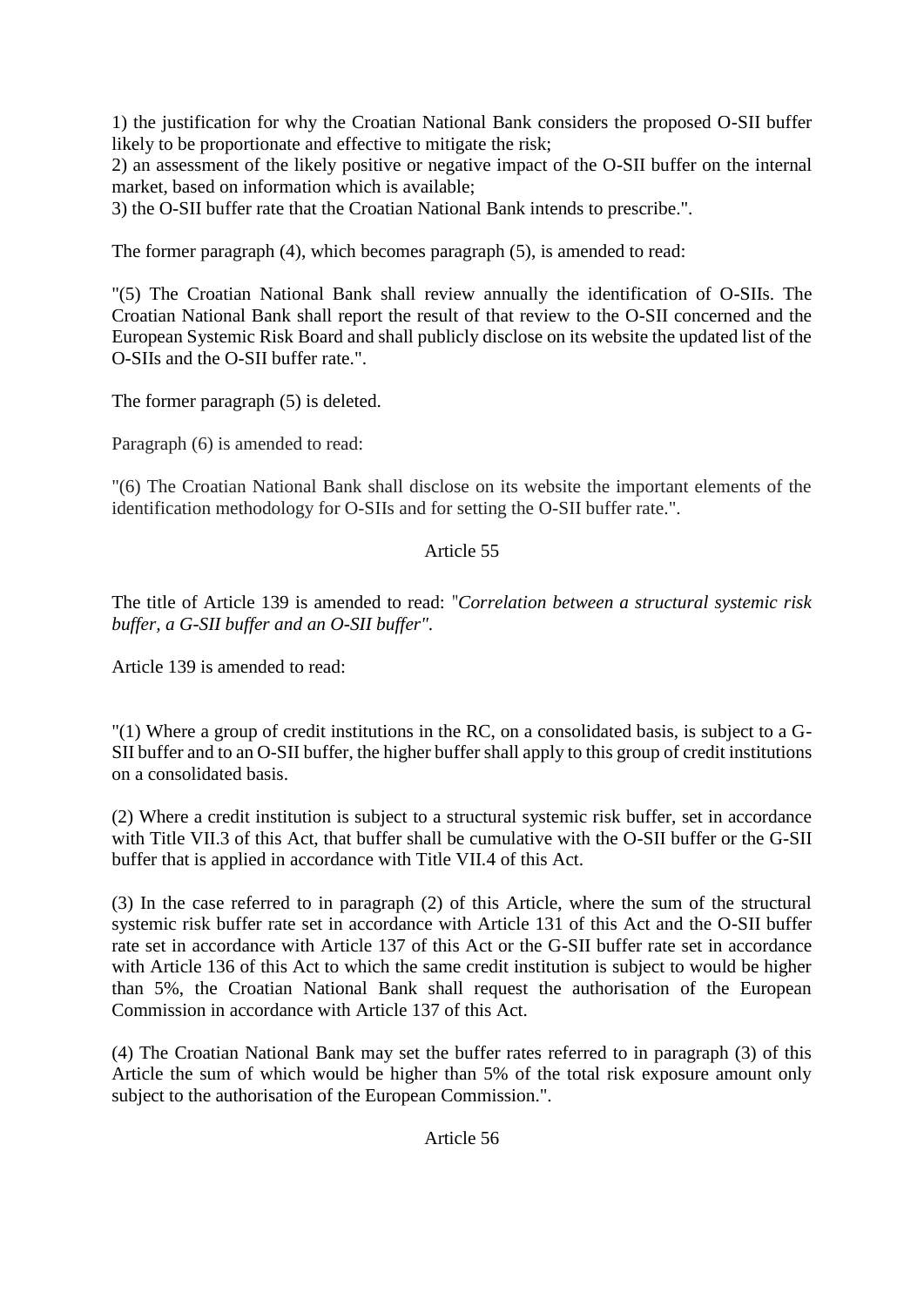1) the justification for why the Croatian National Bank considers the proposed O-SII buffer likely to be proportionate and effective to mitigate the risk;
2) an assessment of the likely positive or negative impact of the O-SII buffer on the internal market, based on information which is available;
3) the O-SII buffer rate that the Croatian National Bank intends to prescribe.".

The former paragraph (4), which becomes paragraph (5), is amended to read:

"(5) The Croatian National Bank shall review annually the identification of O-SIIs. The Croatian National Bank shall report the result of that review to the O-SII concerned and the European Systemic Risk Board and shall publicly disclose on its website the updated list of the O-SIIs and the O-SII buffer rate.".

The former paragraph (5) is deleted.

Paragraph (6) is amended to read:

"(6) The Croatian National Bank shall disclose on its website the important elements of the identification methodology for O-SIIs and for setting the O-SII buffer rate.".

Article 55

The title of Article 139 is amended to read: "*Correlation between a structural systemic risk buffer, a G-SII buffer and an O-SII buffer"*.

Article 139 is amended to read:

"(1) Where a group of credit institutions in the RC, on a consolidated basis, is subject to a G-SII buffer and to an O-SII buffer, the higher buffer shall apply to this group of credit institutions on a consolidated basis.

(2) Where a credit institution is subject to a structural systemic risk buffer, set in accordance with Title VII.3 of this Act, that buffer shall be cumulative with the O-SII buffer or the G-SII buffer that is applied in accordance with Title VII.4 of this Act.

(3) In the case referred to in paragraph (2) of this Article, where the sum of the structural systemic risk buffer rate set in accordance with Article 131 of this Act and the O-SII buffer rate set in accordance with Article 137 of this Act or the G-SII buffer rate set in accordance with Article 136 of this Act to which the same credit institution is subject to would be higher than 5%, the Croatian National Bank shall request the authorisation of the European Commission in accordance with Article 137 of this Act.

(4) The Croatian National Bank may set the buffer rates referred to in paragraph (3) of this Article the sum of which would be higher than 5% of the total risk exposure amount only subject to the authorisation of the European Commission.".

Article 56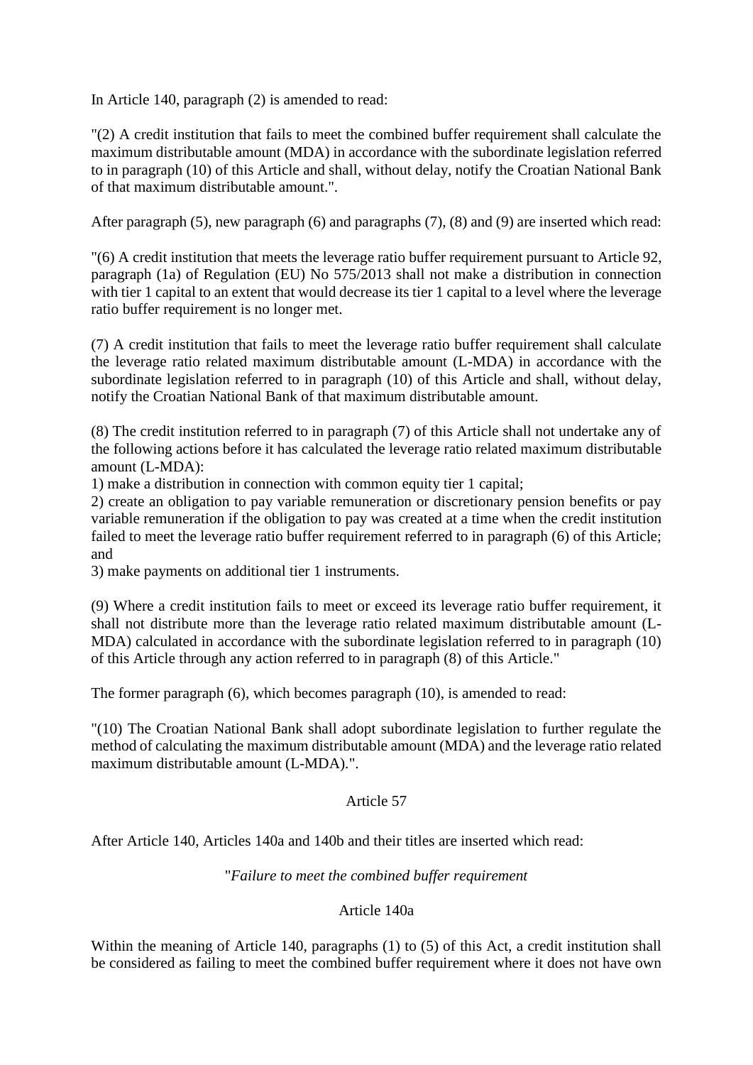In Article 140, paragraph (2) is amended to read:

"(2) A credit institution that fails to meet the combined buffer requirement shall calculate the maximum distributable amount (MDA) in accordance with the subordinate legislation referred to in paragraph (10) of this Article and shall, without delay, notify the Croatian National Bank of that maximum distributable amount.".

After paragraph (5), new paragraph (6) and paragraphs (7), (8) and (9) are inserted which read:

"(6) A credit institution that meets the leverage ratio buffer requirement pursuant to Article 92, paragraph (1a) of Regulation (EU) No 575/2013 shall not make a distribution in connection with tier 1 capital to an extent that would decrease its tier 1 capital to a level where the leverage ratio buffer requirement is no longer met.

(7) A credit institution that fails to meet the leverage ratio buffer requirement shall calculate the leverage ratio related maximum distributable amount (L-MDA) in accordance with the subordinate legislation referred to in paragraph (10) of this Article and shall, without delay, notify the Croatian National Bank of that maximum distributable amount.

(8) The credit institution referred to in paragraph (7) of this Article shall not undertake any of the following actions before it has calculated the leverage ratio related maximum distributable amount (L-MDA):

1) make a distribution in connection with common equity tier 1 capital;

2) create an obligation to pay variable remuneration or discretionary pension benefits or pay variable remuneration if the obligation to pay was created at a time when the credit institution failed to meet the leverage ratio buffer requirement referred to in paragraph (6) of this Article; and

3) make payments on additional tier 1 instruments.

(9) Where a credit institution fails to meet or exceed its leverage ratio buffer requirement, it shall not distribute more than the leverage ratio related maximum distributable amount (L-MDA) calculated in accordance with the subordinate legislation referred to in paragraph (10) of this Article through any action referred to in paragraph (8) of this Article."

The former paragraph (6), which becomes paragraph (10), is amended to read:

"(10) The Croatian National Bank shall adopt subordinate legislation to further regulate the method of calculating the maximum distributable amount (MDA) and the leverage ratio related maximum distributable amount (L-MDA).".

Article 57

After Article 140, Articles 140a and 140b and their titles are inserted which read:

"*Failure to meet the combined buffer requirement*

Article 140a

Within the meaning of Article 140, paragraphs (1) to (5) of this Act, a credit institution shall be considered as failing to meet the combined buffer requirement where it does not have own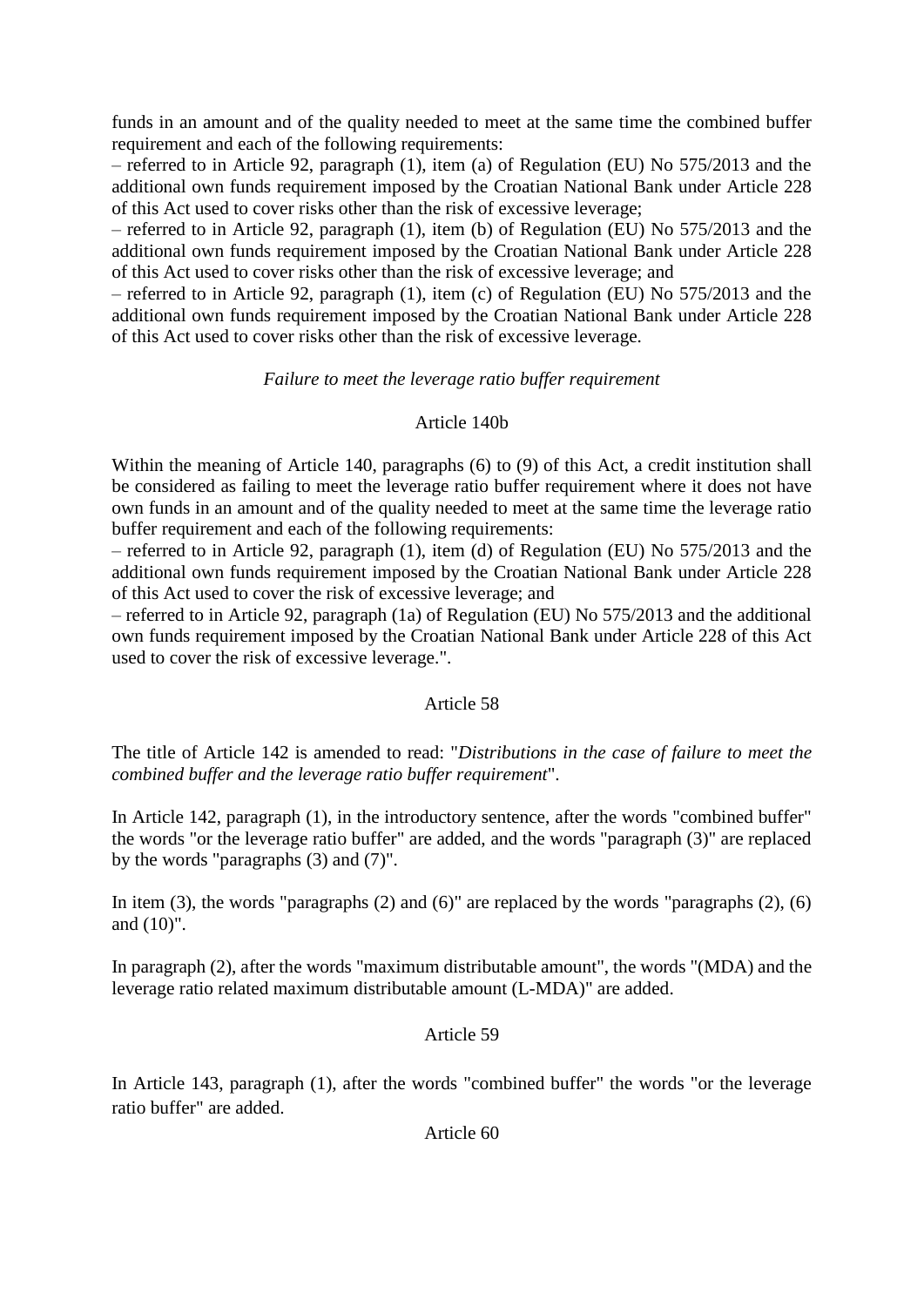funds in an amount and of the quality needed to meet at the same time the combined buffer requirement and each of the following requirements:

– referred to in Article 92, paragraph (1), item (a) of Regulation (EU) No 575/2013 and the additional own funds requirement imposed by the Croatian National Bank under Article 228 of this Act used to cover risks other than the risk of excessive leverage;

– referred to in Article 92, paragraph (1), item (b) of Regulation (EU) No 575/2013 and the additional own funds requirement imposed by the Croatian National Bank under Article 228 of this Act used to cover risks other than the risk of excessive leverage; and

– referred to in Article 92, paragraph (1), item (c) of Regulation (EU) No 575/2013 and the additional own funds requirement imposed by the Croatian National Bank under Article 228 of this Act used to cover risks other than the risk of excessive leverage.

*Failure to meet the leverage ratio buffer requirement*

Article 140b

Within the meaning of Article 140, paragraphs (6) to (9) of this Act, a credit institution shall be considered as failing to meet the leverage ratio buffer requirement where it does not have own funds in an amount and of the quality needed to meet at the same time the leverage ratio buffer requirement and each of the following requirements:

– referred to in Article 92, paragraph (1), item (d) of Regulation (EU) No 575/2013 and the additional own funds requirement imposed by the Croatian National Bank under Article 228 of this Act used to cover the risk of excessive leverage; and

– referred to in Article 92, paragraph (1a) of Regulation (EU) No 575/2013 and the additional own funds requirement imposed by the Croatian National Bank under Article 228 of this Act used to cover the risk of excessive leverage.".

Article 58

The title of Article 142 is amended to read: "*Distributions in the case of failure to meet the combined buffer and the leverage ratio buffer requirement*".

In Article 142, paragraph (1), in the introductory sentence, after the words "combined buffer" the words "or the leverage ratio buffer" are added, and the words "paragraph (3)" are replaced by the words "paragraphs (3) and (7)".

In item (3), the words "paragraphs (2) and (6)" are replaced by the words "paragraphs (2), (6) and (10)".

In paragraph (2), after the words "maximum distributable amount", the words "(MDA) and the leverage ratio related maximum distributable amount (L-MDA)" are added.

Article 59

In Article 143, paragraph (1), after the words "combined buffer" the words "or the leverage ratio buffer" are added.

Article 60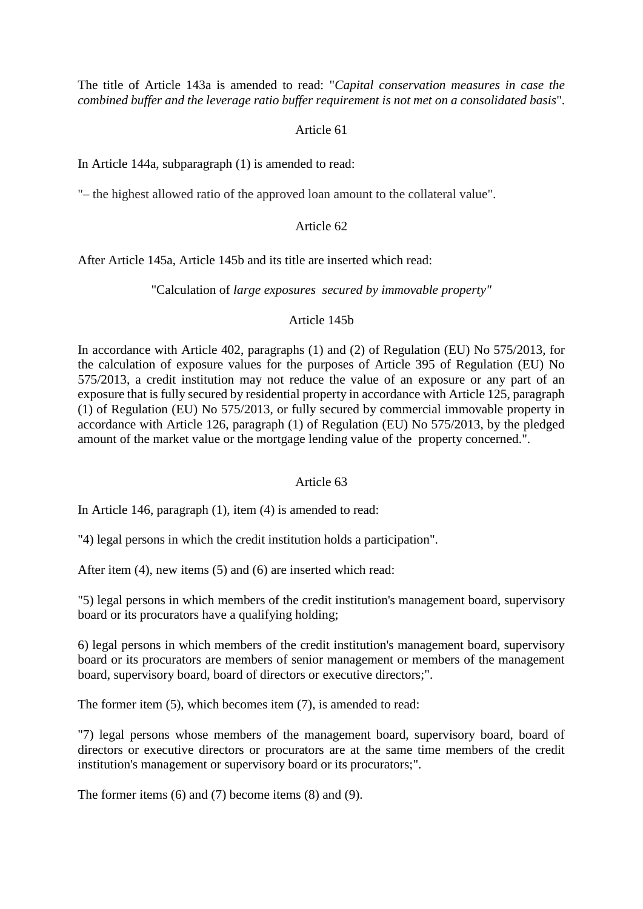The title of Article 143a is amended to read: "*Capital conservation measures in case the combined buffer and the leverage ratio buffer requirement is not met on a consolidated basis*".

Article 61

In Article 144a, subparagraph (1) is amended to read:

"– the highest allowed ratio of the approved loan amount to the collateral value".

Article 62

After Article 145a, Article 145b and its title are inserted which read:

"Calculation of *large exposures secured by immovable property"*

Article 145b

In accordance with Article 402, paragraphs (1) and (2) of Regulation (EU) No 575/2013, for the calculation of exposure values for the purposes of Article 395 of Regulation (EU) No 575/2013, a credit institution may not reduce the value of an exposure or any part of an exposure that is fully secured by residential property in accordance with Article 125, paragraph (1) of Regulation (EU) No 575/2013, or fully secured by commercial immovable property in accordance with Article 126, paragraph (1) of Regulation (EU) No 575/2013, by the pledged amount of the market value or the mortgage lending value of the property concerned.".

Article 63

In Article 146, paragraph (1), item (4) is amended to read:

"4) legal persons in which the credit institution holds a participation".

After item (4), new items (5) and (6) are inserted which read:

"5) legal persons in which members of the credit institution's management board, supervisory board or its procurators have a qualifying holding;

6) legal persons in which members of the credit institution's management board, supervisory board or its procurators are members of senior management or members of the management board, supervisory board, board of directors or executive directors;".

The former item (5), which becomes item (7), is amended to read:

"7) legal persons whose members of the management board, supervisory board, board of directors or executive directors or procurators are at the same time members of the credit institution's management or supervisory board or its procurators;".

The former items (6) and (7) become items (8) and (9).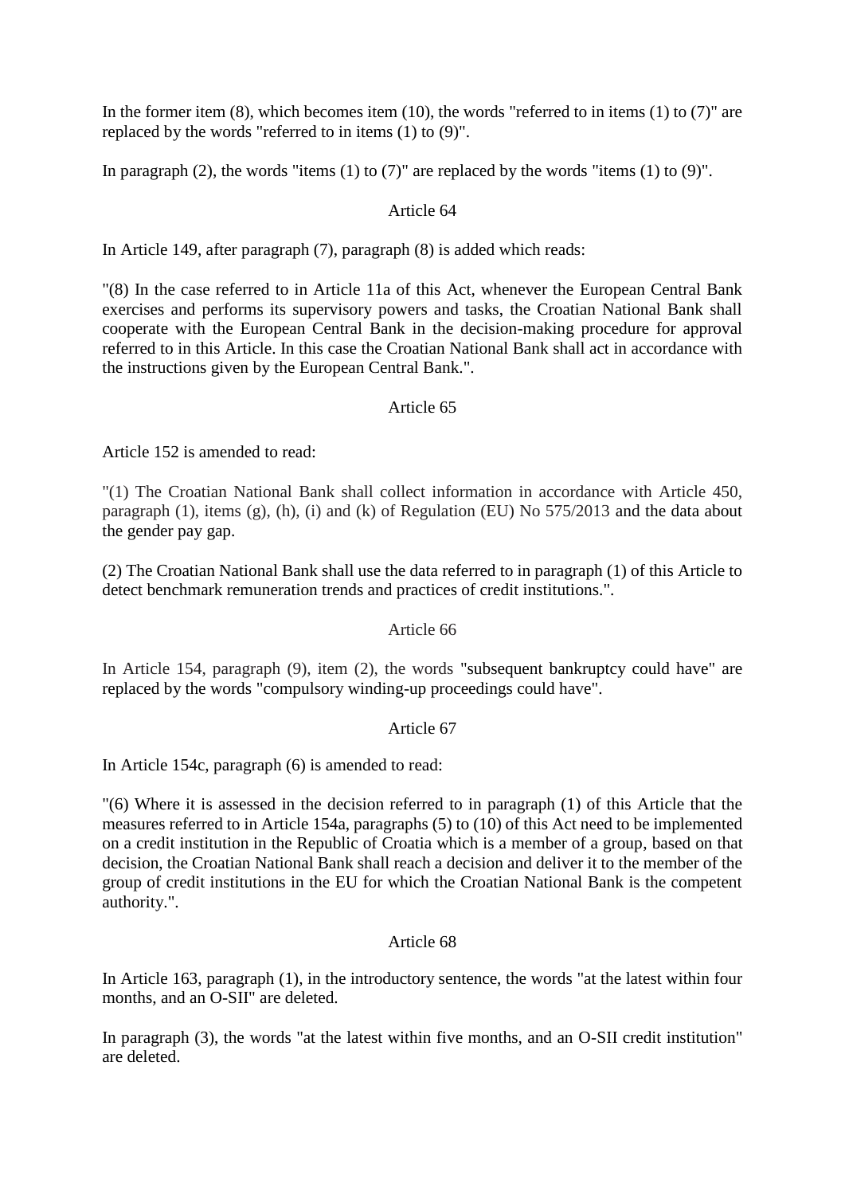In the former item (8), which becomes item (10), the words "referred to in items (1) to (7)" are replaced by the words "referred to in items (1) to (9)".

In paragraph (2), the words "items (1) to (7)" are replaced by the words "items (1) to (9)".

Article 64

In Article 149, after paragraph (7), paragraph (8) is added which reads:

"(8) In the case referred to in Article 11a of this Act, whenever the European Central Bank exercises and performs its supervisory powers and tasks, the Croatian National Bank shall cooperate with the European Central Bank in the decision-making procedure for approval referred to in this Article. In this case the Croatian National Bank shall act in accordance with the instructions given by the European Central Bank.".

Article 65

Article 152 is amended to read:

"(1) The Croatian National Bank shall collect information in accordance with Article 450, paragraph (1), items (g), (h), (i) and (k) of Regulation (EU) No 575/2013 and the data about the gender pay gap.

(2) The Croatian National Bank shall use the data referred to in paragraph (1) of this Article to detect benchmark remuneration trends and practices of credit institutions.".

Article 66

In Article 154, paragraph (9), item (2), the words "subsequent bankruptcy could have" are replaced by the words "compulsory winding-up proceedings could have".

Article 67

In Article 154c, paragraph (6) is amended to read:

"(6) Where it is assessed in the decision referred to in paragraph (1) of this Article that the measures referred to in Article 154a, paragraphs (5) to (10) of this Act need to be implemented on a credit institution in the Republic of Croatia which is a member of a group, based on that decision, the Croatian National Bank shall reach a decision and deliver it to the member of the group of credit institutions in the EU for which the Croatian National Bank is the competent authority.".

Article 68

In Article 163, paragraph (1), in the introductory sentence, the words "at the latest within four months, and an O-SII" are deleted.

In paragraph (3), the words "at the latest within five months, and an O-SII credit institution" are deleted.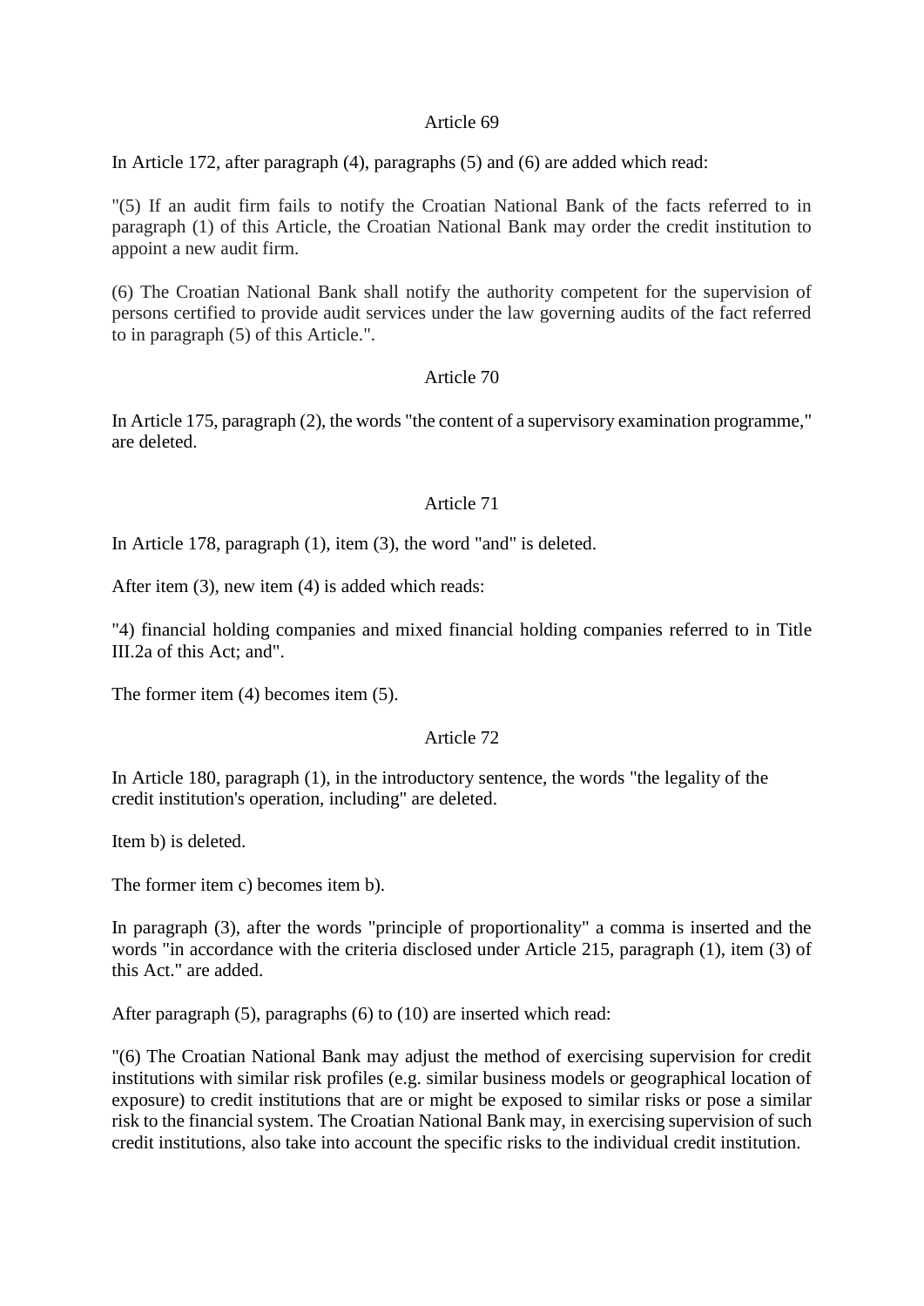Article 69

In Article 172, after paragraph (4), paragraphs (5) and (6) are added which read:

"(5) If an audit firm fails to notify the Croatian National Bank of the facts referred to in paragraph (1) of this Article, the Croatian National Bank may order the credit institution to appoint a new audit firm.

(6) The Croatian National Bank shall notify the authority competent for the supervision of persons certified to provide audit services under the law governing audits of the fact referred to in paragraph (5) of this Article.".

Article 70

In Article 175, paragraph (2), the words "the content of a supervisory examination programme," are deleted.

Article 71

In Article 178, paragraph (1), item (3), the word "and" is deleted.

After item (3), new item (4) is added which reads:

"4) financial holding companies and mixed financial holding companies referred to in Title III.2a of this Act; and".

The former item (4) becomes item (5).

Article 72

In Article 180, paragraph (1), in the introductory sentence, the words "the legality of the credit institution's operation, including" are deleted.

Item b) is deleted.

The former item c) becomes item b).

In paragraph (3), after the words "principle of proportionality" a comma is inserted and the words "in accordance with the criteria disclosed under Article 215, paragraph (1), item (3) of this Act." are added.

After paragraph (5), paragraphs (6) to (10) are inserted which read:

"(6) The Croatian National Bank may adjust the method of exercising supervision for credit institutions with similar risk profiles (e.g. similar business models or geographical location of exposure) to credit institutions that are or might be exposed to similar risks or pose a similar risk to the financial system. The Croatian National Bank may, in exercising supervision of such credit institutions, also take into account the specific risks to the individual credit institution.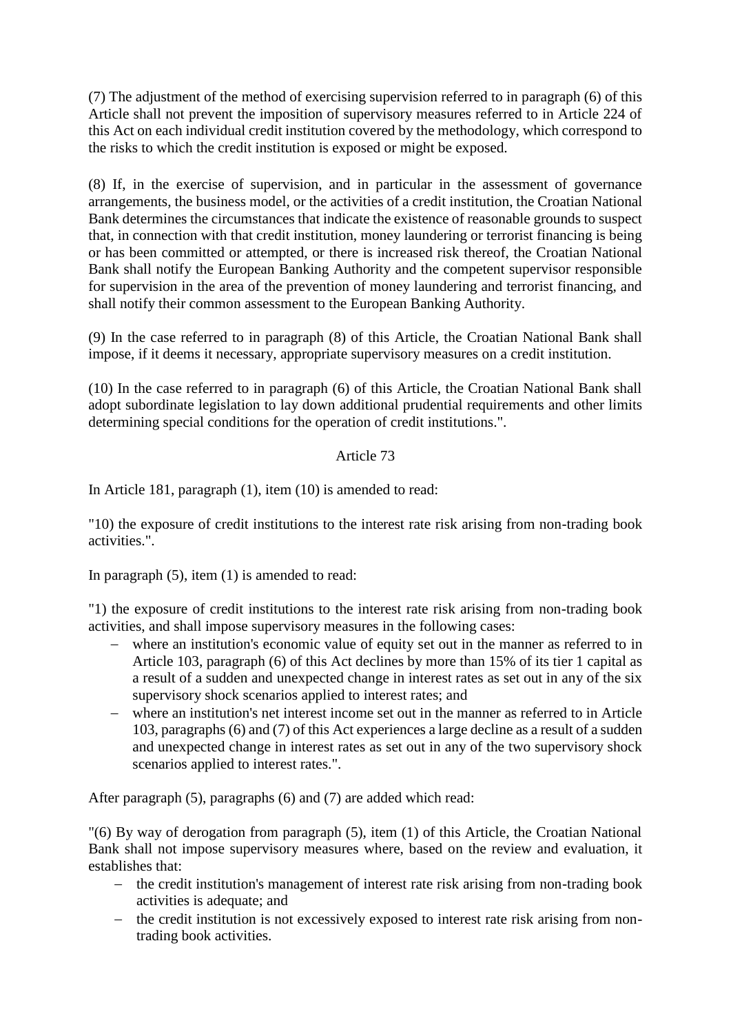(7) The adjustment of the method of exercising supervision referred to in paragraph (6) of this Article shall not prevent the imposition of supervisory measures referred to in Article 224 of this Act on each individual credit institution covered by the methodology, which correspond to the risks to which the credit institution is exposed or might be exposed.

(8) If, in the exercise of supervision, and in particular in the assessment of governance arrangements, the business model, or the activities of a credit institution, the Croatian National Bank determines the circumstances that indicate the existence of reasonable grounds to suspect that, in connection with that credit institution, money laundering or terrorist financing is being or has been committed or attempted, or there is increased risk thereof, the Croatian National Bank shall notify the European Banking Authority and the competent supervisor responsible for supervision in the area of the prevention of money laundering and terrorist financing, and shall notify their common assessment to the European Banking Authority.

(9) In the case referred to in paragraph (8) of this Article, the Croatian National Bank shall impose, if it deems it necessary, appropriate supervisory measures on a credit institution.

(10) In the case referred to in paragraph (6) of this Article, the Croatian National Bank shall adopt subordinate legislation to lay down additional prudential requirements and other limits determining special conditions for the operation of credit institutions.".

Article 73

In Article 181, paragraph (1), item (10) is amended to read:

"10) the exposure of credit institutions to the interest rate risk arising from non-trading book activities.".

In paragraph (5), item (1) is amended to read:

"1) the exposure of credit institutions to the interest rate risk arising from non-trading book activities, and shall impose supervisory measures in the following cases:

- where an institution's economic value of equity set out in the manner as referred to in Article 103, paragraph (6) of this Act declines by more than 15% of its tier 1 capital as a result of a sudden and unexpected change in interest rates as set out in any of the six supervisory shock scenarios applied to interest rates; and
- where an institution's net interest income set out in the manner as referred to in Article 103, paragraphs (6) and (7) of this Act experiences a large decline as a result of a sudden and unexpected change in interest rates as set out in any of the two supervisory shock scenarios applied to interest rates.".

After paragraph (5), paragraphs (6) and (7) are added which read:

"(6) By way of derogation from paragraph (5), item (1) of this Article, the Croatian National Bank shall not impose supervisory measures where, based on the review and evaluation, it establishes that:

- the credit institution's management of interest rate risk arising from non-trading book activities is adequate; and
- the credit institution is not excessively exposed to interest rate risk arising from non-trading book activities.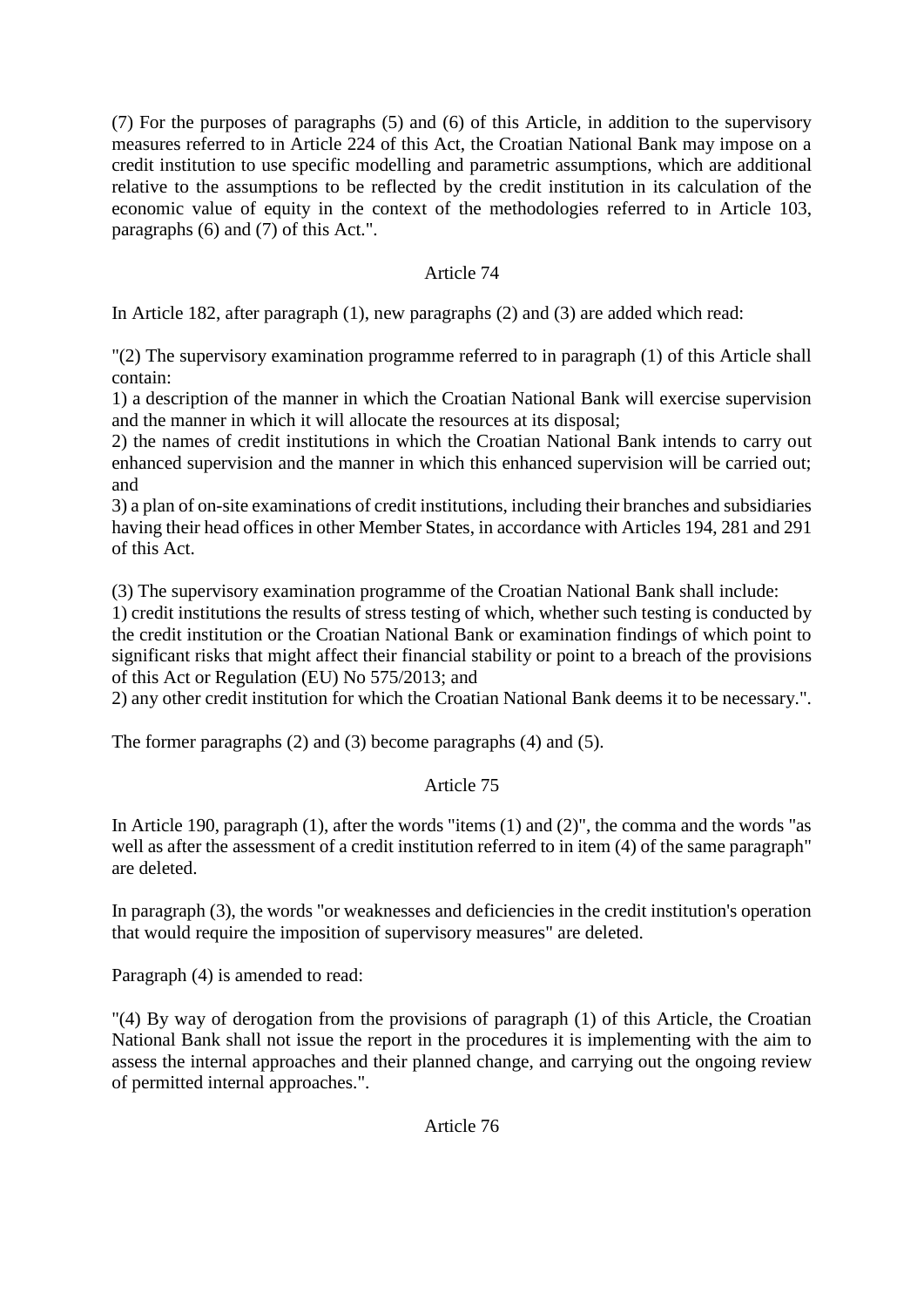(7) For the purposes of paragraphs (5) and (6) of this Article, in addition to the supervisory measures referred to in Article 224 of this Act, the Croatian National Bank may impose on a credit institution to use specific modelling and parametric assumptions, which are additional relative to the assumptions to be reflected by the credit institution in its calculation of the economic value of equity in the context of the methodologies referred to in Article 103, paragraphs (6) and (7) of this Act.".

Article 74

In Article 182, after paragraph (1), new paragraphs (2) and (3) are added which read:

"(2) The supervisory examination programme referred to in paragraph (1) of this Article shall contain:
1) a description of the manner in which the Croatian National Bank will exercise supervision and the manner in which it will allocate the resources at its disposal;
2) the names of credit institutions in which the Croatian National Bank intends to carry out enhanced supervision and the manner in which this enhanced supervision will be carried out; and
3) a plan of on-site examinations of credit institutions, including their branches and subsidiaries having their head offices in other Member States, in accordance with Articles 194, 281 and 291 of this Act.

(3) The supervisory examination programme of the Croatian National Bank shall include:
1) credit institutions the results of stress testing of which, whether such testing is conducted by the credit institution or the Croatian National Bank or examination findings of which point to significant risks that might affect their financial stability or point to a breach of the provisions of this Act or Regulation (EU) No 575/2013; and
2) any other credit institution for which the Croatian National Bank deems it to be necessary.".

The former paragraphs (2) and (3) become paragraphs (4) and (5).

Article 75

In Article 190, paragraph (1), after the words "items (1) and (2)", the comma and the words "as well as after the assessment of a credit institution referred to in item (4) of the same paragraph" are deleted.

In paragraph (3), the words "or weaknesses and deficiencies in the credit institution's operation that would require the imposition of supervisory measures" are deleted.

Paragraph (4) is amended to read:

"(4) By way of derogation from the provisions of paragraph (1) of this Article, the Croatian National Bank shall not issue the report in the procedures it is implementing with the aim to assess the internal approaches and their planned change, and carrying out the ongoing review of permitted internal approaches.".

Article 76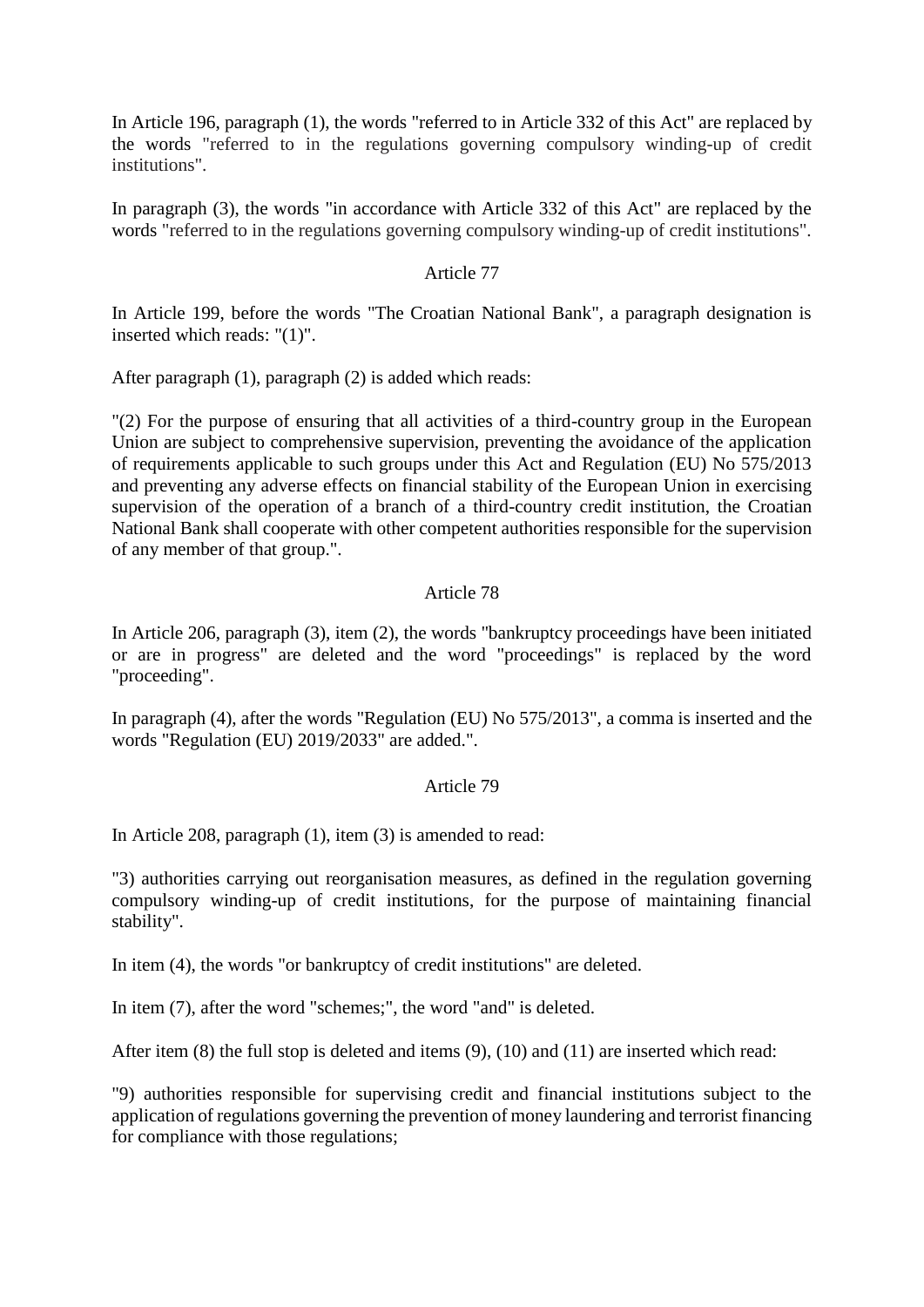In Article 196, paragraph (1), the words "referred to in Article 332 of this Act" are replaced by the words "referred to in the regulations governing compulsory winding-up of credit institutions".

In paragraph (3), the words "in accordance with Article 332 of this Act" are replaced by the words "referred to in the regulations governing compulsory winding-up of credit institutions".

Article 77

In Article 199, before the words "The Croatian National Bank", a paragraph designation is inserted which reads: "(1)".

After paragraph (1), paragraph (2) is added which reads:

"(2) For the purpose of ensuring that all activities of a third-country group in the European Union are subject to comprehensive supervision, preventing the avoidance of the application of requirements applicable to such groups under this Act and Regulation (EU) No 575/2013 and preventing any adverse effects on financial stability of the European Union in exercising supervision of the operation of a branch of a third-country credit institution, the Croatian National Bank shall cooperate with other competent authorities responsible for the supervision of any member of that group.".

Article 78

In Article 206, paragraph (3), item (2), the words "bankruptcy proceedings have been initiated or are in progress" are deleted and the word "proceedings" is replaced by the word "proceeding".

In paragraph (4), after the words "Regulation (EU) No 575/2013", a comma is inserted and the words "Regulation (EU) 2019/2033" are added.".

Article 79

In Article 208, paragraph (1), item (3) is amended to read:

"3) authorities carrying out reorganisation measures, as defined in the regulation governing compulsory winding-up of credit institutions, for the purpose of maintaining financial stability".

In item (4), the words "or bankruptcy of credit institutions" are deleted.

In item (7), after the word "schemes;", the word "and" is deleted.

After item (8) the full stop is deleted and items (9), (10) and (11) are inserted which read:

"9) authorities responsible for supervising credit and financial institutions subject to the application of regulations governing the prevention of money laundering and terrorist financing for compliance with those regulations;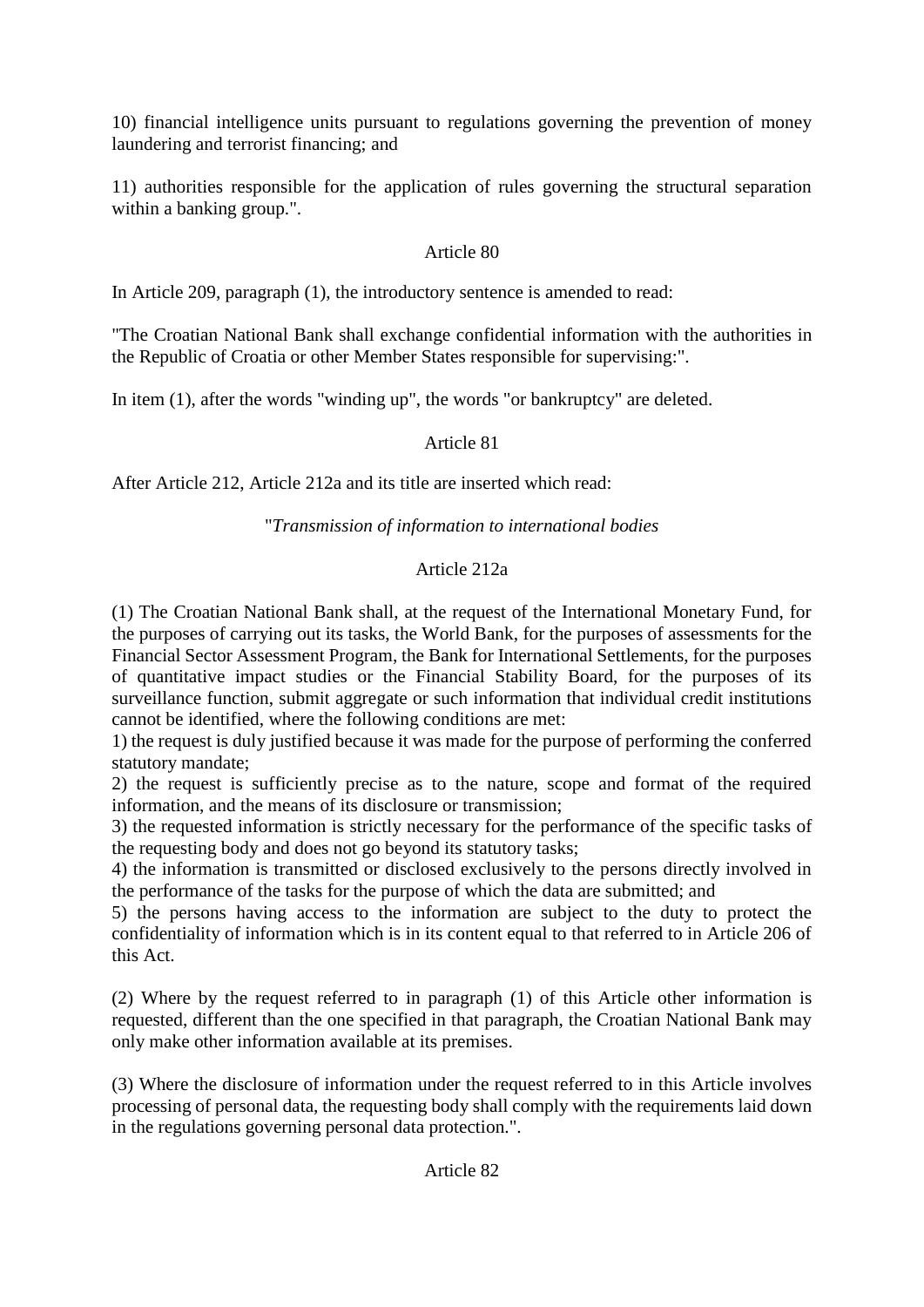10) financial intelligence units pursuant to regulations governing the prevention of money laundering and terrorist financing; and

11) authorities responsible for the application of rules governing the structural separation within a banking group.".

Article 80

In Article 209, paragraph (1), the introductory sentence is amended to read:

"The Croatian National Bank shall exchange confidential information with the authorities in the Republic of Croatia or other Member States responsible for supervising:".

In item (1), after the words "winding up", the words "or bankruptcy" are deleted.

Article 81

After Article 212, Article 212a and its title are inserted which read:

"*Transmission of information to international bodies*

Article 212a

(1) The Croatian National Bank shall, at the request of the International Monetary Fund, for the purposes of carrying out its tasks, the World Bank, for the purposes of assessments for the Financial Sector Assessment Program, the Bank for International Settlements, for the purposes of quantitative impact studies or the Financial Stability Board, for the purposes of its surveillance function, submit aggregate or such information that individual credit institutions cannot be identified, where the following conditions are met:
1) the request is duly justified because it was made for the purpose of performing the conferred statutory mandate;
2) the request is sufficiently precise as to the nature, scope and format of the required information, and the means of its disclosure or transmission;
3) the requested information is strictly necessary for the performance of the specific tasks of the requesting body and does not go beyond its statutory tasks;
4) the information is transmitted or disclosed exclusively to the persons directly involved in the performance of the tasks for the purpose of which the data are submitted; and
5) the persons having access to the information are subject to the duty to protect the confidentiality of information which is in its content equal to that referred to in Article 206 of this Act.

(2) Where by the request referred to in paragraph (1) of this Article other information is requested, different than the one specified in that paragraph, the Croatian National Bank may only make other information available at its premises.

(3) Where the disclosure of information under the request referred to in this Article involves processing of personal data, the requesting body shall comply with the requirements laid down in the regulations governing personal data protection.".

Article 82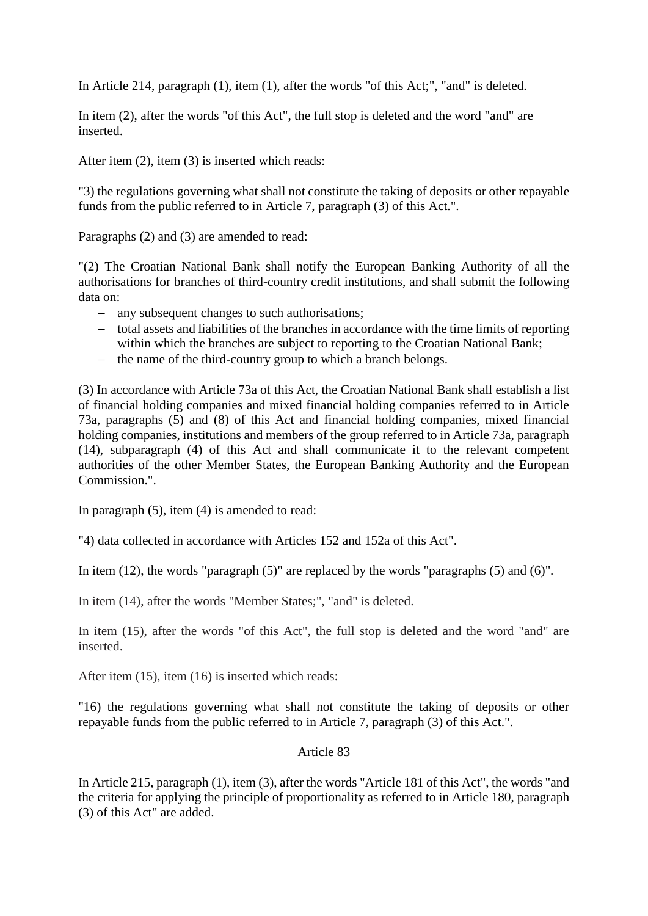In Article 214, paragraph (1), item (1), after the words "of this Act;", "and" is deleted.

In item (2), after the words "of this Act", the full stop is deleted and the word "and" are inserted.

After item (2), item (3) is inserted which reads:

"3) the regulations governing what shall not constitute the taking of deposits or other repayable funds from the public referred to in Article 7, paragraph (3) of this Act.".

Paragraphs (2) and (3) are amended to read:

"(2) The Croatian National Bank shall notify the European Banking Authority of all the authorisations for branches of third-country credit institutions, and shall submit the following data on:

- any subsequent changes to such authorisations;
- total assets and liabilities of the branches in accordance with the time limits of reporting within which the branches are subject to reporting to the Croatian National Bank;
- the name of the third-country group to which a branch belongs.

(3) In accordance with Article 73a of this Act, the Croatian National Bank shall establish a list of financial holding companies and mixed financial holding companies referred to in Article 73a, paragraphs (5) and (8) of this Act and financial holding companies, mixed financial holding companies, institutions and members of the group referred to in Article 73a, paragraph (14), subparagraph (4) of this Act and shall communicate it to the relevant competent authorities of the other Member States, the European Banking Authority and the European Commission.".

In paragraph (5), item (4) is amended to read:

"4) data collected in accordance with Articles 152 and 152a of this Act".

In item (12), the words "paragraph (5)" are replaced by the words "paragraphs (5) and (6)".

In item (14), after the words "Member States;", "and" is deleted.

In item (15), after the words "of this Act", the full stop is deleted and the word "and" are inserted.

After item (15), item (16) is inserted which reads:

"16) the regulations governing what shall not constitute the taking of deposits or other repayable funds from the public referred to in Article 7, paragraph (3) of this Act.".

Article 83

In Article 215, paragraph (1), item (3), after the words "Article 181 of this Act", the words "and the criteria for applying the principle of proportionality as referred to in Article 180, paragraph (3) of this Act" are added.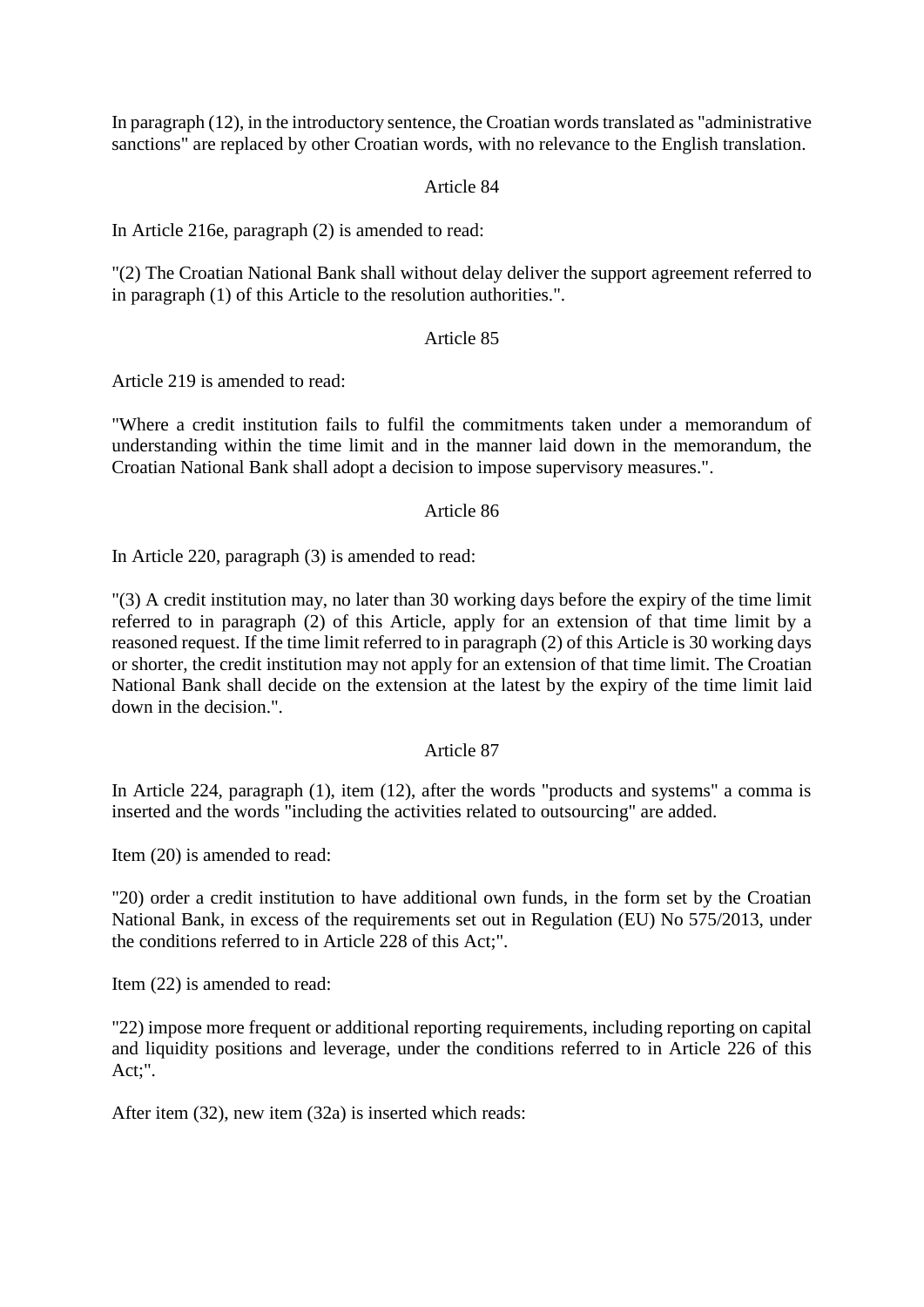In paragraph (12), in the introductory sentence, the Croatian words translated as "administrative sanctions" are replaced by other Croatian words, with no relevance to the English translation.

Article 84

In Article 216e, paragraph (2) is amended to read:

"(2) The Croatian National Bank shall without delay deliver the support agreement referred to in paragraph (1) of this Article to the resolution authorities.".

Article 85

Article 219 is amended to read:

"Where a credit institution fails to fulfil the commitments taken under a memorandum of understanding within the time limit and in the manner laid down in the memorandum, the Croatian National Bank shall adopt a decision to impose supervisory measures.".

Article 86

In Article 220, paragraph (3) is amended to read:

"(3) A credit institution may, no later than 30 working days before the expiry of the time limit referred to in paragraph (2) of this Article, apply for an extension of that time limit by a reasoned request. If the time limit referred to in paragraph (2) of this Article is 30 working days or shorter, the credit institution may not apply for an extension of that time limit. The Croatian National Bank shall decide on the extension at the latest by the expiry of the time limit laid down in the decision.".

Article 87

In Article 224, paragraph (1), item (12), after the words "products and systems" a comma is inserted and the words "including the activities related to outsourcing" are added.

Item (20) is amended to read:

"20) order a credit institution to have additional own funds, in the form set by the Croatian National Bank, in excess of the requirements set out in Regulation (EU) No 575/2013, under the conditions referred to in Article 228 of this Act;".

Item (22) is amended to read:

"22) impose more frequent or additional reporting requirements, including reporting on capital and liquidity positions and leverage, under the conditions referred to in Article 226 of this Act;".

After item (32), new item (32a) is inserted which reads: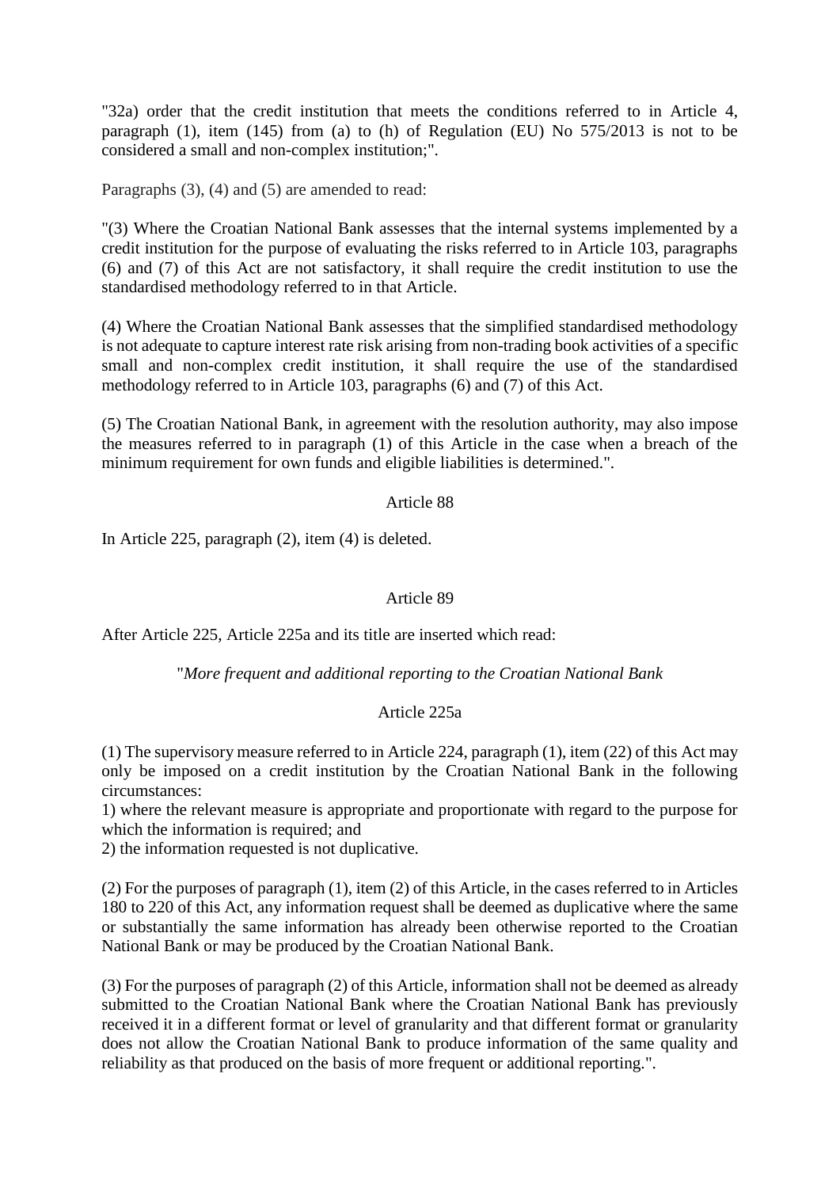"32a) order that the credit institution that meets the conditions referred to in Article 4, paragraph (1), item (145) from (a) to (h) of Regulation (EU) No 575/2013 is not to be considered a small and non-complex institution;".

Paragraphs (3), (4) and (5) are amended to read:

"(3) Where the Croatian National Bank assesses that the internal systems implemented by a credit institution for the purpose of evaluating the risks referred to in Article 103, paragraphs (6) and (7) of this Act are not satisfactory, it shall require the credit institution to use the standardised methodology referred to in that Article.

(4) Where the Croatian National Bank assesses that the simplified standardised methodology is not adequate to capture interest rate risk arising from non-trading book activities of a specific small and non-complex credit institution, it shall require the use of the standardised methodology referred to in Article 103, paragraphs (6) and (7) of this Act.

(5) The Croatian National Bank, in agreement with the resolution authority, may also impose the measures referred to in paragraph (1) of this Article in the case when a breach of the minimum requirement for own funds and eligible liabilities is determined.".

Article 88

In Article 225, paragraph (2), item (4) is deleted.

Article 89

After Article 225, Article 225a and its title are inserted which read:

"*More frequent and additional reporting to the Croatian National Bank*

Article 225a

(1) The supervisory measure referred to in Article 224, paragraph (1), item (22) of this Act may only be imposed on a credit institution by the Croatian National Bank in the following circumstances:
1) where the relevant measure is appropriate and proportionate with regard to the purpose for which the information is required; and
2) the information requested is not duplicative.

(2) For the purposes of paragraph (1), item (2) of this Article, in the cases referred to in Articles 180 to 220 of this Act, any information request shall be deemed as duplicative where the same or substantially the same information has already been otherwise reported to the Croatian National Bank or may be produced by the Croatian National Bank.

(3) For the purposes of paragraph (2) of this Article, information shall not be deemed as already submitted to the Croatian National Bank where the Croatian National Bank has previously received it in a different format or level of granularity and that different format or granularity does not allow the Croatian National Bank to produce information of the same quality and reliability as that produced on the basis of more frequent or additional reporting.".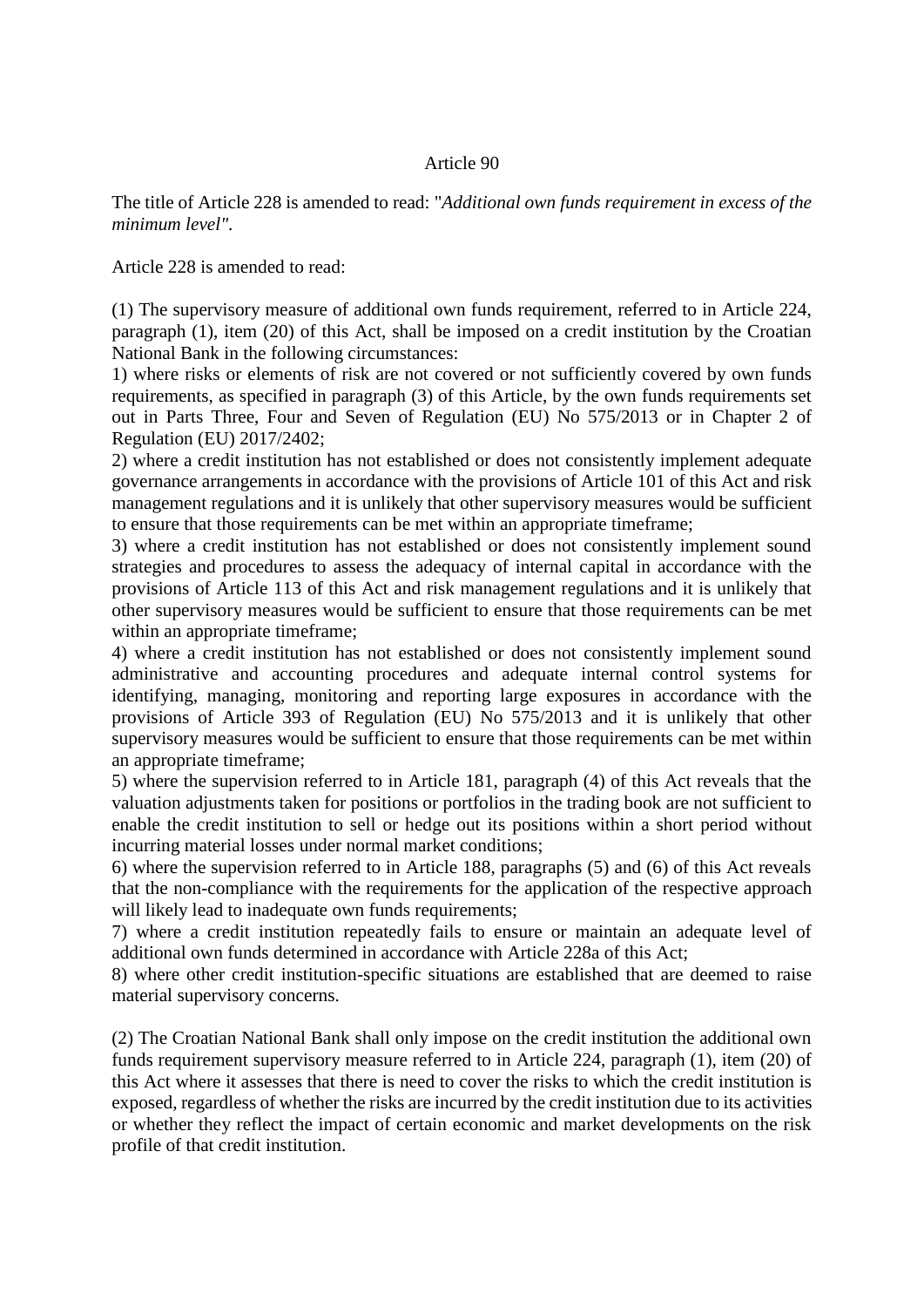Article 90

The title of Article 228 is amended to read: "*Additional own funds requirement in excess of the minimum level*".

Article 228 is amended to read:

(1) The supervisory measure of additional own funds requirement, referred to in Article 224, paragraph (1), item (20) of this Act, shall be imposed on a credit institution by the Croatian National Bank in the following circumstances:

1) where risks or elements of risk are not covered or not sufficiently covered by own funds requirements, as specified in paragraph (3) of this Article, by the own funds requirements set out in Parts Three, Four and Seven of Regulation (EU) No 575/2013 or in Chapter 2 of Regulation (EU) 2017/2402;

2) where a credit institution has not established or does not consistently implement adequate governance arrangements in accordance with the provisions of Article 101 of this Act and risk management regulations and it is unlikely that other supervisory measures would be sufficient to ensure that those requirements can be met within an appropriate timeframe;

3) where a credit institution has not established or does not consistently implement sound strategies and procedures to assess the adequacy of internal capital in accordance with the provisions of Article 113 of this Act and risk management regulations and it is unlikely that other supervisory measures would be sufficient to ensure that those requirements can be met within an appropriate timeframe;

4) where a credit institution has not established or does not consistently implement sound administrative and accounting procedures and adequate internal control systems for identifying, managing, monitoring and reporting large exposures in accordance with the provisions of Article 393 of Regulation (EU) No 575/2013 and it is unlikely that other supervisory measures would be sufficient to ensure that those requirements can be met within an appropriate timeframe;

5) where the supervision referred to in Article 181, paragraph (4) of this Act reveals that the valuation adjustments taken for positions or portfolios in the trading book are not sufficient to enable the credit institution to sell or hedge out its positions within a short period without incurring material losses under normal market conditions;

6) where the supervision referred to in Article 188, paragraphs (5) and (6) of this Act reveals that the non-compliance with the requirements for the application of the respective approach will likely lead to inadequate own funds requirements;

7) where a credit institution repeatedly fails to ensure or maintain an adequate level of additional own funds determined in accordance with Article 228a of this Act;

8) where other credit institution-specific situations are established that are deemed to raise material supervisory concerns.

(2) The Croatian National Bank shall only impose on the credit institution the additional own funds requirement supervisory measure referred to in Article 224, paragraph (1), item (20) of this Act where it assesses that there is need to cover the risks to which the credit institution is exposed, regardless of whether the risks are incurred by the credit institution due to its activities or whether they reflect the impact of certain economic and market developments on the risk profile of that credit institution.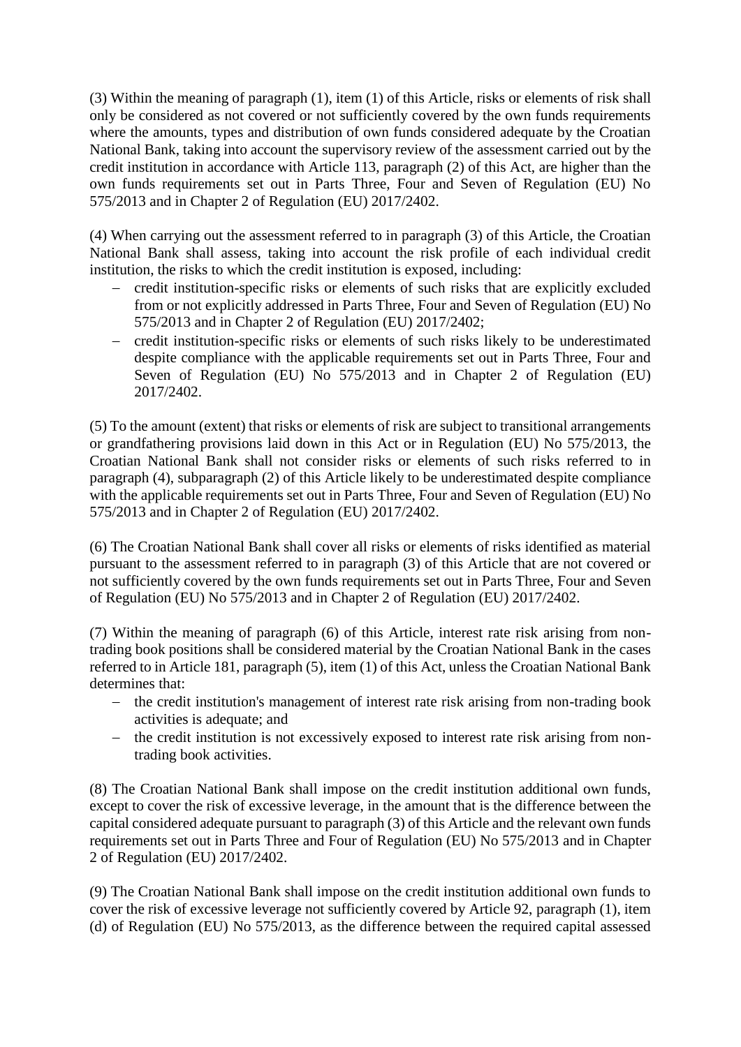(3) Within the meaning of paragraph (1), item (1) of this Article, risks or elements of risk shall only be considered as not covered or not sufficiently covered by the own funds requirements where the amounts, types and distribution of own funds considered adequate by the Croatian National Bank, taking into account the supervisory review of the assessment carried out by the credit institution in accordance with Article 113, paragraph (2) of this Act, are higher than the own funds requirements set out in Parts Three, Four and Seven of Regulation (EU) No 575/2013 and in Chapter 2 of Regulation (EU) 2017/2402.

(4) When carrying out the assessment referred to in paragraph (3) of this Article, the Croatian National Bank shall assess, taking into account the risk profile of each individual credit institution, the risks to which the credit institution is exposed, including:

- credit institution-specific risks or elements of such risks that are explicitly excluded from or not explicitly addressed in Parts Three, Four and Seven of Regulation (EU) No 575/2013 and in Chapter 2 of Regulation (EU) 2017/2402;
- credit institution-specific risks or elements of such risks likely to be underestimated despite compliance with the applicable requirements set out in Parts Three, Four and Seven of Regulation (EU) No 575/2013 and in Chapter 2 of Regulation (EU) 2017/2402.

(5) To the amount (extent) that risks or elements of risk are subject to transitional arrangements or grandfathering provisions laid down in this Act or in Regulation (EU) No 575/2013, the Croatian National Bank shall not consider risks or elements of such risks referred to in paragraph (4), subparagraph (2) of this Article likely to be underestimated despite compliance with the applicable requirements set out in Parts Three, Four and Seven of Regulation (EU) No 575/2013 and in Chapter 2 of Regulation (EU) 2017/2402.

(6) The Croatian National Bank shall cover all risks or elements of risks identified as material pursuant to the assessment referred to in paragraph (3) of this Article that are not covered or not sufficiently covered by the own funds requirements set out in Parts Three, Four and Seven of Regulation (EU) No 575/2013 and in Chapter 2 of Regulation (EU) 2017/2402.

(7) Within the meaning of paragraph (6) of this Article, interest rate risk arising from non-trading book positions shall be considered material by the Croatian National Bank in the cases referred to in Article 181, paragraph (5), item (1) of this Act, unless the Croatian National Bank determines that:

- the credit institution's management of interest rate risk arising from non-trading book activities is adequate; and
- the credit institution is not excessively exposed to interest rate risk arising from non-trading book activities.

(8) The Croatian National Bank shall impose on the credit institution additional own funds, except to cover the risk of excessive leverage, in the amount that is the difference between the capital considered adequate pursuant to paragraph (3) of this Article and the relevant own funds requirements set out in Parts Three and Four of Regulation (EU) No 575/2013 and in Chapter 2 of Regulation (EU) 2017/2402.

(9) The Croatian National Bank shall impose on the credit institution additional own funds to cover the risk of excessive leverage not sufficiently covered by Article 92, paragraph (1), item (d) of Regulation (EU) No 575/2013, as the difference between the required capital assessed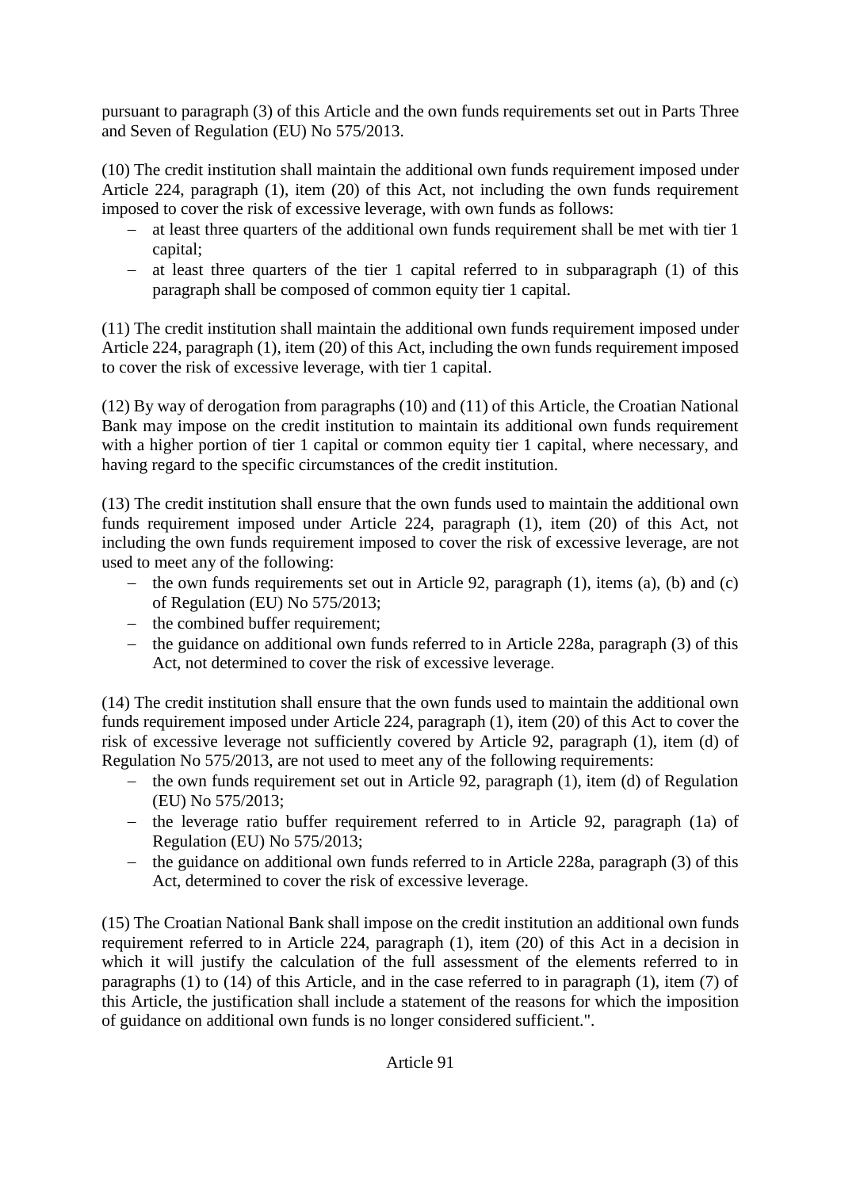pursuant to paragraph (3) of this Article and the own funds requirements set out in Parts Three and Seven of Regulation (EU) No 575/2013.

(10) The credit institution shall maintain the additional own funds requirement imposed under Article 224, paragraph (1), item (20) of this Act, not including the own funds requirement imposed to cover the risk of excessive leverage, with own funds as follows:

- at least three quarters of the additional own funds requirement shall be met with tier 1 capital;
- at least three quarters of the tier 1 capital referred to in subparagraph (1) of this paragraph shall be composed of common equity tier 1 capital.

(11) The credit institution shall maintain the additional own funds requirement imposed under Article 224, paragraph (1), item (20) of this Act, including the own funds requirement imposed to cover the risk of excessive leverage, with tier 1 capital.

(12) By way of derogation from paragraphs (10) and (11) of this Article, the Croatian National Bank may impose on the credit institution to maintain its additional own funds requirement with a higher portion of tier 1 capital or common equity tier 1 capital, where necessary, and having regard to the specific circumstances of the credit institution.

(13) The credit institution shall ensure that the own funds used to maintain the additional own funds requirement imposed under Article 224, paragraph (1), item (20) of this Act, not including the own funds requirement imposed to cover the risk of excessive leverage, are not used to meet any of the following:

- the own funds requirements set out in Article 92, paragraph (1), items (a), (b) and (c) of Regulation (EU) No 575/2013;
- the combined buffer requirement;
- the guidance on additional own funds referred to in Article 228a, paragraph (3) of this Act, not determined to cover the risk of excessive leverage.

(14) The credit institution shall ensure that the own funds used to maintain the additional own funds requirement imposed under Article 224, paragraph (1), item (20) of this Act to cover the risk of excessive leverage not sufficiently covered by Article 92, paragraph (1), item (d) of Regulation No 575/2013, are not used to meet any of the following requirements:

- the own funds requirement set out in Article 92, paragraph (1), item (d) of Regulation (EU) No 575/2013;
- the leverage ratio buffer requirement referred to in Article 92, paragraph (1a) of Regulation (EU) No 575/2013;
- the guidance on additional own funds referred to in Article 228a, paragraph (3) of this Act, determined to cover the risk of excessive leverage.

(15) The Croatian National Bank shall impose on the credit institution an additional own funds requirement referred to in Article 224, paragraph (1), item (20) of this Act in a decision in which it will justify the calculation of the full assessment of the elements referred to in paragraphs (1) to (14) of this Article, and in the case referred to in paragraph (1), item (7) of this Article, the justification shall include a statement of the reasons for which the imposition of guidance on additional own funds is no longer considered sufficient.".

Article 91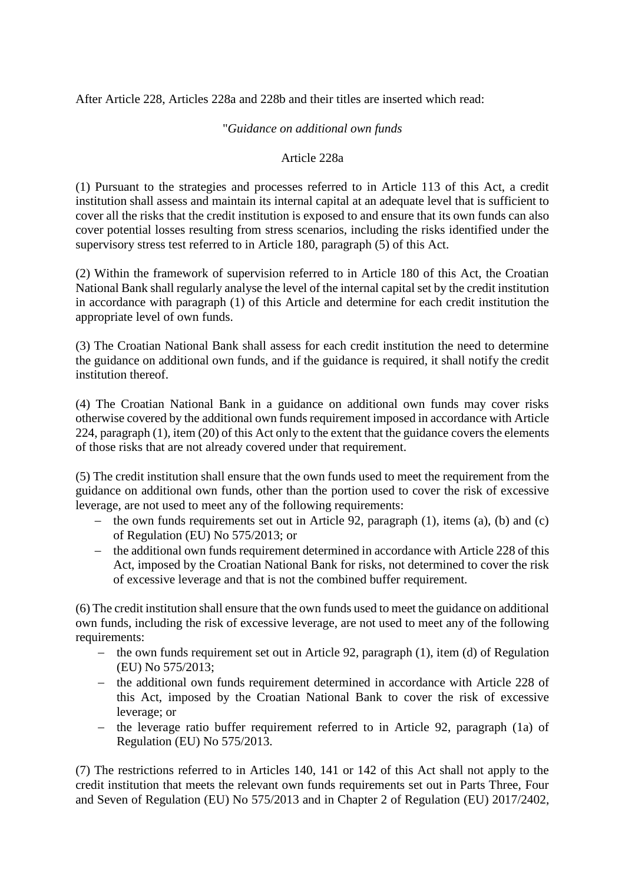After Article 228, Articles 228a and 228b and their titles are inserted which read:

"*Guidance on additional own funds*

Article 228a

(1) Pursuant to the strategies and processes referred to in Article 113 of this Act, a credit institution shall assess and maintain its internal capital at an adequate level that is sufficient to cover all the risks that the credit institution is exposed to and ensure that its own funds can also cover potential losses resulting from stress scenarios, including the risks identified under the supervisory stress test referred to in Article 180, paragraph (5) of this Act.

(2) Within the framework of supervision referred to in Article 180 of this Act, the Croatian National Bank shall regularly analyse the level of the internal capital set by the credit institution in accordance with paragraph (1) of this Article and determine for each credit institution the appropriate level of own funds.

(3) The Croatian National Bank shall assess for each credit institution the need to determine the guidance on additional own funds, and if the guidance is required, it shall notify the credit institution thereof.

(4) The Croatian National Bank in a guidance on additional own funds may cover risks otherwise covered by the additional own funds requirement imposed in accordance with Article 224, paragraph (1), item (20) of this Act only to the extent that the guidance covers the elements of those risks that are not already covered under that requirement.

(5) The credit institution shall ensure that the own funds used to meet the requirement from the guidance on additional own funds, other than the portion used to cover the risk of excessive leverage, are not used to meet any of the following requirements:

- the own funds requirements set out in Article 92, paragraph (1), items (a), (b) and (c) of Regulation (EU) No 575/2013; or
- the additional own funds requirement determined in accordance with Article 228 of this Act, imposed by the Croatian National Bank for risks, not determined to cover the risk of excessive leverage and that is not the combined buffer requirement.

(6) The credit institution shall ensure that the own funds used to meet the guidance on additional own funds, including the risk of excessive leverage, are not used to meet any of the following requirements:

- the own funds requirement set out in Article 92, paragraph (1), item (d) of Regulation (EU) No 575/2013;
- the additional own funds requirement determined in accordance with Article 228 of this Act, imposed by the Croatian National Bank to cover the risk of excessive leverage; or
- the leverage ratio buffer requirement referred to in Article 92, paragraph (1a) of Regulation (EU) No 575/2013.

(7) The restrictions referred to in Articles 140, 141 or 142 of this Act shall not apply to the credit institution that meets the relevant own funds requirements set out in Parts Three, Four and Seven of Regulation (EU) No 575/2013 and in Chapter 2 of Regulation (EU) 2017/2402,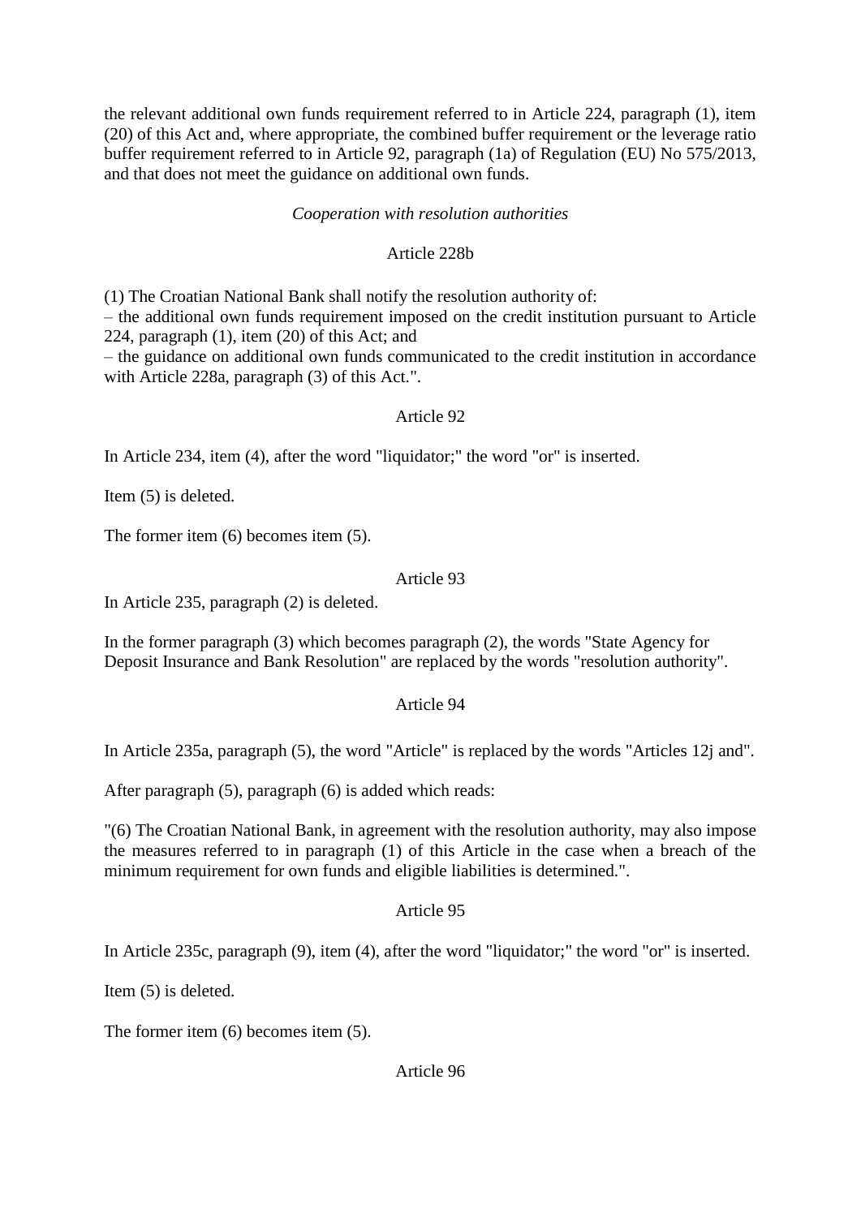the relevant additional own funds requirement referred to in Article 224, paragraph (1), item (20) of this Act and, where appropriate, the combined buffer requirement or the leverage ratio buffer requirement referred to in Article 92, paragraph (1a) of Regulation (EU) No 575/2013, and that does not meet the guidance on additional own funds.

*Cooperation with resolution authorities*

Article 228b

(1) The Croatian National Bank shall notify the resolution authority of:
– the additional own funds requirement imposed on the credit institution pursuant to Article 224, paragraph (1), item (20) of this Act; and
– the guidance on additional own funds communicated to the credit institution in accordance with Article 228a, paragraph (3) of this Act.".

Article 92

In Article 234, item (4), after the word "liquidator;" the word "or" is inserted.

Item (5) is deleted.

The former item (6) becomes item (5).

Article 93

In Article 235, paragraph (2) is deleted.

In the former paragraph (3) which becomes paragraph (2), the words "State Agency for Deposit Insurance and Bank Resolution" are replaced by the words "resolution authority".

Article 94

In Article 235a, paragraph (5), the word "Article" is replaced by the words "Articles 12j and".

After paragraph (5), paragraph (6) is added which reads:

"(6) The Croatian National Bank, in agreement with the resolution authority, may also impose the measures referred to in paragraph (1) of this Article in the case when a breach of the minimum requirement for own funds and eligible liabilities is determined.".

Article 95

In Article 235c, paragraph (9), item (4), after the word "liquidator;" the word "or" is inserted.

Item (5) is deleted.

The former item (6) becomes item (5).

Article 96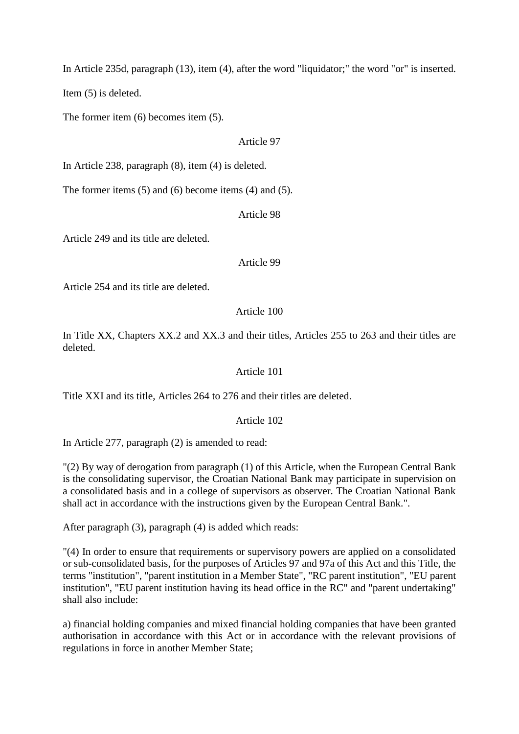In Article 235d, paragraph (13), item (4), after the word "liquidator;" the word "or" is inserted.

Item (5) is deleted.

The former item (6) becomes item (5).

Article 97

In Article 238, paragraph (8), item (4) is deleted.

The former items (5) and (6) become items (4) and (5).

Article 98

Article 249 and its title are deleted.

Article 99

Article 254 and its title are deleted.

Article 100

In Title XX, Chapters XX.2 and XX.3 and their titles, Articles 255 to 263 and their titles are deleted.

Article 101

Title XXI and its title, Articles 264 to 276 and their titles are deleted.

Article 102

In Article 277, paragraph (2) is amended to read:

"(2) By way of derogation from paragraph (1) of this Article, when the European Central Bank is the consolidating supervisor, the Croatian National Bank may participate in supervision on a consolidated basis and in a college of supervisors as observer. The Croatian National Bank shall act in accordance with the instructions given by the European Central Bank.".

After paragraph (3), paragraph (4) is added which reads:

"(4) In order to ensure that requirements or supervisory powers are applied on a consolidated or sub-consolidated basis, for the purposes of Articles 97 and 97a of this Act and this Title, the terms "institution", "parent institution in a Member State", "RC parent institution", "EU parent institution", "EU parent institution having its head office in the RC" and "parent undertaking" shall also include:

a) financial holding companies and mixed financial holding companies that have been granted authorisation in accordance with this Act or in accordance with the relevant provisions of regulations in force in another Member State;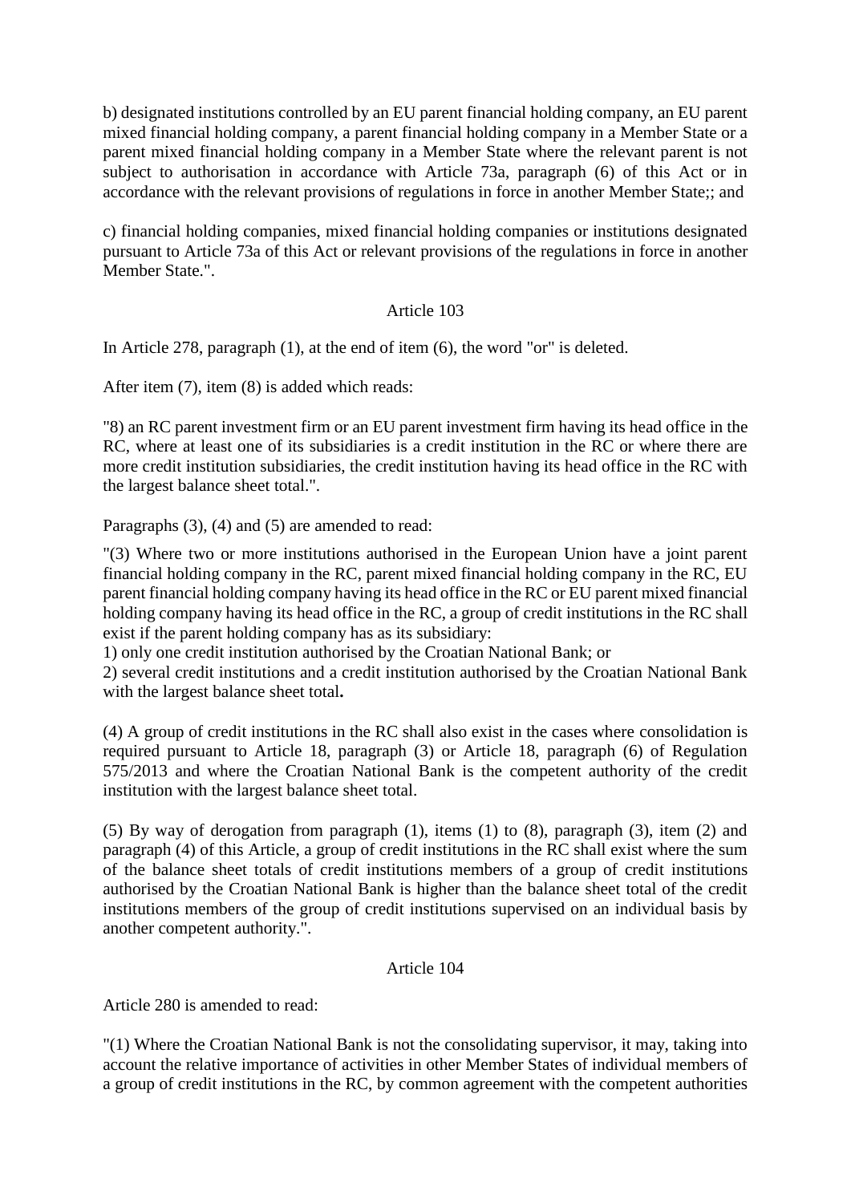b) designated institutions controlled by an EU parent financial holding company, an EU parent mixed financial holding company, a parent financial holding company in a Member State or a parent mixed financial holding company in a Member State where the relevant parent is not subject to authorisation in accordance with Article 73a, paragraph (6) of this Act or in accordance with the relevant provisions of regulations in force in another Member State;; and

c) financial holding companies, mixed financial holding companies or institutions designated pursuant to Article 73a of this Act or relevant provisions of the regulations in force in another Member State.".

Article 103

In Article 278, paragraph (1), at the end of item (6), the word "or" is deleted.

After item (7), item (8) is added which reads:

"8) an RC parent investment firm or an EU parent investment firm having its head office in the RC, where at least one of its subsidiaries is a credit institution in the RC or where there are more credit institution subsidiaries, the credit institution having its head office in the RC with the largest balance sheet total.".

Paragraphs (3), (4) and (5) are amended to read:

"(3) Where two or more institutions authorised in the European Union have a joint parent financial holding company in the RC, parent mixed financial holding company in the RC, EU parent financial holding company having its head office in the RC or EU parent mixed financial holding company having its head office in the RC, a group of credit institutions in the RC shall exist if the parent holding company has as its subsidiary:
1) only one credit institution authorised by the Croatian National Bank; or
2) several credit institutions and a credit institution authorised by the Croatian National Bank with the largest balance sheet total.

(4) A group of credit institutions in the RC shall also exist in the cases where consolidation is required pursuant to Article 18, paragraph (3) or Article 18, paragraph (6) of Regulation 575/2013 and where the Croatian National Bank is the competent authority of the credit institution with the largest balance sheet total.

(5) By way of derogation from paragraph (1), items (1) to (8), paragraph (3), item (2) and paragraph (4) of this Article, a group of credit institutions in the RC shall exist where the sum of the balance sheet totals of credit institutions members of a group of credit institutions authorised by the Croatian National Bank is higher than the balance sheet total of the credit institutions members of the group of credit institutions supervised on an individual basis by another competent authority.".

Article 104

Article 280 is amended to read:

"(1) Where the Croatian National Bank is not the consolidating supervisor, it may, taking into account the relative importance of activities in other Member States of individual members of a group of credit institutions in the RC, by common agreement with the competent authorities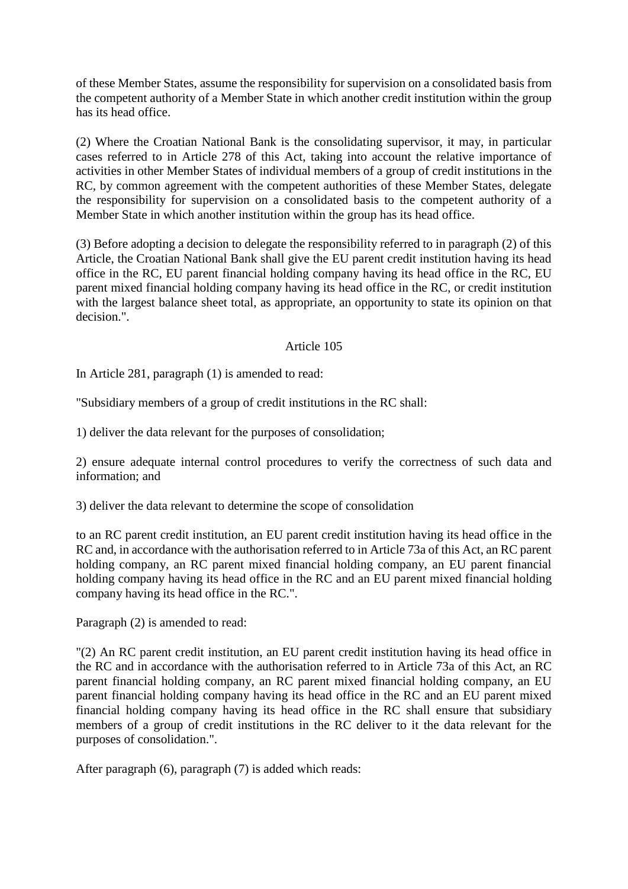of these Member States, assume the responsibility for supervision on a consolidated basis from the competent authority of a Member State in which another credit institution within the group has its head office.

(2) Where the Croatian National Bank is the consolidating supervisor, it may, in particular cases referred to in Article 278 of this Act, taking into account the relative importance of activities in other Member States of individual members of a group of credit institutions in the RC, by common agreement with the competent authorities of these Member States, delegate the responsibility for supervision on a consolidated basis to the competent authority of a Member State in which another institution within the group has its head office.

(3) Before adopting a decision to delegate the responsibility referred to in paragraph (2) of this Article, the Croatian National Bank shall give the EU parent credit institution having its head office in the RC, EU parent financial holding company having its head office in the RC, EU parent mixed financial holding company having its head office in the RC, or credit institution with the largest balance sheet total, as appropriate, an opportunity to state its opinion on that decision.".

Article 105

In Article 281, paragraph (1) is amended to read:

"Subsidiary members of a group of credit institutions in the RC shall:

1) deliver the data relevant for the purposes of consolidation;

2) ensure adequate internal control procedures to verify the correctness of such data and information; and

3) deliver the data relevant to determine the scope of consolidation

to an RC parent credit institution, an EU parent credit institution having its head office in the RC and, in accordance with the authorisation referred to in Article 73a of this Act, an RC parent holding company, an RC parent mixed financial holding company, an EU parent financial holding company having its head office in the RC and an EU parent mixed financial holding company having its head office in the RC.".

Paragraph (2) is amended to read:

"(2) An RC parent credit institution, an EU parent credit institution having its head office in the RC and in accordance with the authorisation referred to in Article 73a of this Act, an RC parent financial holding company, an RC parent mixed financial holding company, an EU parent financial holding company having its head office in the RC and an EU parent mixed financial holding company having its head office in the RC shall ensure that subsidiary members of a group of credit institutions in the RC deliver to it the data relevant for the purposes of consolidation.".

After paragraph (6), paragraph (7) is added which reads: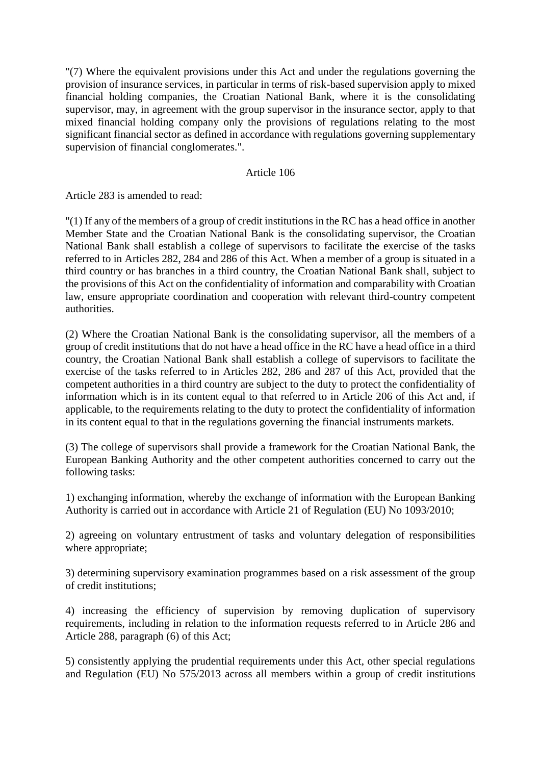"(7) Where the equivalent provisions under this Act and under the regulations governing the provision of insurance services, in particular in terms of risk-based supervision apply to mixed financial holding companies, the Croatian National Bank, where it is the consolidating supervisor, may, in agreement with the group supervisor in the insurance sector, apply to that mixed financial holding company only the provisions of regulations relating to the most significant financial sector as defined in accordance with regulations governing supplementary supervision of financial conglomerates.".

Article 106

Article 283 is amended to read:

"(1) If any of the members of a group of credit institutions in the RC has a head office in another Member State and the Croatian National Bank is the consolidating supervisor, the Croatian National Bank shall establish a college of supervisors to facilitate the exercise of the tasks referred to in Articles 282, 284 and 286 of this Act. When a member of a group is situated in a third country or has branches in a third country, the Croatian National Bank shall, subject to the provisions of this Act on the confidentiality of information and comparability with Croatian law, ensure appropriate coordination and cooperation with relevant third-country competent authorities.

(2) Where the Croatian National Bank is the consolidating supervisor, all the members of a group of credit institutions that do not have a head office in the RC have a head office in a third country, the Croatian National Bank shall establish a college of supervisors to facilitate the exercise of the tasks referred to in Articles 282, 286 and 287 of this Act, provided that the competent authorities in a third country are subject to the duty to protect the confidentiality of information which is in its content equal to that referred to in Article 206 of this Act and, if applicable, to the requirements relating to the duty to protect the confidentiality of information in its content equal to that in the regulations governing the financial instruments markets.

(3) The college of supervisors shall provide a framework for the Croatian National Bank, the European Banking Authority and the other competent authorities concerned to carry out the following tasks:

1) exchanging information, whereby the exchange of information with the European Banking Authority is carried out in accordance with Article 21 of Regulation (EU) No 1093/2010;

2) agreeing on voluntary entrustment of tasks and voluntary delegation of responsibilities where appropriate;

3) determining supervisory examination programmes based on a risk assessment of the group of credit institutions;

4) increasing the efficiency of supervision by removing duplication of supervisory requirements, including in relation to the information requests referred to in Article 286 and Article 288, paragraph (6) of this Act;

5) consistently applying the prudential requirements under this Act, other special regulations and Regulation (EU) No 575/2013 across all members within a group of credit institutions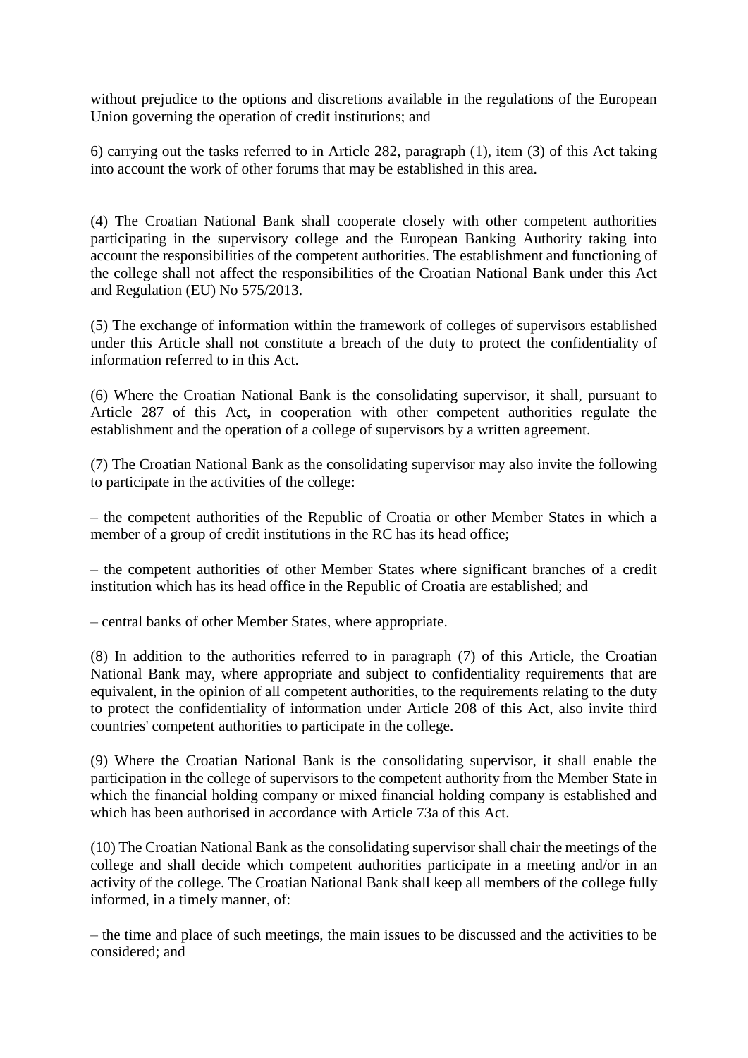without prejudice to the options and discretions available in the regulations of the European Union governing the operation of credit institutions; and

6) carrying out the tasks referred to in Article 282, paragraph (1), item (3) of this Act taking into account the work of other forums that may be established in this area.

(4) The Croatian National Bank shall cooperate closely with other competent authorities participating in the supervisory college and the European Banking Authority taking into account the responsibilities of the competent authorities. The establishment and functioning of the college shall not affect the responsibilities of the Croatian National Bank under this Act and Regulation (EU) No 575/2013.

(5) The exchange of information within the framework of colleges of supervisors established under this Article shall not constitute a breach of the duty to protect the confidentiality of information referred to in this Act.

(6) Where the Croatian National Bank is the consolidating supervisor, it shall, pursuant to Article 287 of this Act, in cooperation with other competent authorities regulate the establishment and the operation of a college of supervisors by a written agreement.

(7) The Croatian National Bank as the consolidating supervisor may also invite the following to participate in the activities of the college:

– the competent authorities of the Republic of Croatia or other Member States in which a member of a group of credit institutions in the RC has its head office;

– the competent authorities of other Member States where significant branches of a credit institution which has its head office in the Republic of Croatia are established; and

– central banks of other Member States, where appropriate.

(8) In addition to the authorities referred to in paragraph (7) of this Article, the Croatian National Bank may, where appropriate and subject to confidentiality requirements that are equivalent, in the opinion of all competent authorities, to the requirements relating to the duty to protect the confidentiality of information under Article 208 of this Act, also invite third countries' competent authorities to participate in the college.

(9) Where the Croatian National Bank is the consolidating supervisor, it shall enable the participation in the college of supervisors to the competent authority from the Member State in which the financial holding company or mixed financial holding company is established and which has been authorised in accordance with Article 73a of this Act.

(10) The Croatian National Bank as the consolidating supervisor shall chair the meetings of the college and shall decide which competent authorities participate in a meeting and/or in an activity of the college. The Croatian National Bank shall keep all members of the college fully informed, in a timely manner, of:

– the time and place of such meetings, the main issues to be discussed and the activities to be considered; and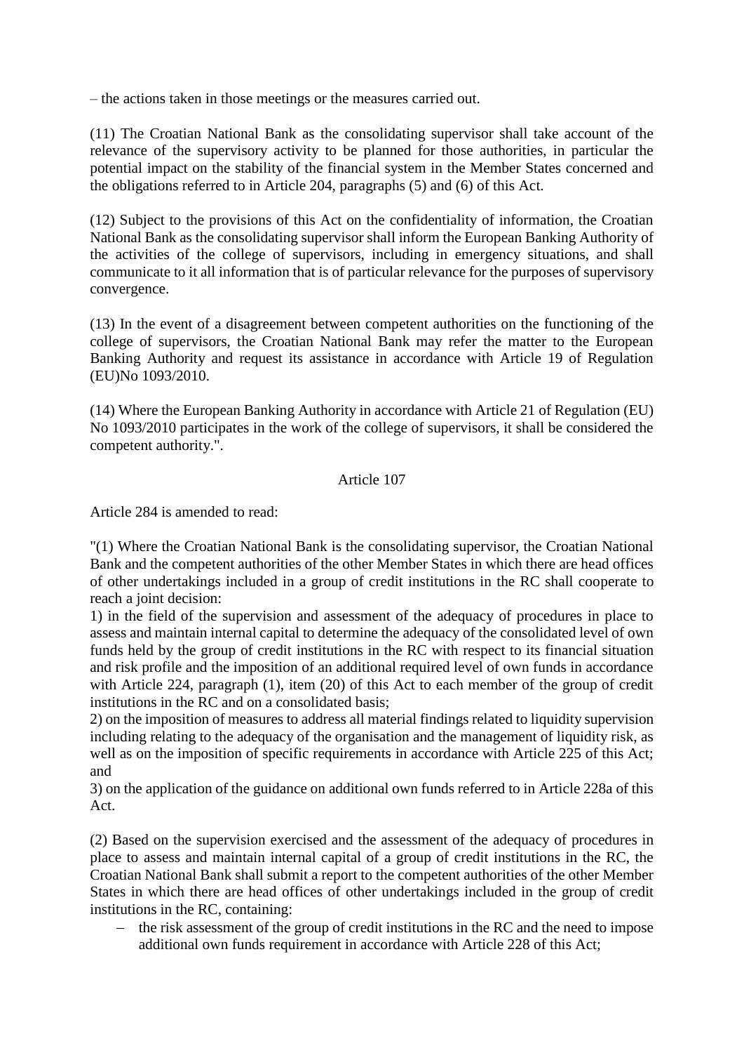– the actions taken in those meetings or the measures carried out.

(11) The Croatian National Bank as the consolidating supervisor shall take account of the relevance of the supervisory activity to be planned for those authorities, in particular the potential impact on the stability of the financial system in the Member States concerned and the obligations referred to in Article 204, paragraphs (5) and (6) of this Act.

(12) Subject to the provisions of this Act on the confidentiality of information, the Croatian National Bank as the consolidating supervisor shall inform the European Banking Authority of the activities of the college of supervisors, including in emergency situations, and shall communicate to it all information that is of particular relevance for the purposes of supervisory convergence.

(13) In the event of a disagreement between competent authorities on the functioning of the college of supervisors, the Croatian National Bank may refer the matter to the European Banking Authority and request its assistance in accordance with Article 19 of Regulation (EU)No 1093/2010.

(14) Where the European Banking Authority in accordance with Article 21 of Regulation (EU) No 1093/2010 participates in the work of the college of supervisors, it shall be considered the competent authority.".

Article 107

Article 284 is amended to read:

"(1) Where the Croatian National Bank is the consolidating supervisor, the Croatian National Bank and the competent authorities of the other Member States in which there are head offices of other undertakings included in a group of credit institutions in the RC shall cooperate to reach a joint decision:
1) in the field of the supervision and assessment of the adequacy of procedures in place to assess and maintain internal capital to determine the adequacy of the consolidated level of own funds held by the group of credit institutions in the RC with respect to its financial situation and risk profile and the imposition of an additional required level of own funds in accordance with Article 224, paragraph (1), item (20) of this Act to each member of the group of credit institutions in the RC and on a consolidated basis;
2) on the imposition of measures to address all material findings related to liquidity supervision including relating to the adequacy of the organisation and the management of liquidity risk, as well as on the imposition of specific requirements in accordance with Article 225 of this Act; and
3) on the application of the guidance on additional own funds referred to in Article 228a of this Act.

(2) Based on the supervision exercised and the assessment of the adequacy of procedures in place to assess and maintain internal capital of a group of credit institutions in the RC, the Croatian National Bank shall submit a report to the competent authorities of the other Member States in which there are head offices of other undertakings included in the group of credit institutions in the RC, containing:

- the risk assessment of the group of credit institutions in the RC and the need to impose additional own funds requirement in accordance with Article 228 of this Act;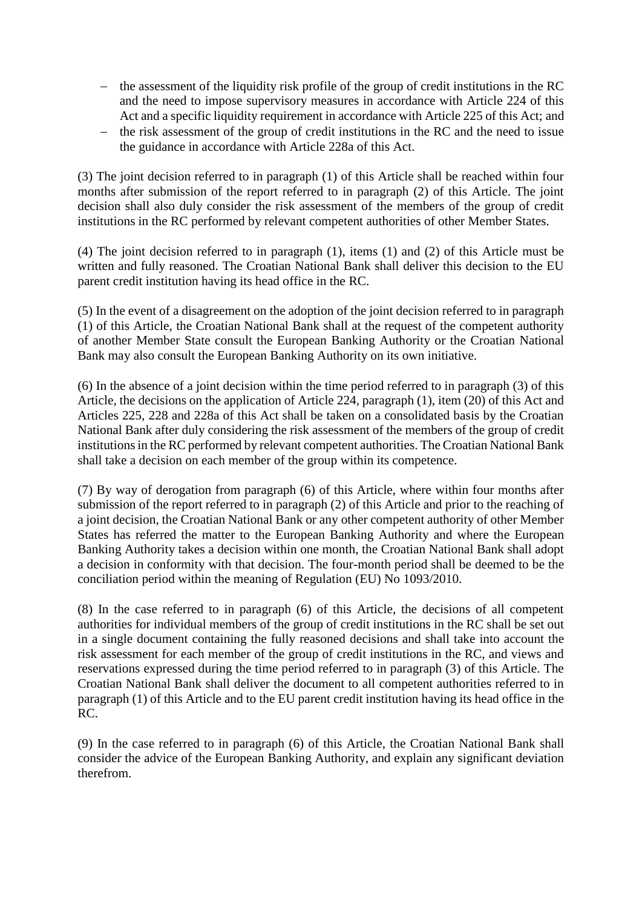- the assessment of the liquidity risk profile of the group of credit institutions in the RC and the need to impose supervisory measures in accordance with Article 224 of this Act and a specific liquidity requirement in accordance with Article 225 of this Act; and
- the risk assessment of the group of credit institutions in the RC and the need to issue the guidance in accordance with Article 228a of this Act.

(3) The joint decision referred to in paragraph (1) of this Article shall be reached within four months after submission of the report referred to in paragraph (2) of this Article. The joint decision shall also duly consider the risk assessment of the members of the group of credit institutions in the RC performed by relevant competent authorities of other Member States.

(4) The joint decision referred to in paragraph (1), items (1) and (2) of this Article must be written and fully reasoned. The Croatian National Bank shall deliver this decision to the EU parent credit institution having its head office in the RC.

(5) In the event of a disagreement on the adoption of the joint decision referred to in paragraph (1) of this Article, the Croatian National Bank shall at the request of the competent authority of another Member State consult the European Banking Authority or the Croatian National Bank may also consult the European Banking Authority on its own initiative.

(6) In the absence of a joint decision within the time period referred to in paragraph (3) of this Article, the decisions on the application of Article 224, paragraph (1), item (20) of this Act and Articles 225, 228 and 228a of this Act shall be taken on a consolidated basis by the Croatian National Bank after duly considering the risk assessment of the members of the group of credit institutions in the RC performed by relevant competent authorities. The Croatian National Bank shall take a decision on each member of the group within its competence.

(7) By way of derogation from paragraph (6) of this Article, where within four months after submission of the report referred to in paragraph (2) of this Article and prior to the reaching of a joint decision, the Croatian National Bank or any other competent authority of other Member States has referred the matter to the European Banking Authority and where the European Banking Authority takes a decision within one month, the Croatian National Bank shall adopt a decision in conformity with that decision. The four-month period shall be deemed to be the conciliation period within the meaning of Regulation (EU) No 1093/2010.

(8) In the case referred to in paragraph (6) of this Article, the decisions of all competent authorities for individual members of the group of credit institutions in the RC shall be set out in a single document containing the fully reasoned decisions and shall take into account the risk assessment for each member of the group of credit institutions in the RC, and views and reservations expressed during the time period referred to in paragraph (3) of this Article. The Croatian National Bank shall deliver the document to all competent authorities referred to in paragraph (1) of this Article and to the EU parent credit institution having its head office in the RC.

(9) In the case referred to in paragraph (6) of this Article, the Croatian National Bank shall consider the advice of the European Banking Authority, and explain any significant deviation therefrom.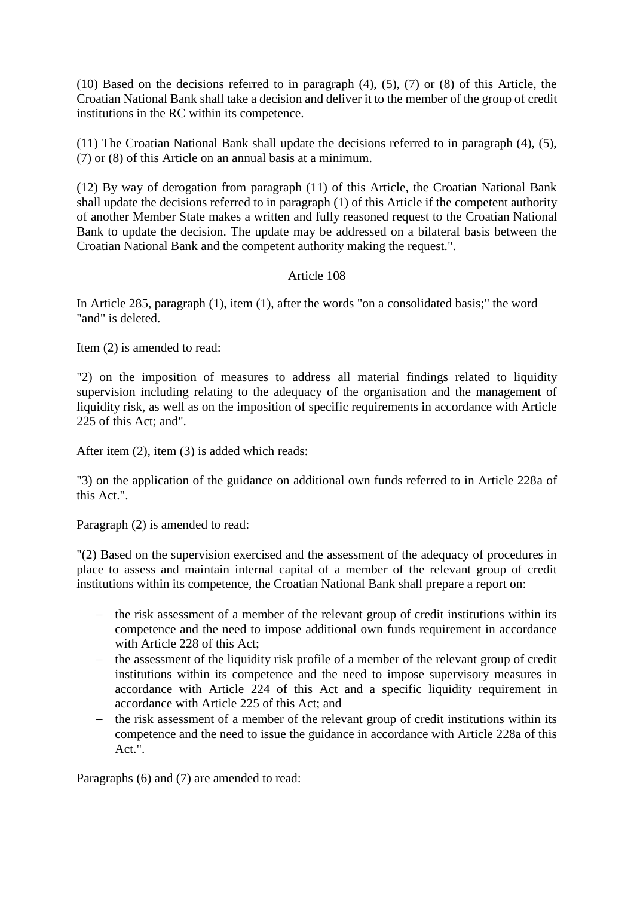(10) Based on the decisions referred to in paragraph (4), (5), (7) or (8) of this Article, the Croatian National Bank shall take a decision and deliver it to the member of the group of credit institutions in the RC within its competence.

(11) The Croatian National Bank shall update the decisions referred to in paragraph (4), (5), (7) or (8) of this Article on an annual basis at a minimum.

(12) By way of derogation from paragraph (11) of this Article, the Croatian National Bank shall update the decisions referred to in paragraph (1) of this Article if the competent authority of another Member State makes a written and fully reasoned request to the Croatian National Bank to update the decision. The update may be addressed on a bilateral basis between the Croatian National Bank and the competent authority making the request.".

Article 108

In Article 285, paragraph (1), item (1), after the words "on a consolidated basis;" the word "and" is deleted.

Item (2) is amended to read:

"2) on the imposition of measures to address all material findings related to liquidity supervision including relating to the adequacy of the organisation and the management of liquidity risk, as well as on the imposition of specific requirements in accordance with Article 225 of this Act; and".

After item (2), item (3) is added which reads:

"3) on the application of the guidance on additional own funds referred to in Article 228a of this Act.".

Paragraph (2) is amended to read:

"(2) Based on the supervision exercised and the assessment of the adequacy of procedures in place to assess and maintain internal capital of a member of the relevant group of credit institutions within its competence, the Croatian National Bank shall prepare a report on:

- the risk assessment of a member of the relevant group of credit institutions within its competence and the need to impose additional own funds requirement in accordance with Article 228 of this Act;
- the assessment of the liquidity risk profile of a member of the relevant group of credit institutions within its competence and the need to impose supervisory measures in accordance with Article 224 of this Act and a specific liquidity requirement in accordance with Article 225 of this Act; and
- the risk assessment of a member of the relevant group of credit institutions within its competence and the need to issue the guidance in accordance with Article 228a of this Act.".

Paragraphs (6) and (7) are amended to read: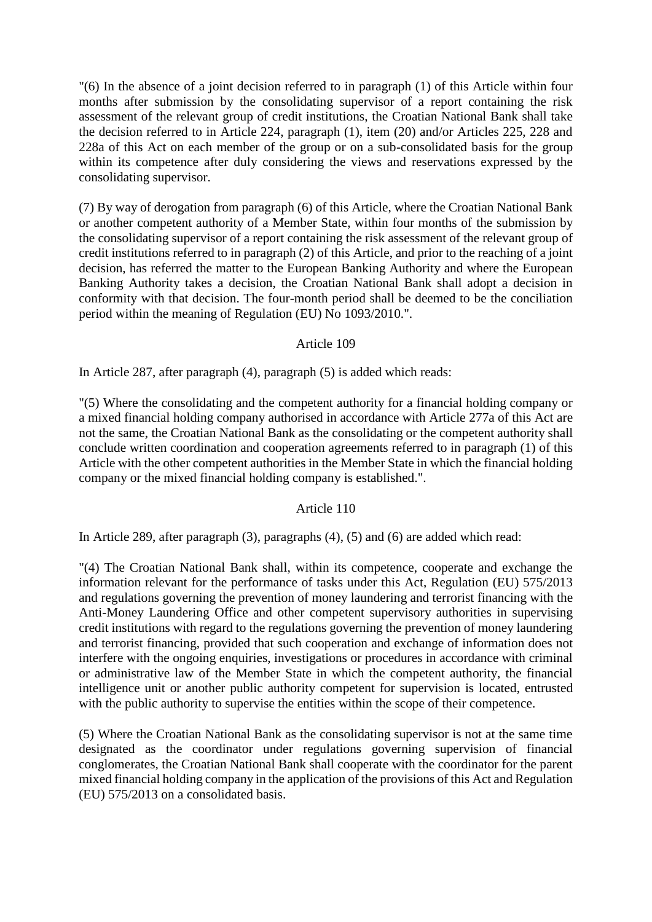"(6) In the absence of a joint decision referred to in paragraph (1) of this Article within four months after submission by the consolidating supervisor of a report containing the risk assessment of the relevant group of credit institutions, the Croatian National Bank shall take the decision referred to in Article 224, paragraph (1), item (20) and/or Articles 225, 228 and 228a of this Act on each member of the group or on a sub-consolidated basis for the group within its competence after duly considering the views and reservations expressed by the consolidating supervisor.

(7) By way of derogation from paragraph (6) of this Article, where the Croatian National Bank or another competent authority of a Member State, within four months of the submission by the consolidating supervisor of a report containing the risk assessment of the relevant group of credit institutions referred to in paragraph (2) of this Article, and prior to the reaching of a joint decision, has referred the matter to the European Banking Authority and where the European Banking Authority takes a decision, the Croatian National Bank shall adopt a decision in conformity with that decision. The four-month period shall be deemed to be the conciliation period within the meaning of Regulation (EU) No 1093/2010.".

Article 109

In Article 287, after paragraph (4), paragraph (5) is added which reads:

"(5) Where the consolidating and the competent authority for a financial holding company or a mixed financial holding company authorised in accordance with Article 277a of this Act are not the same, the Croatian National Bank as the consolidating or the competent authority shall conclude written coordination and cooperation agreements referred to in paragraph (1) of this Article with the other competent authorities in the Member State in which the financial holding company or the mixed financial holding company is established.".

Article 110

In Article 289, after paragraph (3), paragraphs (4), (5) and (6) are added which read:

"(4) The Croatian National Bank shall, within its competence, cooperate and exchange the information relevant for the performance of tasks under this Act, Regulation (EU) 575/2013 and regulations governing the prevention of money laundering and terrorist financing with the Anti-Money Laundering Office and other competent supervisory authorities in supervising credit institutions with regard to the regulations governing the prevention of money laundering and terrorist financing, provided that such cooperation and exchange of information does not interfere with the ongoing enquiries, investigations or procedures in accordance with criminal or administrative law of the Member State in which the competent authority, the financial intelligence unit or another public authority competent for supervision is located, entrusted with the public authority to supervise the entities within the scope of their competence.

(5) Where the Croatian National Bank as the consolidating supervisor is not at the same time designated as the coordinator under regulations governing supervision of financial conglomerates, the Croatian National Bank shall cooperate with the coordinator for the parent mixed financial holding company in the application of the provisions of this Act and Regulation (EU) 575/2013 on a consolidated basis.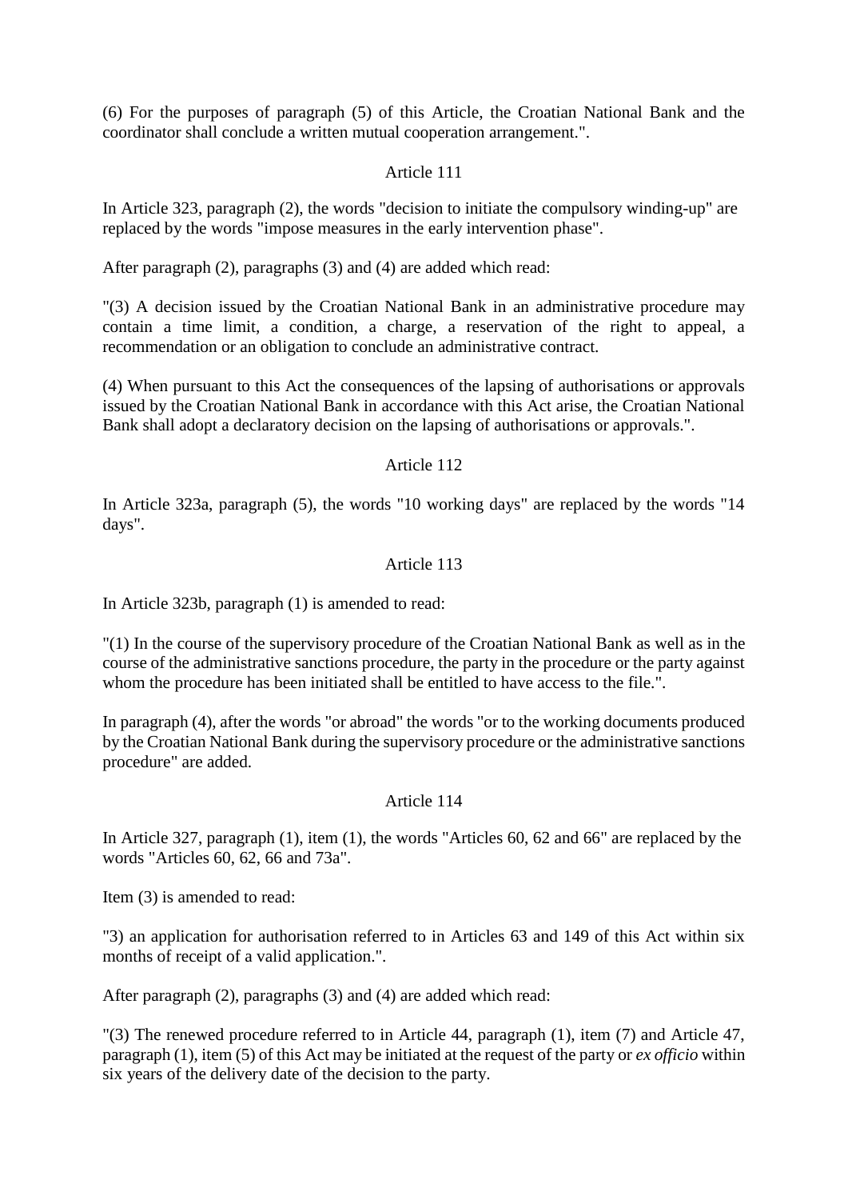(6) For the purposes of paragraph (5) of this Article, the Croatian National Bank and the coordinator shall conclude a written mutual cooperation arrangement.".

Article 111

In Article 323, paragraph (2), the words "decision to initiate the compulsory winding-up" are replaced by the words "impose measures in the early intervention phase".

After paragraph (2), paragraphs (3) and (4) are added which read:

"(3) A decision issued by the Croatian National Bank in an administrative procedure may contain a time limit, a condition, a charge, a reservation of the right to appeal, a recommendation or an obligation to conclude an administrative contract.

(4) When pursuant to this Act the consequences of the lapsing of authorisations or approvals issued by the Croatian National Bank in accordance with this Act arise, the Croatian National Bank shall adopt a declaratory decision on the lapsing of authorisations or approvals.".

Article 112

In Article 323a, paragraph (5), the words "10 working days" are replaced by the words "14 days".

Article 113

In Article 323b, paragraph (1) is amended to read:

"(1) In the course of the supervisory procedure of the Croatian National Bank as well as in the course of the administrative sanctions procedure, the party in the procedure or the party against whom the procedure has been initiated shall be entitled to have access to the file.".

In paragraph (4), after the words "or abroad" the words "or to the working documents produced by the Croatian National Bank during the supervisory procedure or the administrative sanctions procedure" are added.

Article 114

In Article 327, paragraph (1), item (1), the words "Articles 60, 62 and 66" are replaced by the words "Articles 60, 62, 66 and 73a".

Item (3) is amended to read:

"3) an application for authorisation referred to in Articles 63 and 149 of this Act within six months of receipt of a valid application.".

After paragraph (2), paragraphs (3) and (4) are added which read:

"(3) The renewed procedure referred to in Article 44, paragraph (1), item (7) and Article 47, paragraph (1), item (5) of this Act may be initiated at the request of the party or *ex officio* within six years of the delivery date of the decision to the party.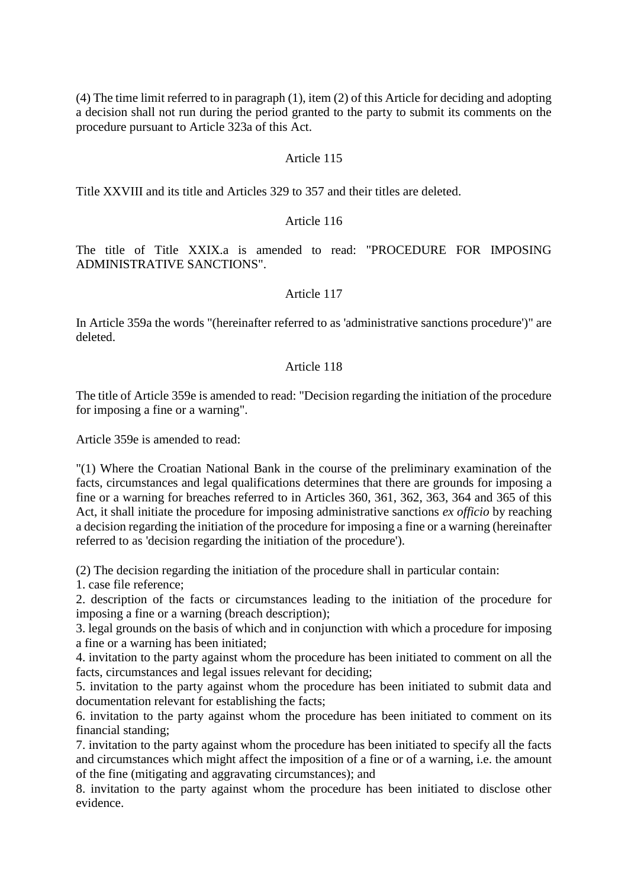(4) The time limit referred to in paragraph (1), item (2) of this Article for deciding and adopting a decision shall not run during the period granted to the party to submit its comments on the procedure pursuant to Article 323a of this Act.

Article 115

Title XXVIII and its title and Articles 329 to 357 and their titles are deleted.

Article 116

The title of Title XXIX.a is amended to read: "PROCEDURE FOR IMPOSING ADMINISTRATIVE SANCTIONS".

Article 117

In Article 359a the words "(hereinafter referred to as 'administrative sanctions procedure')" are deleted.

Article 118

The title of Article 359e is amended to read: "Decision regarding the initiation of the procedure for imposing a fine or a warning".

Article 359e is amended to read:

"(1) Where the Croatian National Bank in the course of the preliminary examination of the facts, circumstances and legal qualifications determines that there are grounds for imposing a fine or a warning for breaches referred to in Articles 360, 361, 362, 363, 364 and 365 of this Act, it shall initiate the procedure for imposing administrative sanctions *ex officio* by reaching a decision regarding the initiation of the procedure for imposing a fine or a warning (hereinafter referred to as 'decision regarding the initiation of the procedure').

(2) The decision regarding the initiation of the procedure shall in particular contain:
1. case file reference;
2. description of the facts or circumstances leading to the initiation of the procedure for imposing a fine or a warning (breach description);
3. legal grounds on the basis of which and in conjunction with which a procedure for imposing a fine or a warning has been initiated;
4. invitation to the party against whom the procedure has been initiated to comment on all the facts, circumstances and legal issues relevant for deciding;
5. invitation to the party against whom the procedure has been initiated to submit data and documentation relevant for establishing the facts;
6. invitation to the party against whom the procedure has been initiated to comment on its financial standing;
7. invitation to the party against whom the procedure has been initiated to specify all the facts and circumstances which might affect the imposition of a fine or of a warning, i.e. the amount of the fine (mitigating and aggravating circumstances); and
8. invitation to the party against whom the procedure has been initiated to disclose other evidence.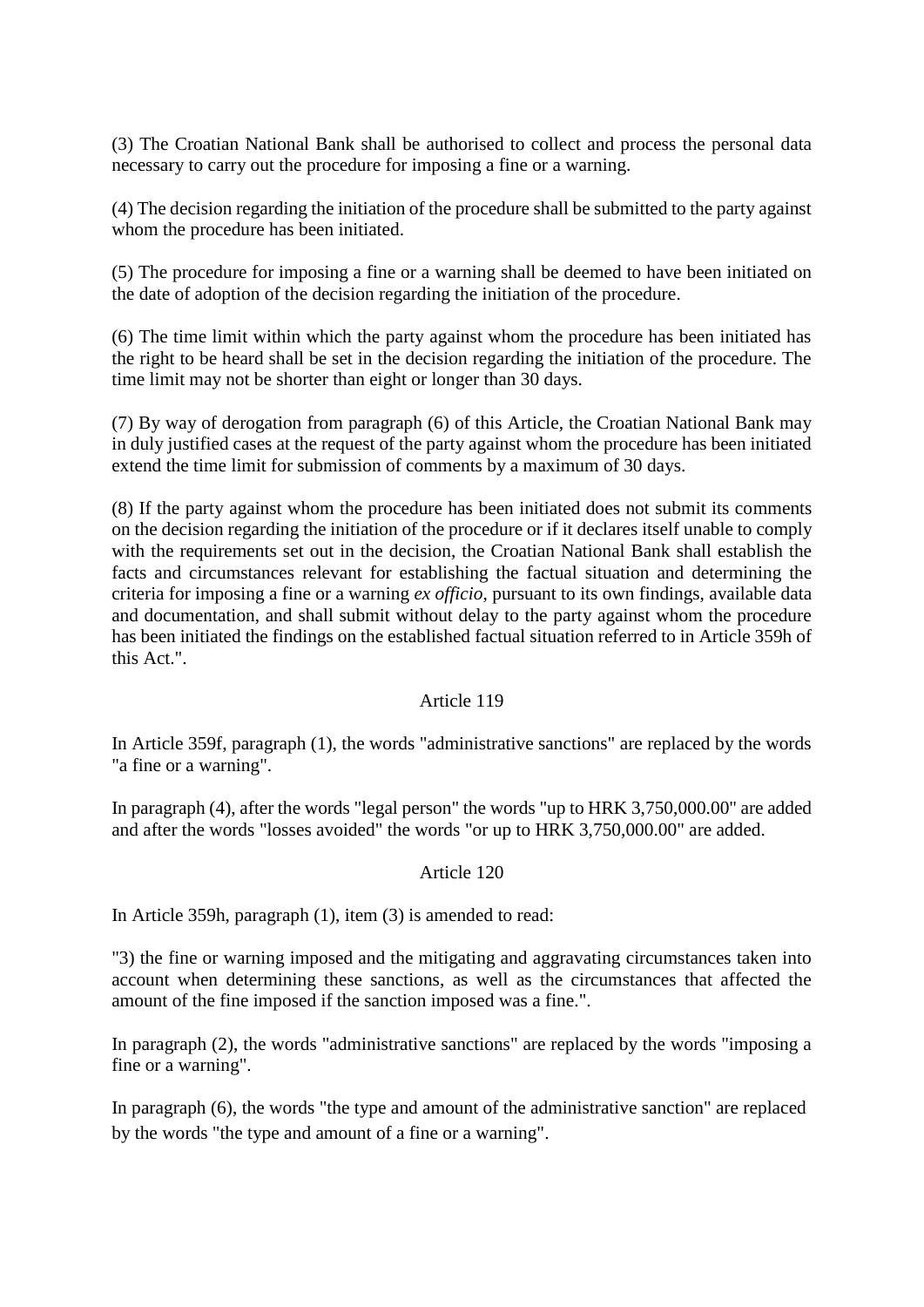(3) The Croatian National Bank shall be authorised to collect and process the personal data necessary to carry out the procedure for imposing a fine or a warning.

(4) The decision regarding the initiation of the procedure shall be submitted to the party against whom the procedure has been initiated.

(5) The procedure for imposing a fine or a warning shall be deemed to have been initiated on the date of adoption of the decision regarding the initiation of the procedure.

(6) The time limit within which the party against whom the procedure has been initiated has the right to be heard shall be set in the decision regarding the initiation of the procedure. The time limit may not be shorter than eight or longer than 30 days.

(7) By way of derogation from paragraph (6) of this Article, the Croatian National Bank may in duly justified cases at the request of the party against whom the procedure has been initiated extend the time limit for submission of comments by a maximum of 30 days.

(8) If the party against whom the procedure has been initiated does not submit its comments on the decision regarding the initiation of the procedure or if it declares itself unable to comply with the requirements set out in the decision, the Croatian National Bank shall establish the facts and circumstances relevant for establishing the factual situation and determining the criteria for imposing a fine or a warning *ex officio*, pursuant to its own findings, available data and documentation, and shall submit without delay to the party against whom the procedure has been initiated the findings on the established factual situation referred to in Article 359h of this Act.".

Article 119

In Article 359f, paragraph (1), the words "administrative sanctions" are replaced by the words "a fine or a warning".

In paragraph (4), after the words "legal person" the words "up to HRK 3,750,000.00" are added and after the words "losses avoided" the words "or up to HRK 3,750,000.00" are added.

Article 120

In Article 359h, paragraph (1), item (3) is amended to read:

"3) the fine or warning imposed and the mitigating and aggravating circumstances taken into account when determining these sanctions, as well as the circumstances that affected the amount of the fine imposed if the sanction imposed was a fine.".

In paragraph (2), the words "administrative sanctions" are replaced by the words "imposing a fine or a warning".

In paragraph (6), the words "the type and amount of the administrative sanction" are replaced by the words "the type and amount of a fine or a warning".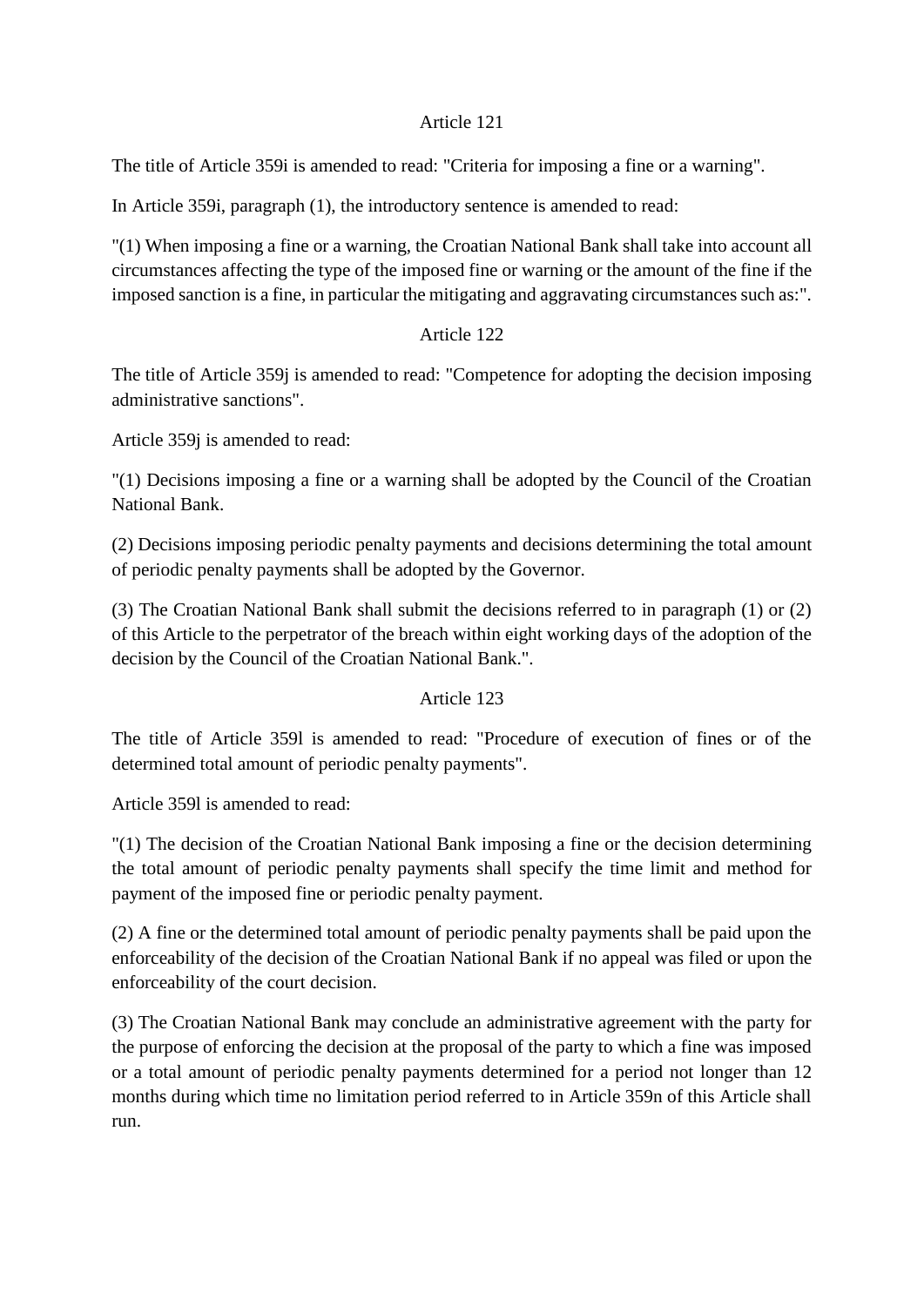Article 121

The title of Article 359i is amended to read: "Criteria for imposing a fine or a warning".

In Article 359i, paragraph (1), the introductory sentence is amended to read:

"(1) When imposing a fine or a warning, the Croatian National Bank shall take into account all circumstances affecting the type of the imposed fine or warning or the amount of the fine if the imposed sanction is a fine, in particular the mitigating and aggravating circumstances such as:".

Article 122

The title of Article 359j is amended to read: "Competence for adopting the decision imposing administrative sanctions".

Article 359j is amended to read:

"(1) Decisions imposing a fine or a warning shall be adopted by the Council of the Croatian National Bank.

(2) Decisions imposing periodic penalty payments and decisions determining the total amount of periodic penalty payments shall be adopted by the Governor.

(3) The Croatian National Bank shall submit the decisions referred to in paragraph (1) or (2) of this Article to the perpetrator of the breach within eight working days of the adoption of the decision by the Council of the Croatian National Bank.".

Article 123

The title of Article 359l is amended to read: "Procedure of execution of fines or of the determined total amount of periodic penalty payments".

Article 359l is amended to read:

"(1) The decision of the Croatian National Bank imposing a fine or the decision determining the total amount of periodic penalty payments shall specify the time limit and method for payment of the imposed fine or periodic penalty payment.

(2) A fine or the determined total amount of periodic penalty payments shall be paid upon the enforceability of the decision of the Croatian National Bank if no appeal was filed or upon the enforceability of the court decision.

(3) The Croatian National Bank may conclude an administrative agreement with the party for the purpose of enforcing the decision at the proposal of the party to which a fine was imposed or a total amount of periodic penalty payments determined for a period not longer than 12 months during which time no limitation period referred to in Article 359n of this Article shall run.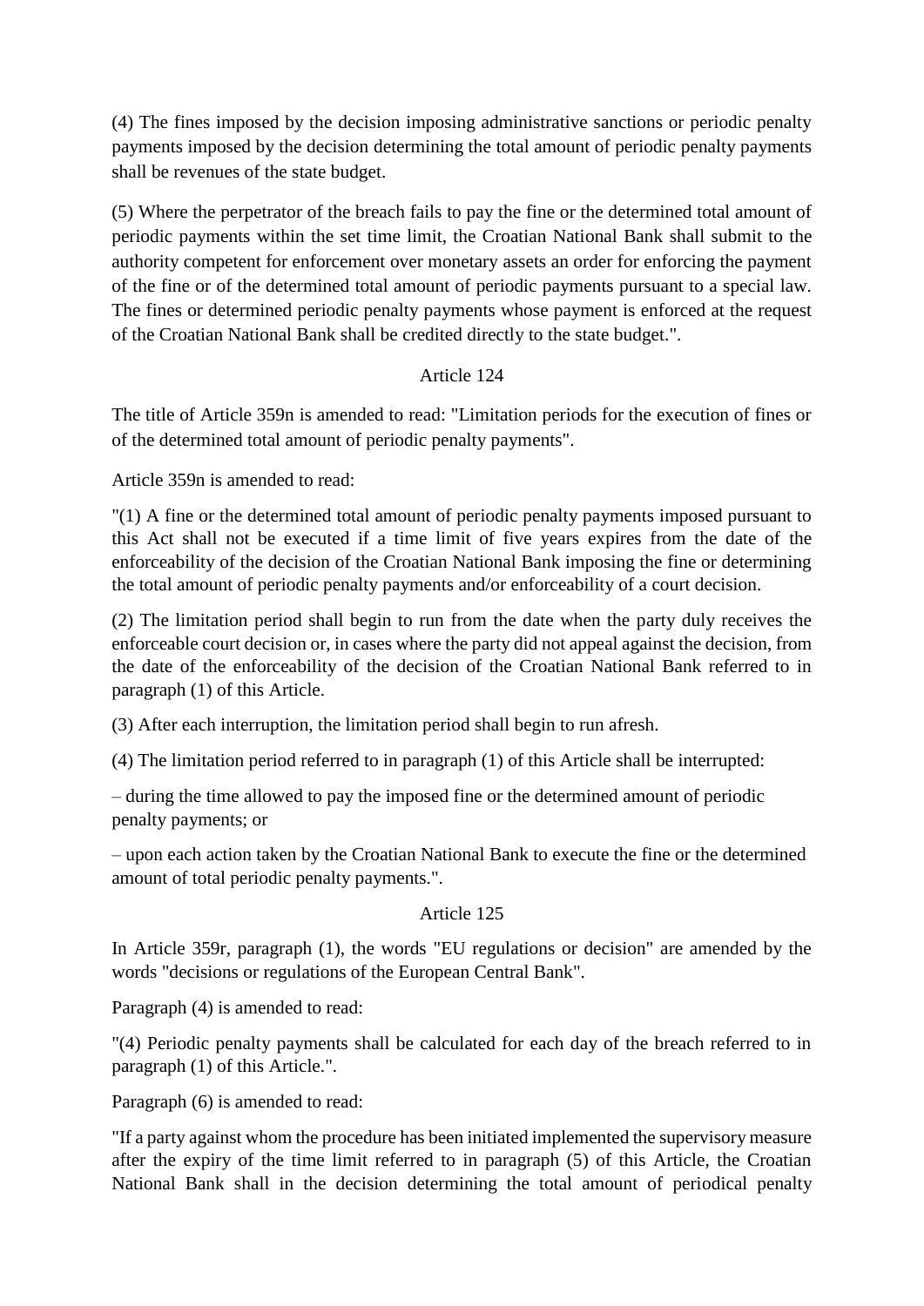(4) The fines imposed by the decision imposing administrative sanctions or periodic penalty payments imposed by the decision determining the total amount of periodic penalty payments shall be revenues of the state budget.

(5) Where the perpetrator of the breach fails to pay the fine or the determined total amount of periodic payments within the set time limit, the Croatian National Bank shall submit to the authority competent for enforcement over monetary assets an order for enforcing the payment of the fine or of the determined total amount of periodic payments pursuant to a special law. The fines or determined periodic penalty payments whose payment is enforced at the request of the Croatian National Bank shall be credited directly to the state budget.".

Article 124

The title of Article 359n is amended to read: "Limitation periods for the execution of fines or of the determined total amount of periodic penalty payments".

Article 359n is amended to read:

"(1) A fine or the determined total amount of periodic penalty payments imposed pursuant to this Act shall not be executed if a time limit of five years expires from the date of the enforceability of the decision of the Croatian National Bank imposing the fine or determining the total amount of periodic penalty payments and/or enforceability of a court decision.

(2) The limitation period shall begin to run from the date when the party duly receives the enforceable court decision or, in cases where the party did not appeal against the decision, from the date of the enforceability of the decision of the Croatian National Bank referred to in paragraph (1) of this Article.

(3) After each interruption, the limitation period shall begin to run afresh.

(4) The limitation period referred to in paragraph (1) of this Article shall be interrupted:

– during the time allowed to pay the imposed fine or the determined amount of periodic penalty payments; or

– upon each action taken by the Croatian National Bank to execute the fine or the determined amount of total periodic penalty payments.".

Article 125

In Article 359r, paragraph (1), the words "EU regulations or decision" are amended by the words "decisions or regulations of the European Central Bank".

Paragraph (4) is amended to read:

"(4) Periodic penalty payments shall be calculated for each day of the breach referred to in paragraph (1) of this Article.".

Paragraph (6) is amended to read:

"If a party against whom the procedure has been initiated implemented the supervisory measure after the expiry of the time limit referred to in paragraph (5) of this Article, the Croatian National Bank shall in the decision determining the total amount of periodical penalty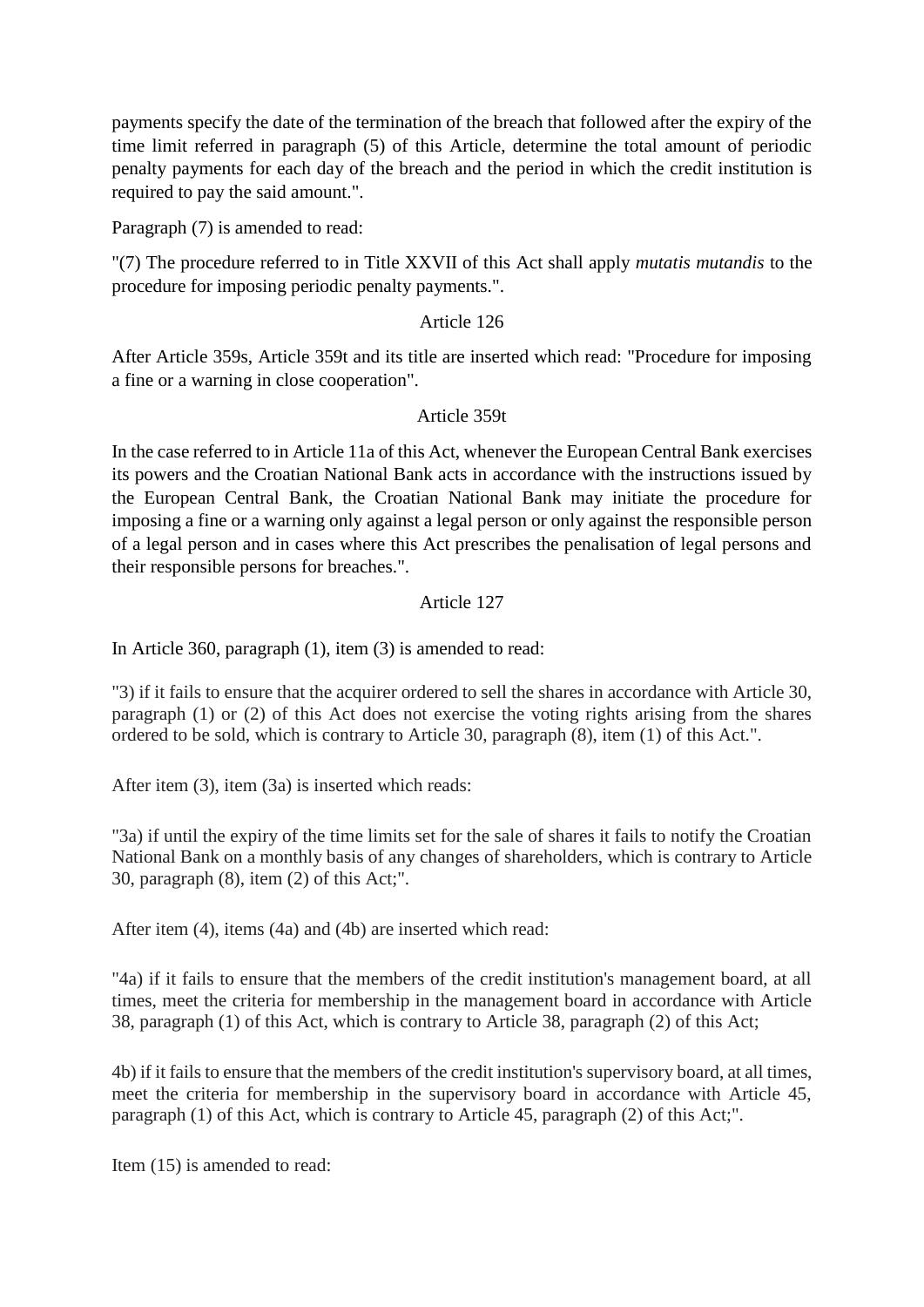payments specify the date of the termination of the breach that followed after the expiry of the time limit referred in paragraph (5) of this Article, determine the total amount of periodic penalty payments for each day of the breach and the period in which the credit institution is required to pay the said amount.".

Paragraph (7) is amended to read:

"(7) The procedure referred to in Title XXVII of this Act shall apply *mutatis mutandis* to the procedure for imposing periodic penalty payments.".

Article 126

After Article 359s, Article 359t and its title are inserted which read: "Procedure for imposing a fine or a warning in close cooperation".

Article 359t

In the case referred to in Article 11a of this Act, whenever the European Central Bank exercises its powers and the Croatian National Bank acts in accordance with the instructions issued by the European Central Bank, the Croatian National Bank may initiate the procedure for imposing a fine or a warning only against a legal person or only against the responsible person of a legal person and in cases where this Act prescribes the penalisation of legal persons and their responsible persons for breaches.".

Article 127

In Article 360, paragraph (1), item (3) is amended to read:

"3) if it fails to ensure that the acquirer ordered to sell the shares in accordance with Article 30, paragraph (1) or (2) of this Act does not exercise the voting rights arising from the shares ordered to be sold, which is contrary to Article 30, paragraph (8), item (1) of this Act.".

After item (3), item (3a) is inserted which reads:

"3a) if until the expiry of the time limits set for the sale of shares it fails to notify the Croatian National Bank on a monthly basis of any changes of shareholders, which is contrary to Article 30, paragraph (8), item (2) of this Act;".

After item (4), items (4a) and (4b) are inserted which read:

"4a) if it fails to ensure that the members of the credit institution's management board, at all times, meet the criteria for membership in the management board in accordance with Article 38, paragraph (1) of this Act, which is contrary to Article 38, paragraph (2) of this Act;

4b) if it fails to ensure that the members of the credit institution's supervisory board, at all times, meet the criteria for membership in the supervisory board in accordance with Article 45, paragraph (1) of this Act, which is contrary to Article 45, paragraph (2) of this Act;".

Item (15) is amended to read: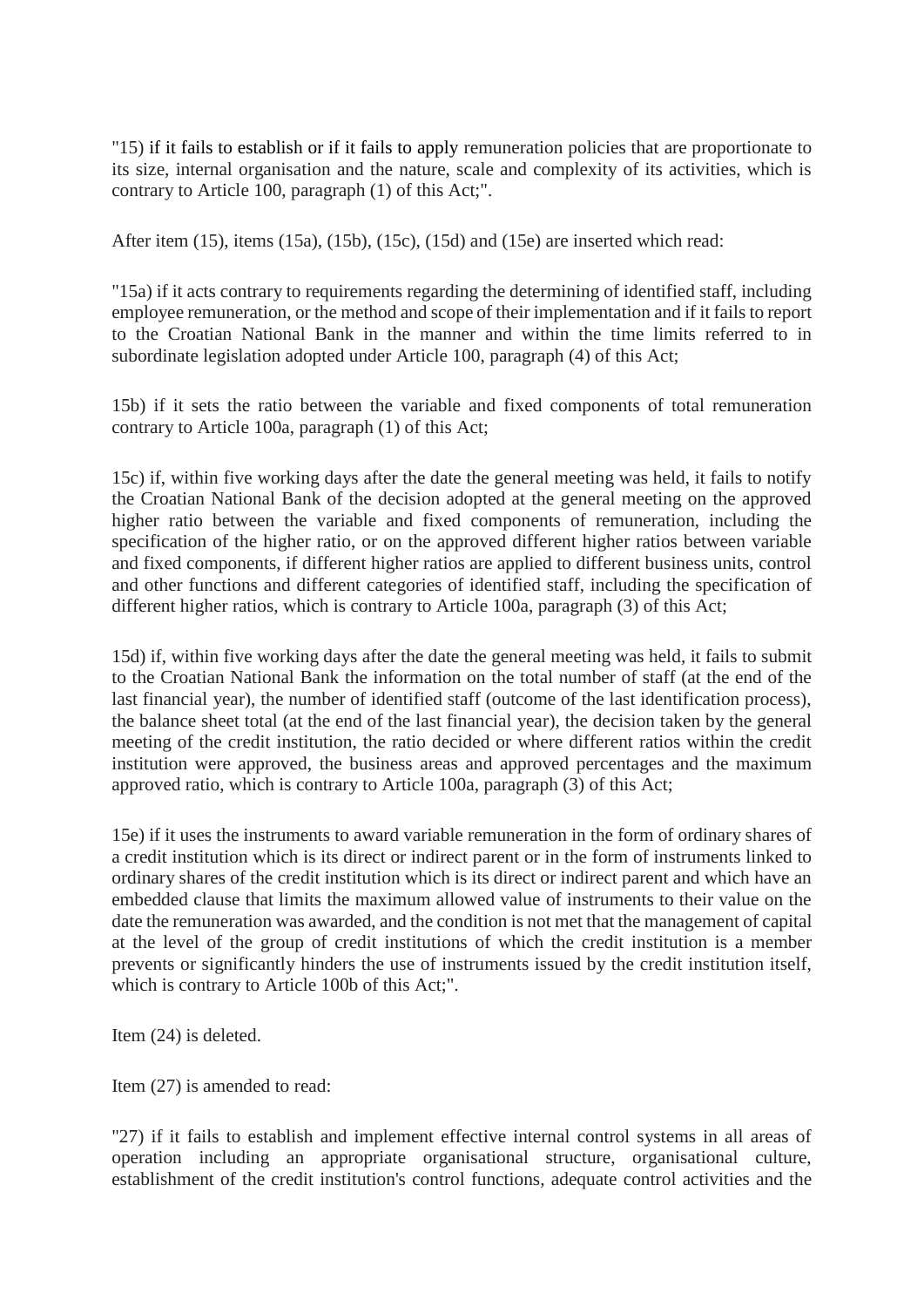"15) if it fails to establish or if it fails to apply remuneration policies that are proportionate to its size, internal organisation and the nature, scale and complexity of its activities, which is contrary to Article 100, paragraph (1) of this Act;".

After item (15), items (15a), (15b), (15c), (15d) and (15e) are inserted which read:

"15a) if it acts contrary to requirements regarding the determining of identified staff, including employee remuneration, or the method and scope of their implementation and if it fails to report to the Croatian National Bank in the manner and within the time limits referred to in subordinate legislation adopted under Article 100, paragraph (4) of this Act;

15b) if it sets the ratio between the variable and fixed components of total remuneration contrary to Article 100a, paragraph (1) of this Act;

15c) if, within five working days after the date the general meeting was held, it fails to notify the Croatian National Bank of the decision adopted at the general meeting on the approved higher ratio between the variable and fixed components of remuneration, including the specification of the higher ratio, or on the approved different higher ratios between variable and fixed components, if different higher ratios are applied to different business units, control and other functions and different categories of identified staff, including the specification of different higher ratios, which is contrary to Article 100a, paragraph (3) of this Act;

15d) if, within five working days after the date the general meeting was held, it fails to submit to the Croatian National Bank the information on the total number of staff (at the end of the last financial year), the number of identified staff (outcome of the last identification process), the balance sheet total (at the end of the last financial year), the decision taken by the general meeting of the credit institution, the ratio decided or where different ratios within the credit institution were approved, the business areas and approved percentages and the maximum approved ratio, which is contrary to Article 100a, paragraph (3) of this Act;

15e) if it uses the instruments to award variable remuneration in the form of ordinary shares of a credit institution which is its direct or indirect parent or in the form of instruments linked to ordinary shares of the credit institution which is its direct or indirect parent and which have an embedded clause that limits the maximum allowed value of instruments to their value on the date the remuneration was awarded, and the condition is not met that the management of capital at the level of the group of credit institutions of which the credit institution is a member prevents or significantly hinders the use of instruments issued by the credit institution itself, which is contrary to Article 100b of this Act;".

Item (24) is deleted.

Item (27) is amended to read:

"27) if it fails to establish and implement effective internal control systems in all areas of operation including an appropriate organisational structure, organisational culture, establishment of the credit institution's control functions, adequate control activities and the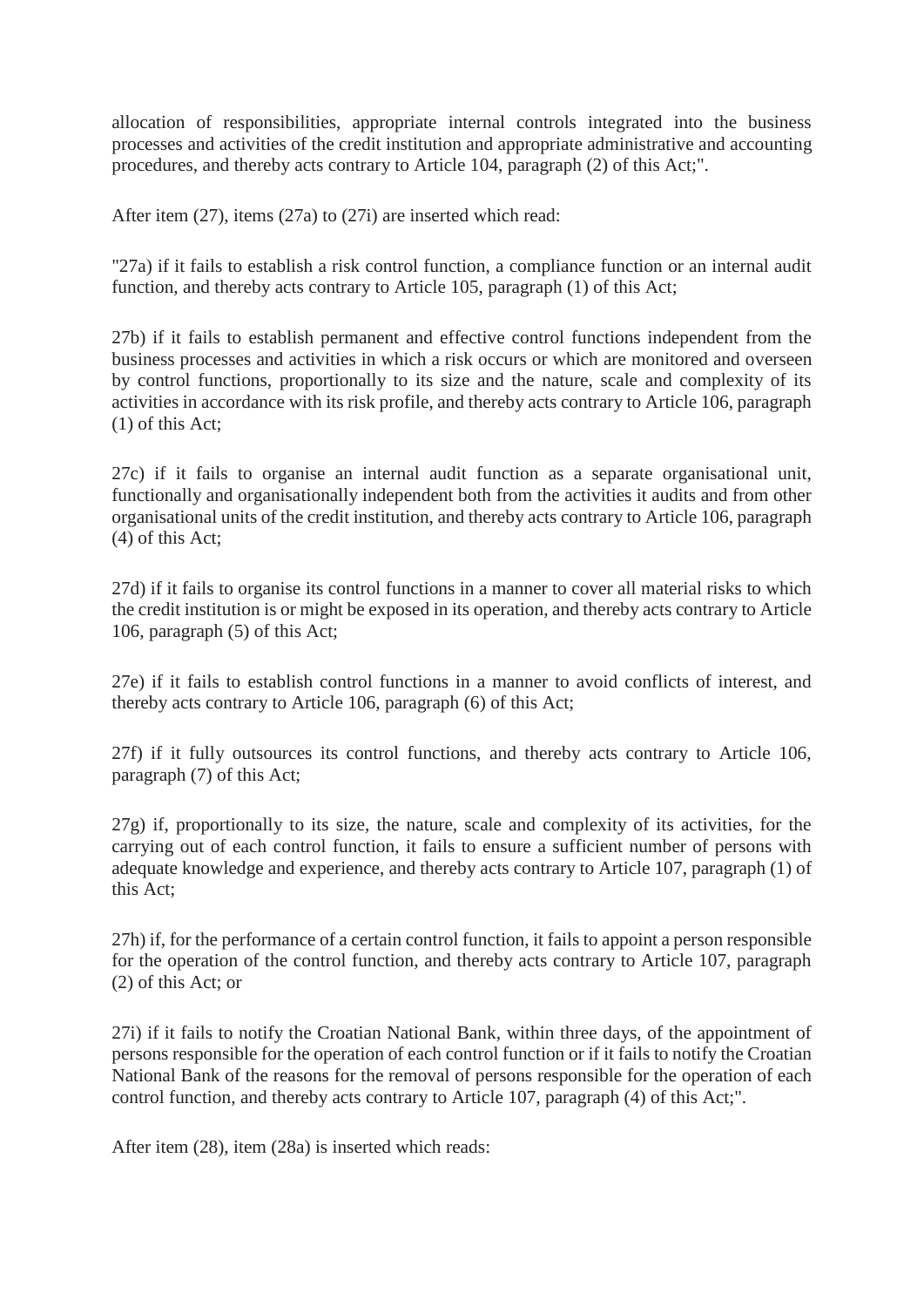allocation of responsibilities, appropriate internal controls integrated into the business processes and activities of the credit institution and appropriate administrative and accounting procedures, and thereby acts contrary to Article 104, paragraph (2) of this Act;".

After item (27), items (27a) to (27i) are inserted which read:

"27a) if it fails to establish a risk control function, a compliance function or an internal audit function, and thereby acts contrary to Article 105, paragraph (1) of this Act;

27b) if it fails to establish permanent and effective control functions independent from the business processes and activities in which a risk occurs or which are monitored and overseen by control functions, proportionally to its size and the nature, scale and complexity of its activities in accordance with its risk profile, and thereby acts contrary to Article 106, paragraph (1) of this Act;

27c) if it fails to organise an internal audit function as a separate organisational unit, functionally and organisationally independent both from the activities it audits and from other organisational units of the credit institution, and thereby acts contrary to Article 106, paragraph (4) of this Act;

27d) if it fails to organise its control functions in a manner to cover all material risks to which the credit institution is or might be exposed in its operation, and thereby acts contrary to Article 106, paragraph (5) of this Act;

27e) if it fails to establish control functions in a manner to avoid conflicts of interest, and thereby acts contrary to Article 106, paragraph (6) of this Act;

27f) if it fully outsources its control functions, and thereby acts contrary to Article 106, paragraph (7) of this Act;

27g) if, proportionally to its size, the nature, scale and complexity of its activities, for the carrying out of each control function, it fails to ensure a sufficient number of persons with adequate knowledge and experience, and thereby acts contrary to Article 107, paragraph (1) of this Act;

27h) if, for the performance of a certain control function, it fails to appoint a person responsible for the operation of the control function, and thereby acts contrary to Article 107, paragraph (2) of this Act; or

27i) if it fails to notify the Croatian National Bank, within three days, of the appointment of persons responsible for the operation of each control function or if it fails to notify the Croatian National Bank of the reasons for the removal of persons responsible for the operation of each control function, and thereby acts contrary to Article 107, paragraph (4) of this Act;".

After item (28), item (28a) is inserted which reads: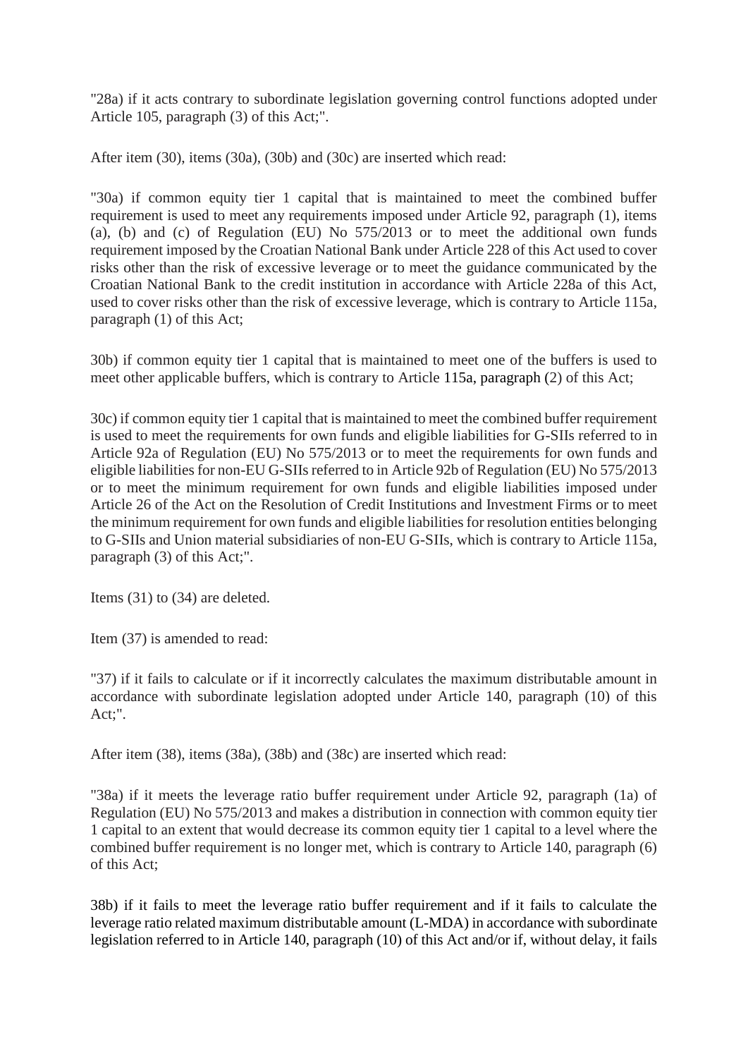"28a) if it acts contrary to subordinate legislation governing control functions adopted under Article 105, paragraph (3) of this Act;".

After item (30), items (30a), (30b) and (30c) are inserted which read:

"30a) if common equity tier 1 capital that is maintained to meet the combined buffer requirement is used to meet any requirements imposed under Article 92, paragraph (1), items (a), (b) and (c) of Regulation (EU) No 575/2013 or to meet the additional own funds requirement imposed by the Croatian National Bank under Article 228 of this Act used to cover risks other than the risk of excessive leverage or to meet the guidance communicated by the Croatian National Bank to the credit institution in accordance with Article 228a of this Act, used to cover risks other than the risk of excessive leverage, which is contrary to Article 115a, paragraph (1) of this Act;

30b) if common equity tier 1 capital that is maintained to meet one of the buffers is used to meet other applicable buffers, which is contrary to Article 115a, paragraph (2) of this Act;

30c) if common equity tier 1 capital that is maintained to meet the combined buffer requirement is used to meet the requirements for own funds and eligible liabilities for G-SIIs referred to in Article 92a of Regulation (EU) No 575/2013 or to meet the requirements for own funds and eligible liabilities for non-EU G-SIIs referred to in Article 92b of Regulation (EU) No 575/2013 or to meet the minimum requirement for own funds and eligible liabilities imposed under Article 26 of the Act on the Resolution of Credit Institutions and Investment Firms or to meet the minimum requirement for own funds and eligible liabilities for resolution entities belonging to G-SIIs and Union material subsidiaries of non-EU G-SIIs, which is contrary to Article 115a, paragraph (3) of this Act;".

Items (31) to (34) are deleted.

Item (37) is amended to read:

"37) if it fails to calculate or if it incorrectly calculates the maximum distributable amount in accordance with subordinate legislation adopted under Article 140, paragraph (10) of this Act;".

After item (38), items (38a), (38b) and (38c) are inserted which read:

"38a) if it meets the leverage ratio buffer requirement under Article 92, paragraph (1a) of Regulation (EU) No 575/2013 and makes a distribution in connection with common equity tier 1 capital to an extent that would decrease its common equity tier 1 capital to a level where the combined buffer requirement is no longer met, which is contrary to Article 140, paragraph (6) of this Act;

38b) if it fails to meet the leverage ratio buffer requirement and if it fails to calculate the leverage ratio related maximum distributable amount (L-MDA) in accordance with subordinate legislation referred to in Article 140, paragraph (10) of this Act and/or if, without delay, it fails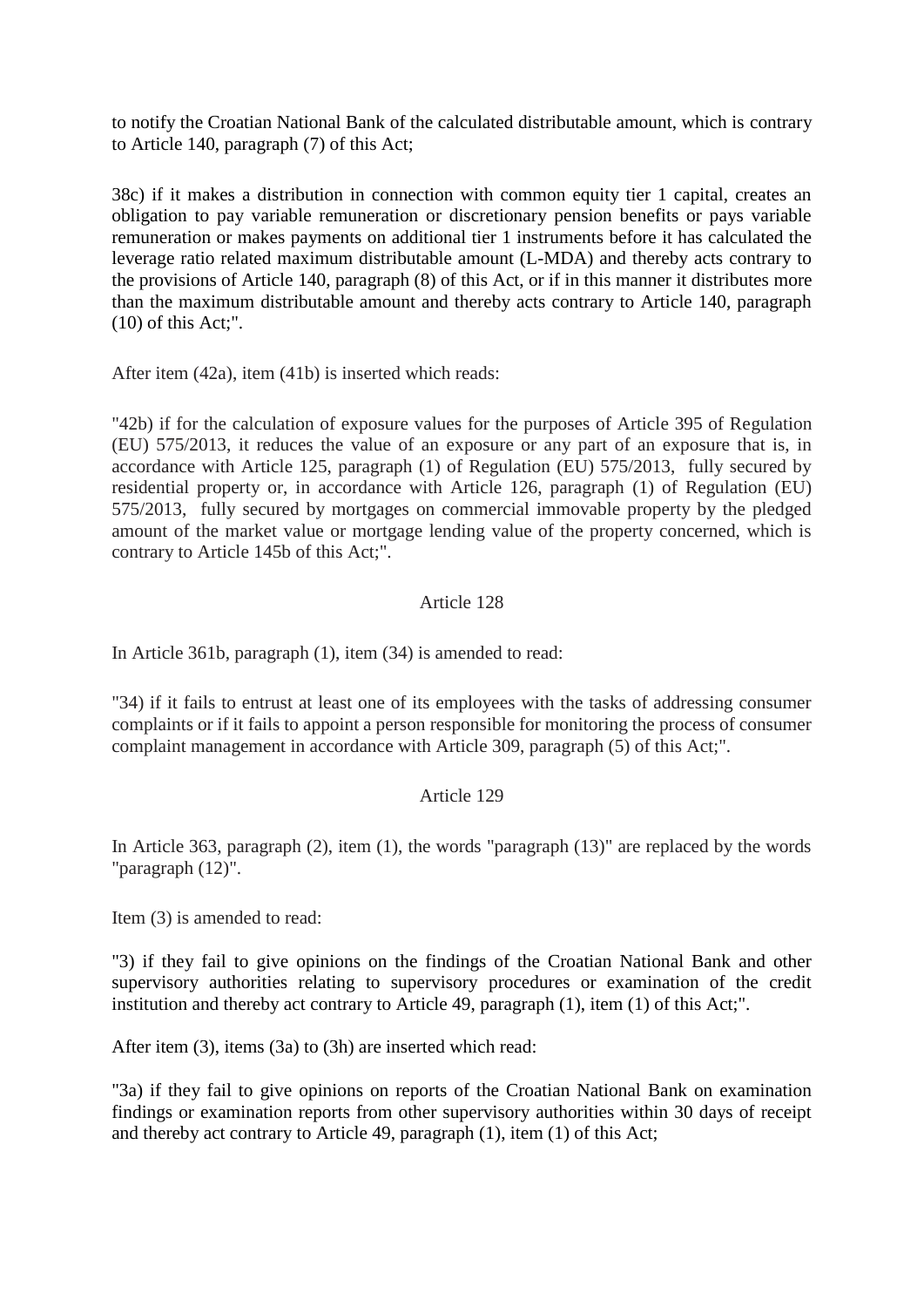to notify the Croatian National Bank of the calculated distributable amount, which is contrary to Article 140, paragraph (7) of this Act;

38c) if it makes a distribution in connection with common equity tier 1 capital, creates an obligation to pay variable remuneration or discretionary pension benefits or pays variable remuneration or makes payments on additional tier 1 instruments before it has calculated the leverage ratio related maximum distributable amount (L-MDA) and thereby acts contrary to the provisions of Article 140, paragraph (8) of this Act, or if in this manner it distributes more than the maximum distributable amount and thereby acts contrary to Article 140, paragraph (10) of this Act;".

After item (42a), item (41b) is inserted which reads:

"42b) if for the calculation of exposure values for the purposes of Article 395 of Regulation (EU) 575/2013, it reduces the value of an exposure or any part of an exposure that is, in accordance with Article 125, paragraph (1) of Regulation (EU) 575/2013, fully secured by residential property or, in accordance with Article 126, paragraph (1) of Regulation (EU) 575/2013, fully secured by mortgages on commercial immovable property by the pledged amount of the market value or mortgage lending value of the property concerned, which is contrary to Article 145b of this Act;".

Article 128

In Article 361b, paragraph (1), item (34) is amended to read:

"34) if it fails to entrust at least one of its employees with the tasks of addressing consumer complaints or if it fails to appoint a person responsible for monitoring the process of consumer complaint management in accordance with Article 309, paragraph (5) of this Act;".

Article 129

In Article 363, paragraph (2), item (1), the words "paragraph (13)" are replaced by the words "paragraph (12)".

Item (3) is amended to read:

"3) if they fail to give opinions on the findings of the Croatian National Bank and other supervisory authorities relating to supervisory procedures or examination of the credit institution and thereby act contrary to Article 49, paragraph (1), item (1) of this Act;".

After item (3), items (3a) to (3h) are inserted which read:

"3a) if they fail to give opinions on reports of the Croatian National Bank on examination findings or examination reports from other supervisory authorities within 30 days of receipt and thereby act contrary to Article 49, paragraph (1), item (1) of this Act;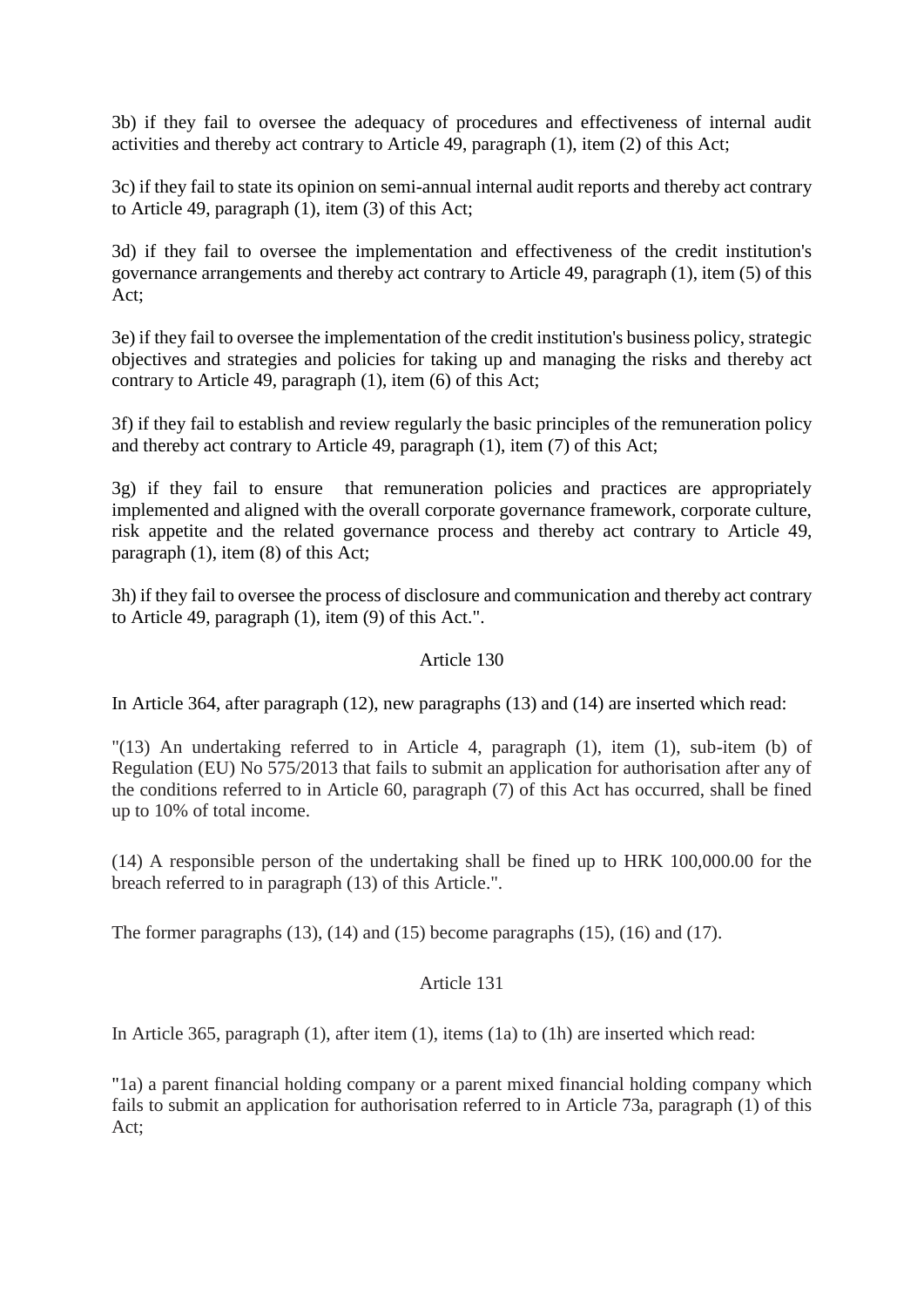3b) if they fail to oversee the adequacy of procedures and effectiveness of internal audit activities and thereby act contrary to Article 49, paragraph (1), item (2) of this Act;

3c) if they fail to state its opinion on semi-annual internal audit reports and thereby act contrary to Article 49, paragraph (1), item (3) of this Act;

3d) if they fail to oversee the implementation and effectiveness of the credit institution's governance arrangements and thereby act contrary to Article 49, paragraph (1), item (5) of this Act;

3e) if they fail to oversee the implementation of the credit institution's business policy, strategic objectives and strategies and policies for taking up and managing the risks and thereby act contrary to Article 49, paragraph (1), item (6) of this Act;

3f) if they fail to establish and review regularly the basic principles of the remuneration policy and thereby act contrary to Article 49, paragraph (1), item (7) of this Act;

3g) if they fail to ensure that remuneration policies and practices are appropriately implemented and aligned with the overall corporate governance framework, corporate culture, risk appetite and the related governance process and thereby act contrary to Article 49, paragraph (1), item (8) of this Act;

3h) if they fail to oversee the process of disclosure and communication and thereby act contrary to Article 49, paragraph (1), item (9) of this Act.".

Article 130

In Article 364, after paragraph (12), new paragraphs (13) and (14) are inserted which read:

"(13) An undertaking referred to in Article 4, paragraph (1), item (1), sub-item (b) of Regulation (EU) No 575/2013 that fails to submit an application for authorisation after any of the conditions referred to in Article 60, paragraph (7) of this Act has occurred, shall be fined up to 10% of total income.

(14) A responsible person of the undertaking shall be fined up to HRK 100,000.00 for the breach referred to in paragraph (13) of this Article.".

The former paragraphs (13), (14) and (15) become paragraphs (15), (16) and (17).

Article 131

In Article 365, paragraph (1), after item (1), items (1a) to (1h) are inserted which read:

"1a) a parent financial holding company or a parent mixed financial holding company which fails to submit an application for authorisation referred to in Article 73a, paragraph (1) of this Act;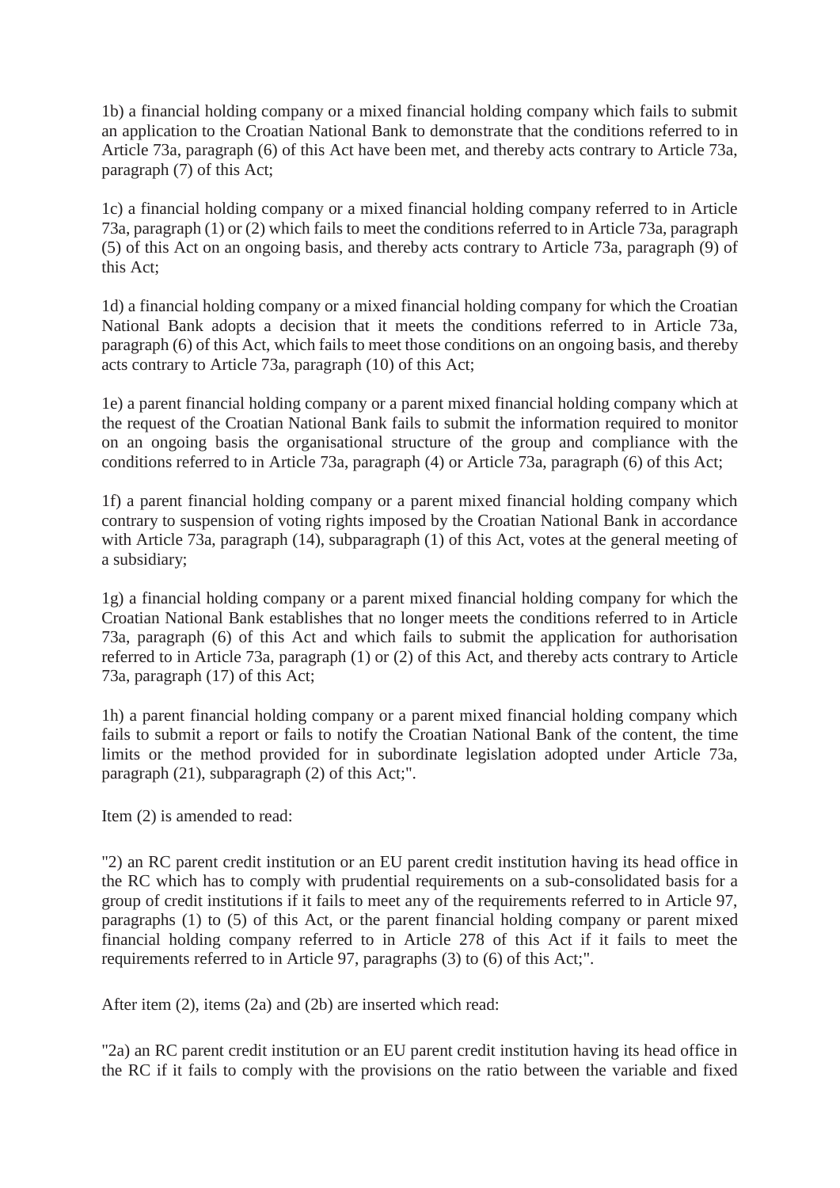1b) a financial holding company or a mixed financial holding company which fails to submit an application to the Croatian National Bank to demonstrate that the conditions referred to in Article 73a, paragraph (6) of this Act have been met, and thereby acts contrary to Article 73a, paragraph (7) of this Act;

1c) a financial holding company or a mixed financial holding company referred to in Article 73a, paragraph (1) or (2) which fails to meet the conditions referred to in Article 73a, paragraph (5) of this Act on an ongoing basis, and thereby acts contrary to Article 73a, paragraph (9) of this Act;

1d) a financial holding company or a mixed financial holding company for which the Croatian National Bank adopts a decision that it meets the conditions referred to in Article 73a, paragraph (6) of this Act, which fails to meet those conditions on an ongoing basis, and thereby acts contrary to Article 73a, paragraph (10) of this Act;

1e) a parent financial holding company or a parent mixed financial holding company which at the request of the Croatian National Bank fails to submit the information required to monitor on an ongoing basis the organisational structure of the group and compliance with the conditions referred to in Article 73a, paragraph (4) or Article 73a, paragraph (6) of this Act;

1f) a parent financial holding company or a parent mixed financial holding company which contrary to suspension of voting rights imposed by the Croatian National Bank in accordance with Article 73a, paragraph (14), subparagraph (1) of this Act, votes at the general meeting of a subsidiary;

1g) a financial holding company or a parent mixed financial holding company for which the Croatian National Bank establishes that no longer meets the conditions referred to in Article 73a, paragraph (6) of this Act and which fails to submit the application for authorisation referred to in Article 73a, paragraph (1) or (2) of this Act, and thereby acts contrary to Article 73a, paragraph (17) of this Act;

1h) a parent financial holding company or a parent mixed financial holding company which fails to submit a report or fails to notify the Croatian National Bank of the content, the time limits or the method provided for in subordinate legislation adopted under Article 73a, paragraph (21), subparagraph (2) of this Act;".

Item (2) is amended to read:

"2) an RC parent credit institution or an EU parent credit institution having its head office in the RC which has to comply with prudential requirements on a sub-consolidated basis for a group of credit institutions if it fails to meet any of the requirements referred to in Article 97, paragraphs (1) to (5) of this Act, or the parent financial holding company or parent mixed financial holding company referred to in Article 278 of this Act if it fails to meet the requirements referred to in Article 97, paragraphs (3) to (6) of this Act;".

After item (2), items (2a) and (2b) are inserted which read:

"2a) an RC parent credit institution or an EU parent credit institution having its head office in the RC if it fails to comply with the provisions on the ratio between the variable and fixed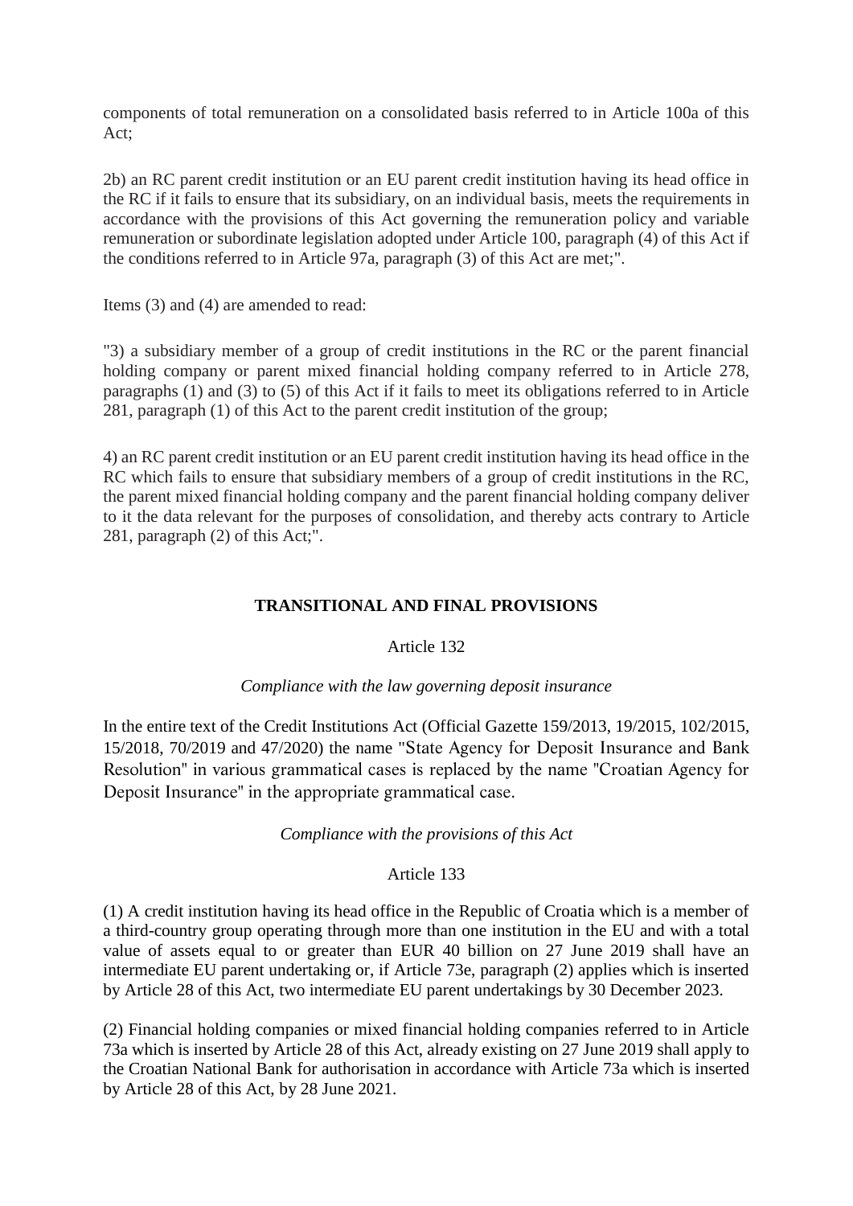components of total remuneration on a consolidated basis referred to in Article 100a of this Act;

2b) an RC parent credit institution or an EU parent credit institution having its head office in the RC if it fails to ensure that its subsidiary, on an individual basis, meets the requirements in accordance with the provisions of this Act governing the remuneration policy and variable remuneration or subordinate legislation adopted under Article 100, paragraph (4) of this Act if the conditions referred to in Article 97a, paragraph (3) of this Act are met;".

Items (3) and (4) are amended to read:

"3) a subsidiary member of a group of credit institutions in the RC or the parent financial holding company or parent mixed financial holding company referred to in Article 278, paragraphs (1) and (3) to (5) of this Act if it fails to meet its obligations referred to in Article 281, paragraph (1) of this Act to the parent credit institution of the group;

4) an RC parent credit institution or an EU parent credit institution having its head office in the RC which fails to ensure that subsidiary members of a group of credit institutions in the RC, the parent mixed financial holding company and the parent financial holding company deliver to it the data relevant for the purposes of consolidation, and thereby acts contrary to Article 281, paragraph (2) of this Act;".

## TRANSITIONAL AND FINAL PROVISIONS

Article 132

*Compliance with the law governing deposit insurance*

In the entire text of the Credit Institutions Act (Official Gazette 159/2013, 19/2015, 102/2015, 15/2018, 70/2019 and 47/2020) the name "State Agency for Deposit Insurance and Bank Resolution" in various grammatical cases is replaced by the name "Croatian Agency for Deposit Insurance" in the appropriate grammatical case.

*Compliance with the provisions of this Act*

Article 133

(1) A credit institution having its head office in the Republic of Croatia which is a member of a third-country group operating through more than one institution in the EU and with a total value of assets equal to or greater than EUR 40 billion on 27 June 2019 shall have an intermediate EU parent undertaking or, if Article 73e, paragraph (2) applies which is inserted by Article 28 of this Act, two intermediate EU parent undertakings by 30 December 2023.

(2) Financial holding companies or mixed financial holding companies referred to in Article 73a which is inserted by Article 28 of this Act, already existing on 27 June 2019 shall apply to the Croatian National Bank for authorisation in accordance with Article 73a which is inserted by Article 28 of this Act, by 28 June 2021.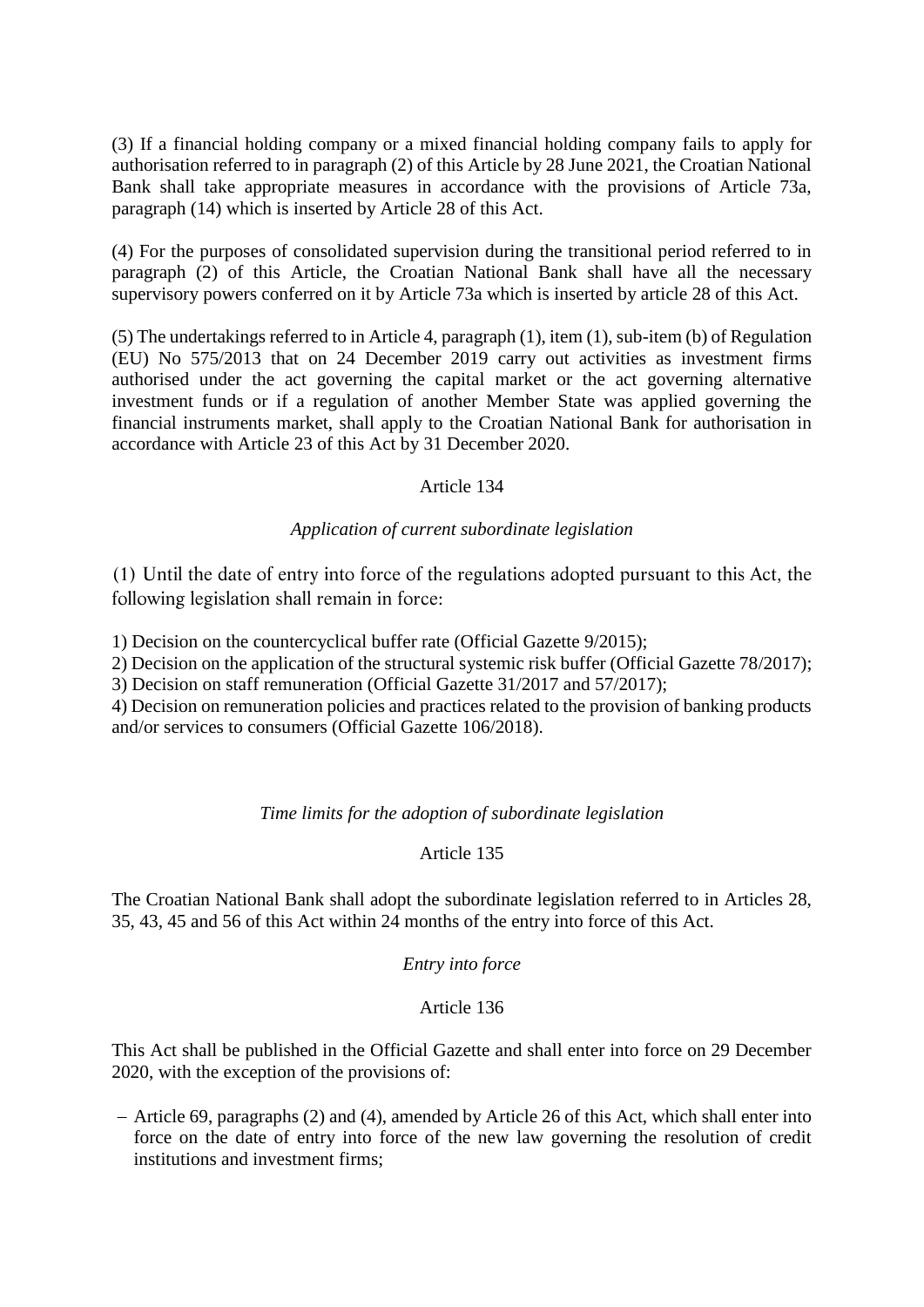(3) If a financial holding company or a mixed financial holding company fails to apply for authorisation referred to in paragraph (2) of this Article by 28 June 2021, the Croatian National Bank shall take appropriate measures in accordance with the provisions of Article 73a, paragraph (14) which is inserted by Article 28 of this Act.

(4) For the purposes of consolidated supervision during the transitional period referred to in paragraph (2) of this Article, the Croatian National Bank shall have all the necessary supervisory powers conferred on it by Article 73a which is inserted by article 28 of this Act.

(5) The undertakings referred to in Article 4, paragraph (1), item (1), sub-item (b) of Regulation (EU) No 575/2013 that on 24 December 2019 carry out activities as investment firms authorised under the act governing the capital market or the act governing alternative investment funds or if a regulation of another Member State was applied governing the financial instruments market, shall apply to the Croatian National Bank for authorisation in accordance with Article 23 of this Act by 31 December 2020.

Article 134

*Application of current subordinate legislation*

(1) Until the date of entry into force of the regulations adopted pursuant to this Act, the following legislation shall remain in force:

1) Decision on the countercyclical buffer rate (Official Gazette 9/2015);
2) Decision on the application of the structural systemic risk buffer (Official Gazette 78/2017);
3) Decision on staff remuneration (Official Gazette 31/2017 and 57/2017);
4) Decision on remuneration policies and practices related to the provision of banking products and/or services to consumers (Official Gazette 106/2018).

*Time limits for the adoption of subordinate legislation*

Article 135

The Croatian National Bank shall adopt the subordinate legislation referred to in Articles 28, 35, 43, 45 and 56 of this Act within 24 months of the entry into force of this Act.

*Entry into force*

Article 136

This Act shall be published in the Official Gazette and shall enter into force on 29 December 2020, with the exception of the provisions of:

- Article 69, paragraphs (2) and (4), amended by Article 26 of this Act, which shall enter into force on the date of entry into force of the new law governing the resolution of credit institutions and investment firms;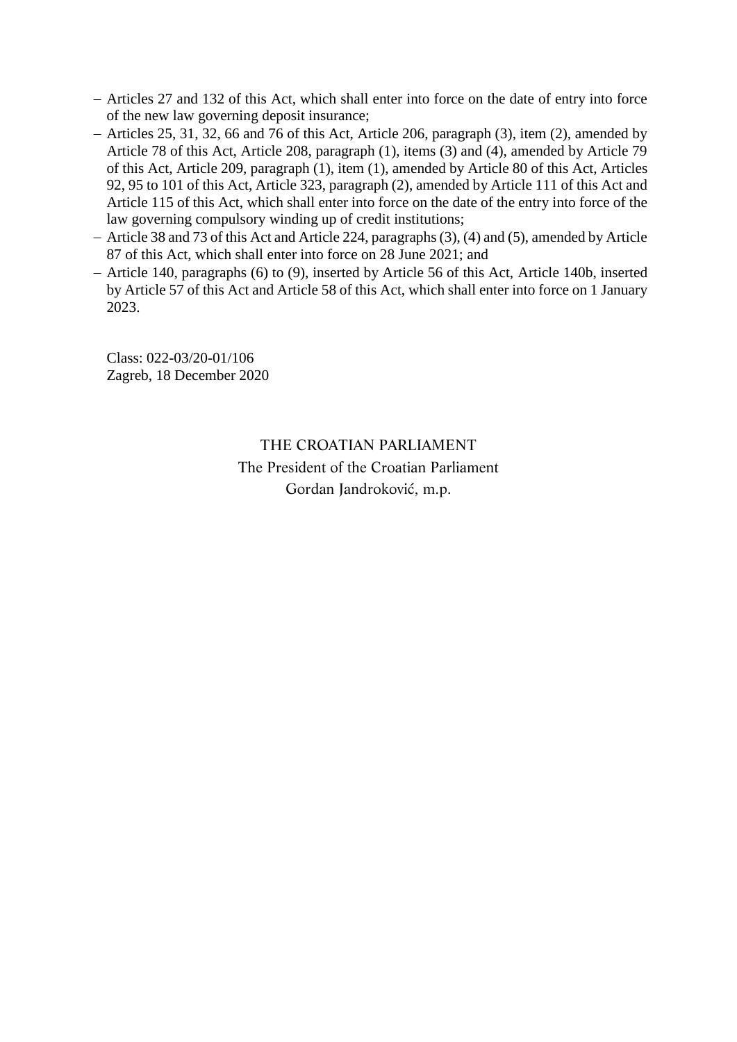- Articles 27 and 132 of this Act, which shall enter into force on the date of entry into force of the new law governing deposit insurance;
- Articles 25, 31, 32, 66 and 76 of this Act, Article 206, paragraph (3), item (2), amended by Article 78 of this Act, Article 208, paragraph (1), items (3) and (4), amended by Article 79 of this Act, Article 209, paragraph (1), item (1), amended by Article 80 of this Act, Articles 92, 95 to 101 of this Act, Article 323, paragraph (2), amended by Article 111 of this Act and Article 115 of this Act, which shall enter into force on the date of the entry into force of the law governing compulsory winding up of credit institutions;
- Article 38 and 73 of this Act and Article 224, paragraphs (3), (4) and (5), amended by Article 87 of this Act, which shall enter into force on 28 June 2021; and
- Article 140, paragraphs (6) to (9), inserted by Article 56 of this Act, Article 140b, inserted by Article 57 of this Act and Article 58 of this Act, which shall enter into force on 1 January 2023.

Class: 022-03/20-01/106
Zagreb, 18 December 2020

THE CROATIAN PARLIAMENT
The President of the Croatian Parliament
Gordan Jandroković, m.p.